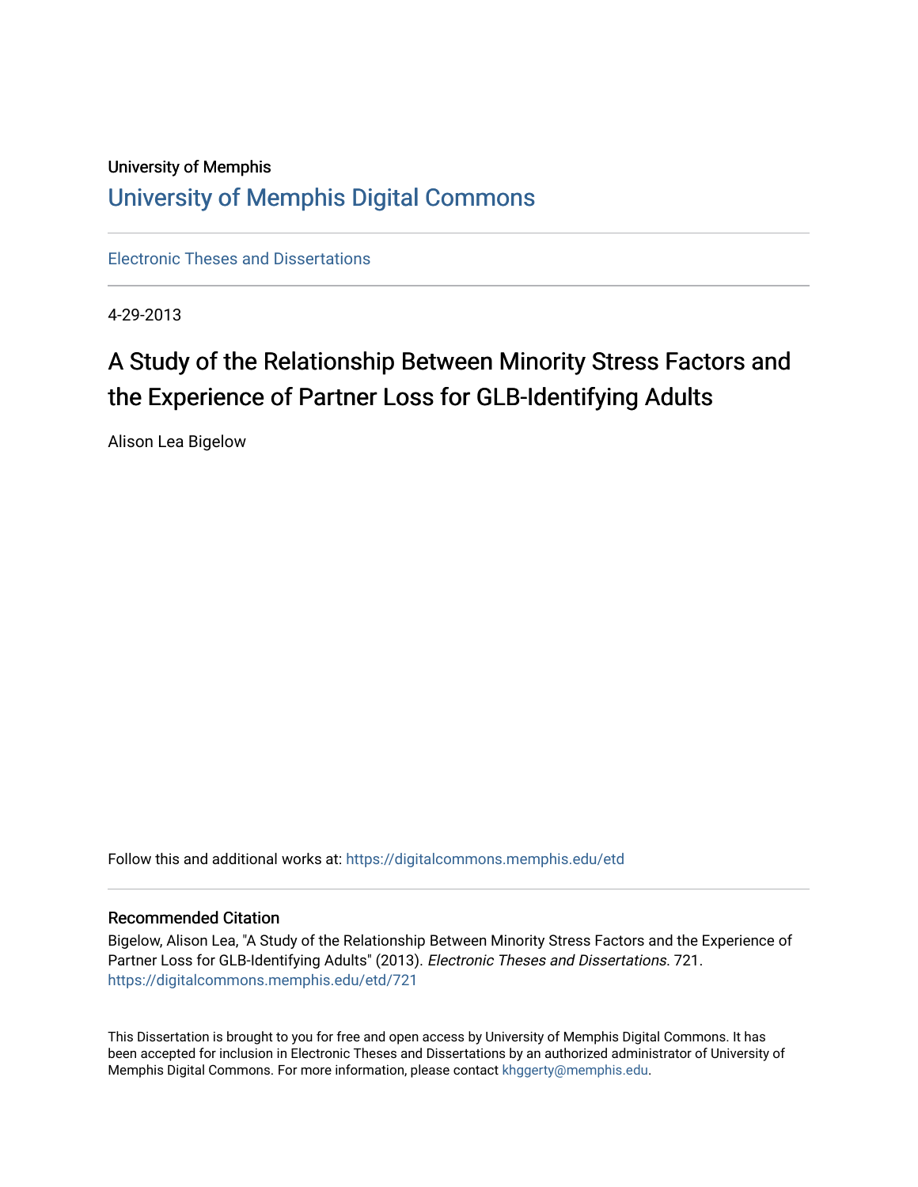University of Memphis

## University of Memphis Digital Commons

Electronic Theses and Dissertations

4-29-2013

# A Study of the Relationship Between Minority Stress Factors and the Experience of Partner Loss for GLB-Identifying Adults

Alison Lea Bigelow

Follow this and additional works at: https://digitalcommons.memphis.edu/etd

### Recommended Citation

Bigelow, Alison Lea, "A Study of the Relationship Between Minority Stress Factors and the Experience of Partner Loss for GLB-Identifying Adults" (2013). *Electronic Theses and Dissertations*. 721.
https://digitalcommons.memphis.edu/etd/721

This Dissertation is brought to you for free and open access by University of Memphis Digital Commons. It has been accepted for inclusion in Electronic Theses and Dissertations by an authorized administrator of University of Memphis Digital Commons. For more information, please contact khggerty@memphis.edu.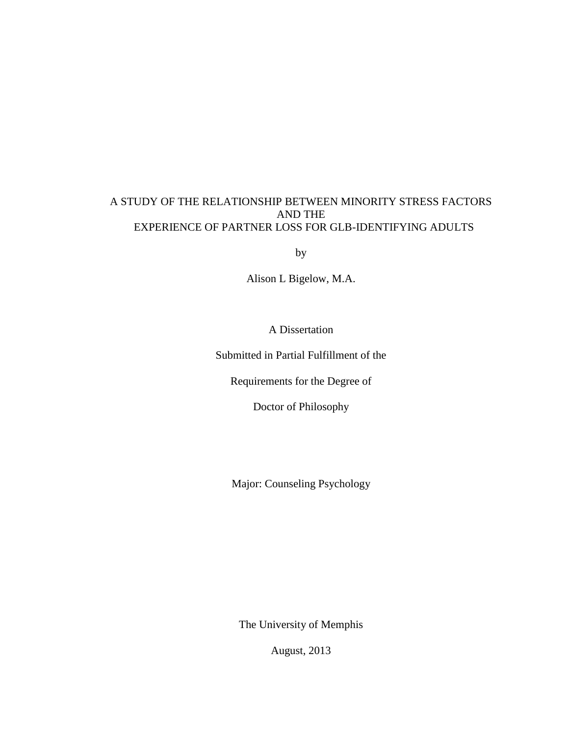A STUDY OF THE RELATIONSHIP BETWEEN MINORITY STRESS FACTORS AND THE EXPERIENCE OF PARTNER LOSS FOR GLB-IDENTIFYING ADULTS

by

Alison L Bigelow, M.A.

A Dissertation

Submitted in Partial Fulfillment of the

Requirements for the Degree of

Doctor of Philosophy

Major: Counseling Psychology

The University of Memphis

August, 2013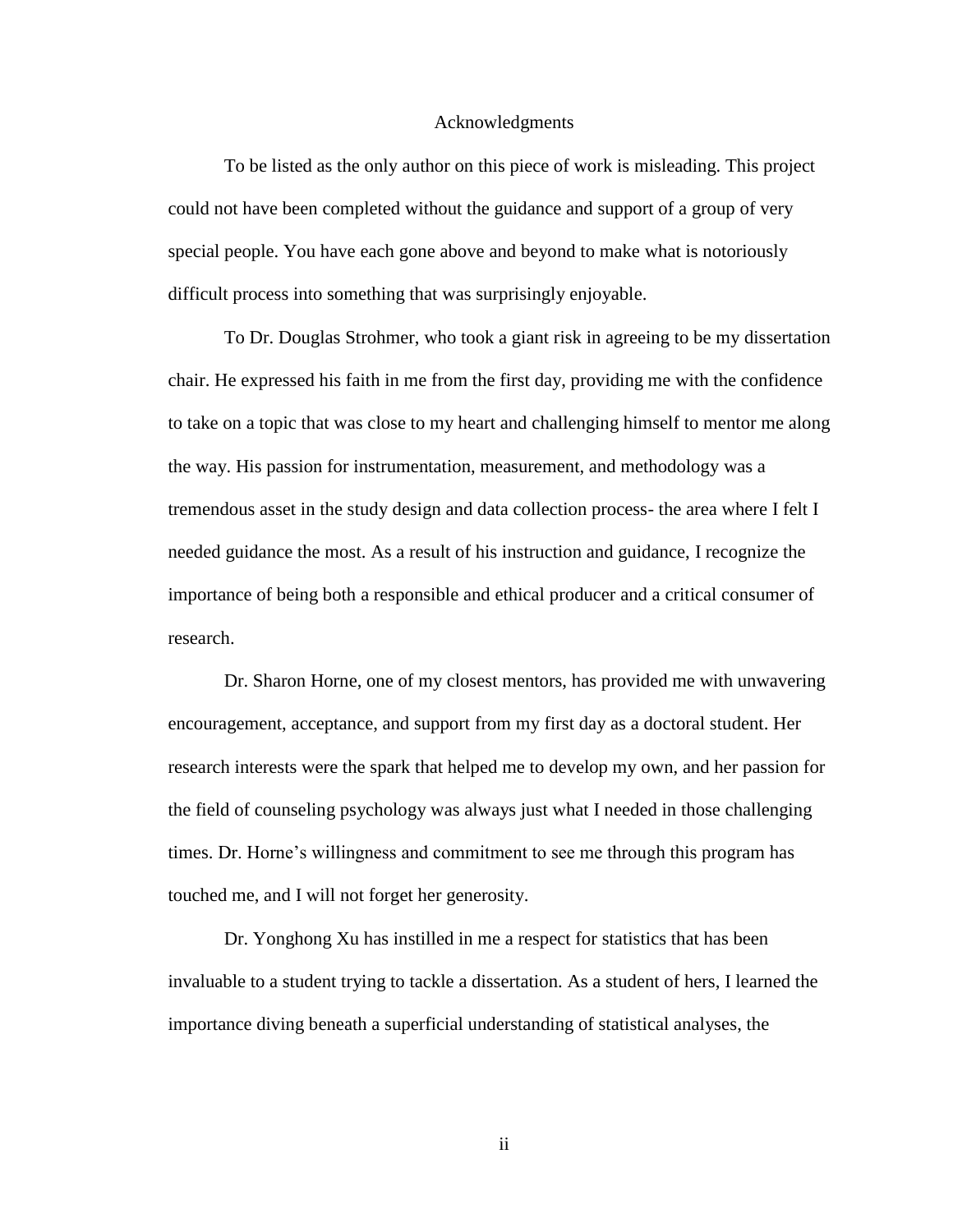# Acknowledgments

To be listed as the only author on this piece of work is misleading. This project could not have been completed without the guidance and support of a group of very special people. You have each gone above and beyond to make what is notoriously difficult process into something that was surprisingly enjoyable.

To Dr. Douglas Strohmer, who took a giant risk in agreeing to be my dissertation chair. He expressed his faith in me from the first day, providing me with the confidence to take on a topic that was close to my heart and challenging himself to mentor me along the way. His passion for instrumentation, measurement, and methodology was a tremendous asset in the study design and data collection process- the area where I felt I needed guidance the most. As a result of his instruction and guidance, I recognize the importance of being both a responsible and ethical producer and a critical consumer of research.

Dr. Sharon Horne, one of my closest mentors, has provided me with unwavering encouragement, acceptance, and support from my first day as a doctoral student. Her research interests were the spark that helped me to develop my own, and her passion for the field of counseling psychology was always just what I needed in those challenging times. Dr. Horne's willingness and commitment to see me through this program has touched me, and I will not forget her generosity.

Dr. Yonghong Xu has instilled in me a respect for statistics that has been invaluable to a student trying to tackle a dissertation. As a student of hers, I learned the importance diving beneath a superficial understanding of statistical analyses, the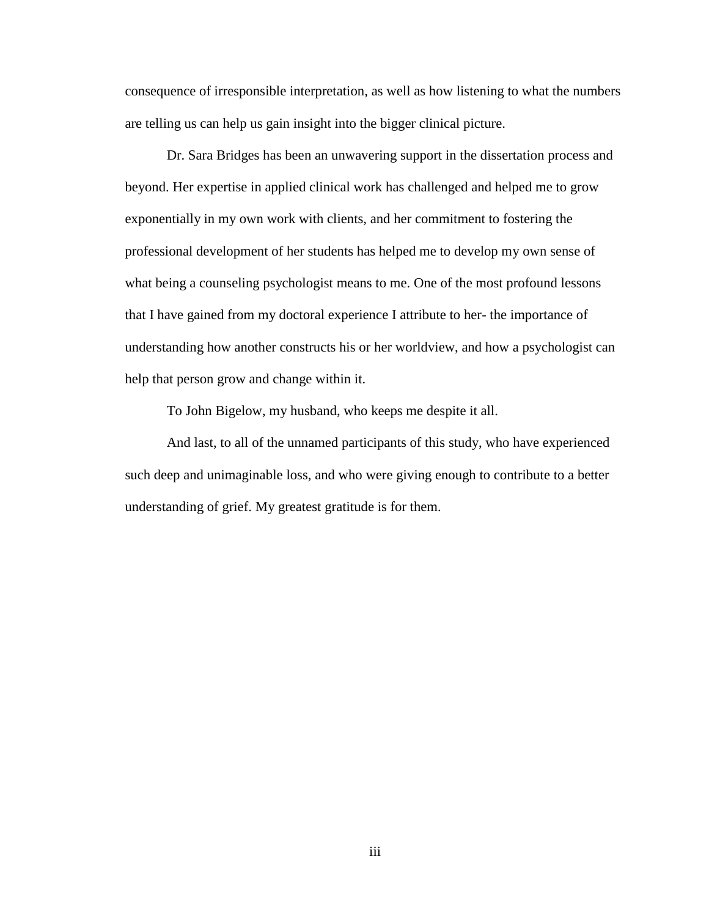consequence of irresponsible interpretation, as well as how listening to what the numbers are telling us can help us gain insight into the bigger clinical picture.

Dr. Sara Bridges has been an unwavering support in the dissertation process and beyond. Her expertise in applied clinical work has challenged and helped me to grow exponentially in my own work with clients, and her commitment to fostering the professional development of her students has helped me to develop my own sense of what being a counseling psychologist means to me. One of the most profound lessons that I have gained from my doctoral experience I attribute to her- the importance of understanding how another constructs his or her worldview, and how a psychologist can help that person grow and change within it.

To John Bigelow, my husband, who keeps me despite it all.

And last, to all of the unnamed participants of this study, who have experienced such deep and unimaginable loss, and who were giving enough to contribute to a better understanding of grief. My greatest gratitude is for them.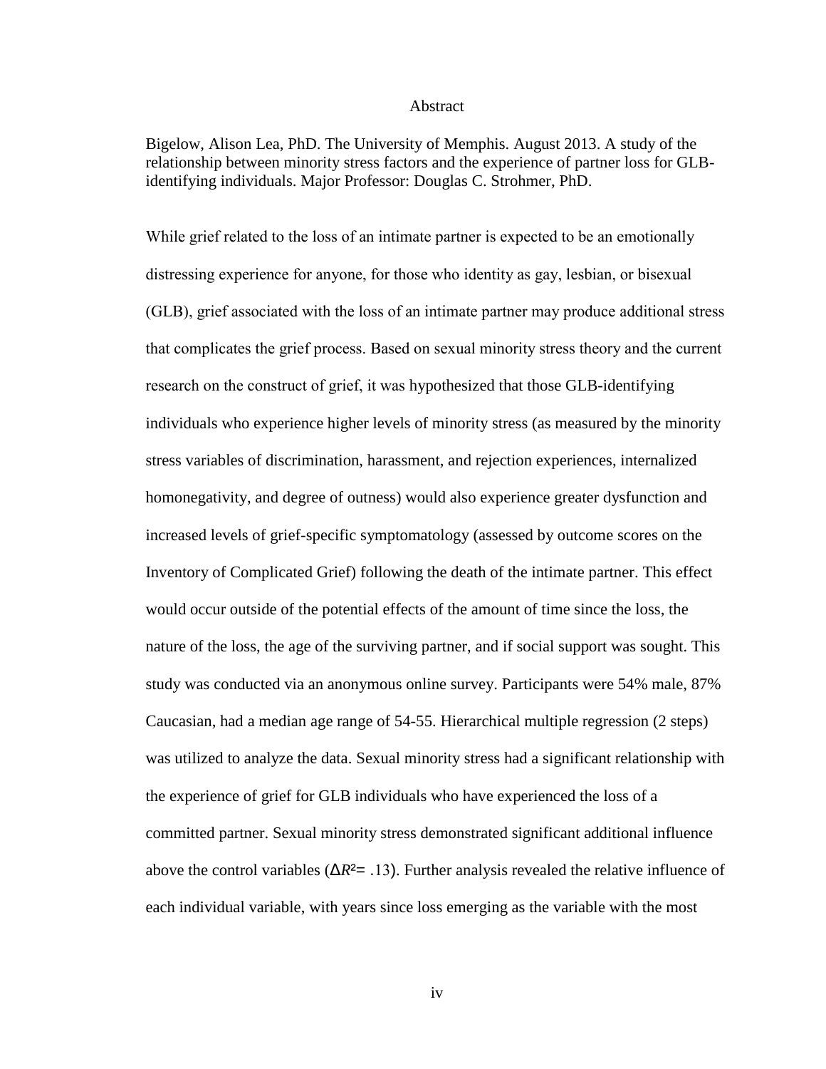# Abstract

Bigelow, Alison Lea, PhD. The University of Memphis. August 2013. A study of the relationship between minority stress factors and the experience of partner loss for GLB-identifying individuals. Major Professor: Douglas C. Strohmer, PhD.

While grief related to the loss of an intimate partner is expected to be an emotionally distressing experience for anyone, for those who identity as gay, lesbian, or bisexual (GLB), grief associated with the loss of an intimate partner may produce additional stress that complicates the grief process. Based on sexual minority stress theory and the current research on the construct of grief, it was hypothesized that those GLB-identifying individuals who experience higher levels of minority stress (as measured by the minority stress variables of discrimination, harassment, and rejection experiences, internalized homonegativity, and degree of outness) would also experience greater dysfunction and increased levels of grief-specific symptomatology (assessed by outcome scores on the Inventory of Complicated Grief) following the death of the intimate partner. This effect would occur outside of the potential effects of the amount of time since the loss, the nature of the loss, the age of the surviving partner, and if social support was sought. This study was conducted via an anonymous online survey. Participants were 54% male, 87% Caucasian, had a median age range of 54-55. Hierarchical multiple regression (2 steps) was utilized to analyze the data. Sexual minority stress had a significant relationship with the experience of grief for GLB individuals who have experienced the loss of a committed partner. Sexual minority stress demonstrated significant additional influence above the control variables ($\Delta R^2 = .13$). Further analysis revealed the relative influence of each individual variable, with years since loss emerging as the variable with the most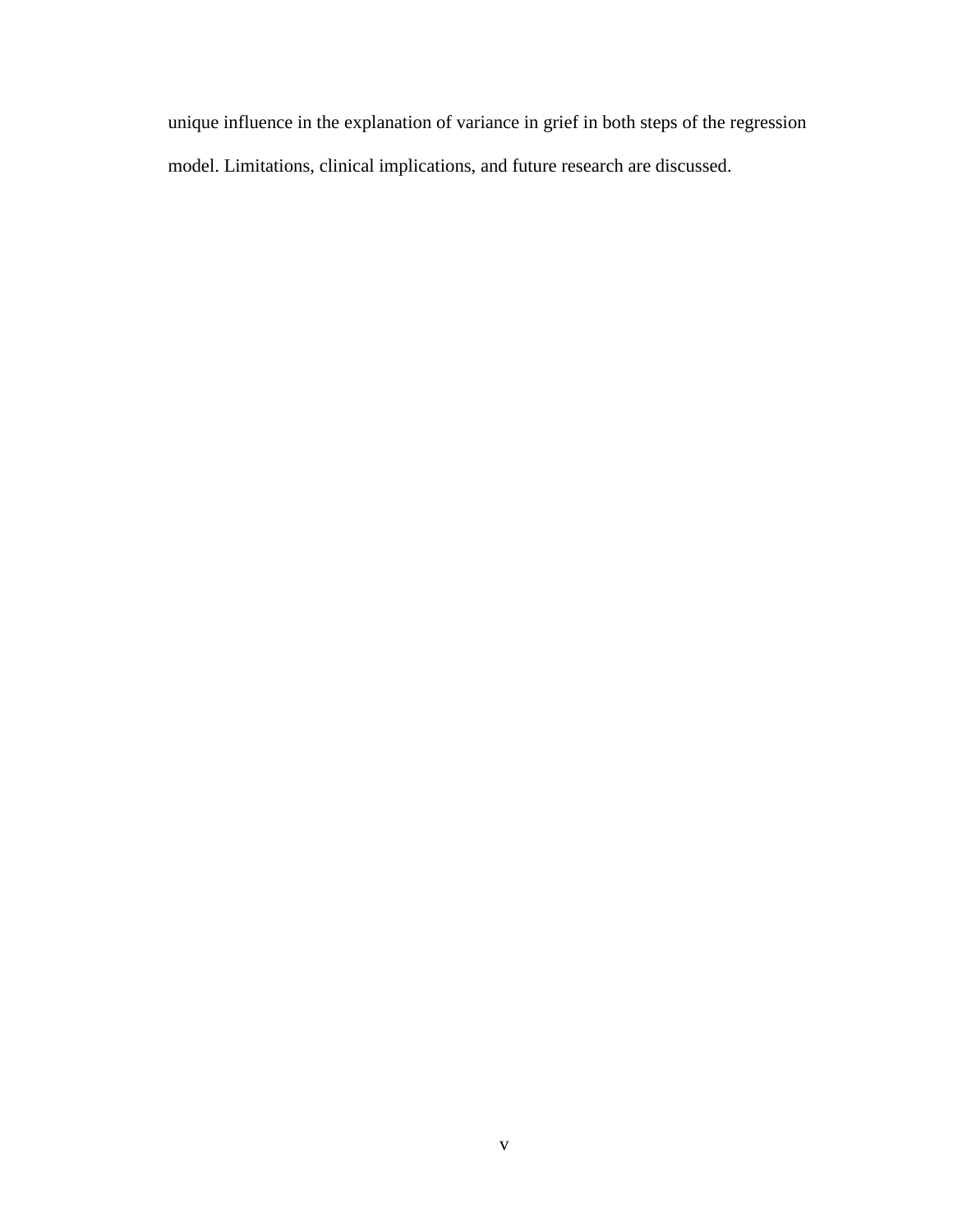unique influence in the explanation of variance in grief in both steps of the regression model. Limitations, clinical implications, and future research are discussed.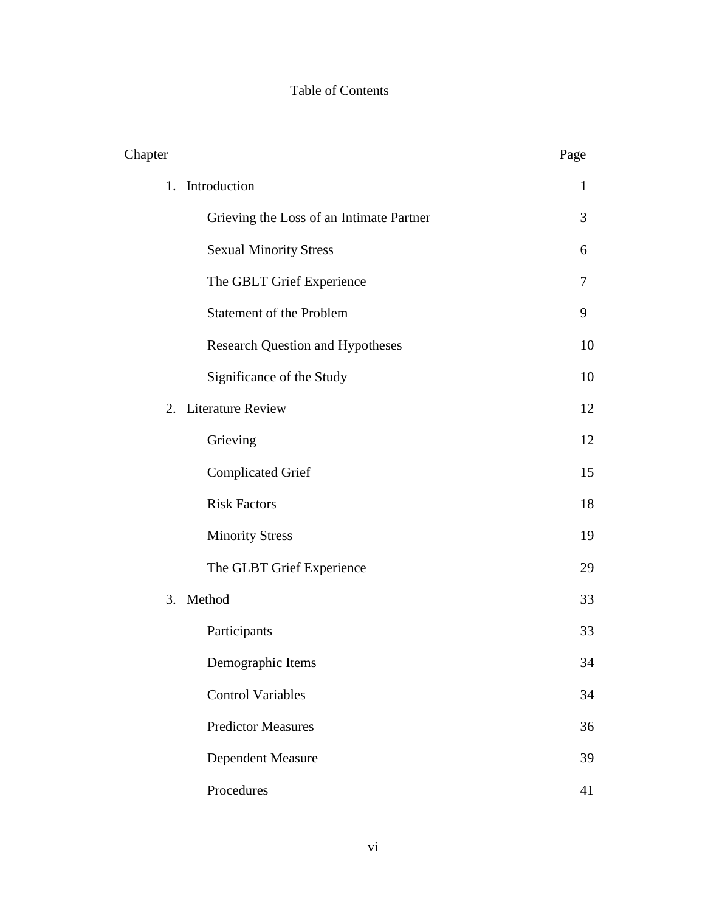# Table of Contents

| Chapter | Page |
| --- | --- |
| 1. Introduction | 1 |
| Grieving the Loss of an Intimate Partner | 3 |
| Sexual Minority Stress | 6 |
| The GBLT Grief Experience | 7 |
| Statement of the Problem | 9 |
| Research Question and Hypotheses | 10 |
| Significance of the Study | 10 |
| 2. Literature Review | 12 |
| Grieving | 12 |
| Complicated Grief | 15 |
| Risk Factors | 18 |
| Minority Stress | 19 |
| The GLBT Grief Experience | 29 |
| 3. Method | 33 |
| Participants | 33 |
| Demographic Items | 34 |
| Control Variables | 34 |
| Predictor Measures | 36 |
| Dependent Measure | 39 |
| Procedures | 41 |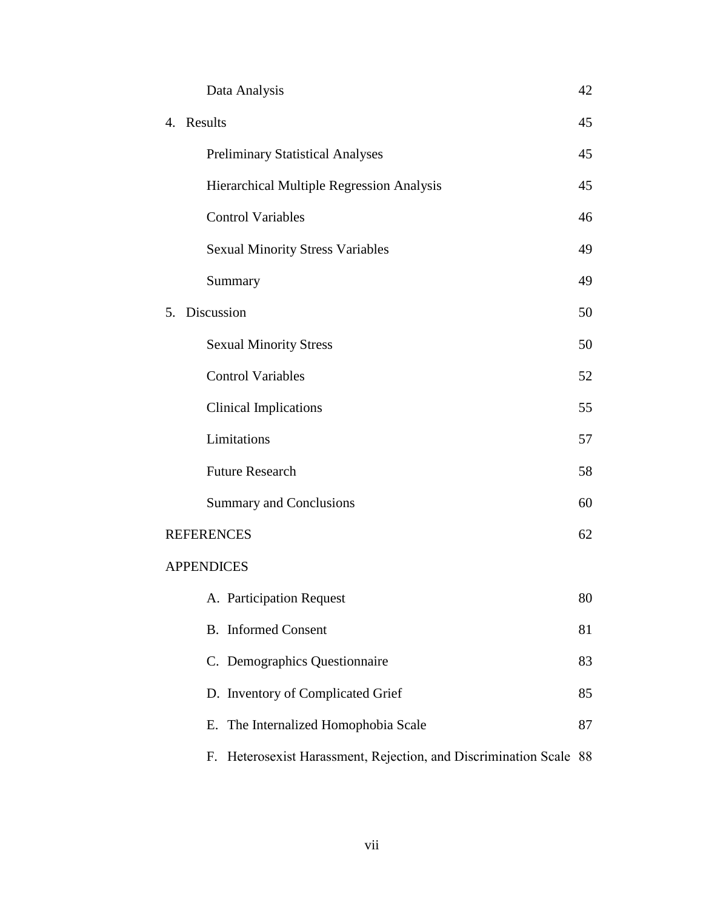| | |
|---|---|
| Data Analysis | 42 |
| 4. Results | 45 |
| Preliminary Statistical Analyses | 45 |
| Hierarchical Multiple Regression Analysis | 45 |
| Control Variables | 46 |
| Sexual Minority Stress Variables | 49 |
| Summary | 49 |
| 5. Discussion | 50 |
| Sexual Minority Stress | 50 |
| Control Variables | 52 |
| Clinical Implications | 55 |
| Limitations | 57 |
| Future Research | 58 |
| Summary and Conclusions | 60 |
| REFERENCES | 62 |
| APPENDICES | |
| A. Participation Request | 80 |
| B. Informed Consent | 81 |
| C. Demographics Questionnaire | 83 |
| D. Inventory of Complicated Grief | 85 |
| E. The Internalized Homophobia Scale | 87 |
| F. Heterosexist Harassment, Rejection, and Discrimination Scale | 88 |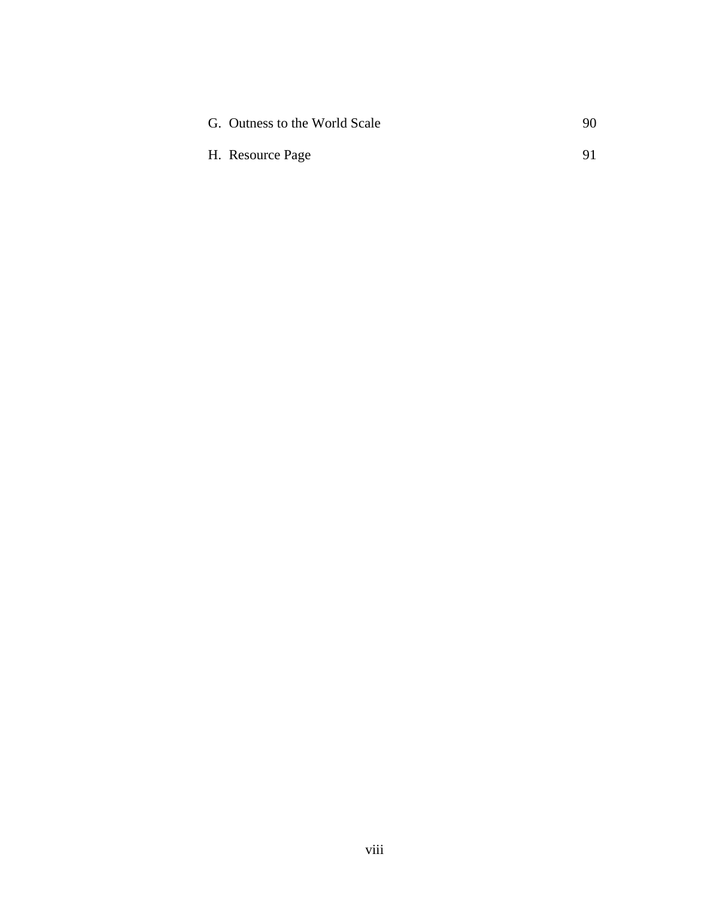G. Outness to the World Scale 90

H. Resource Page 91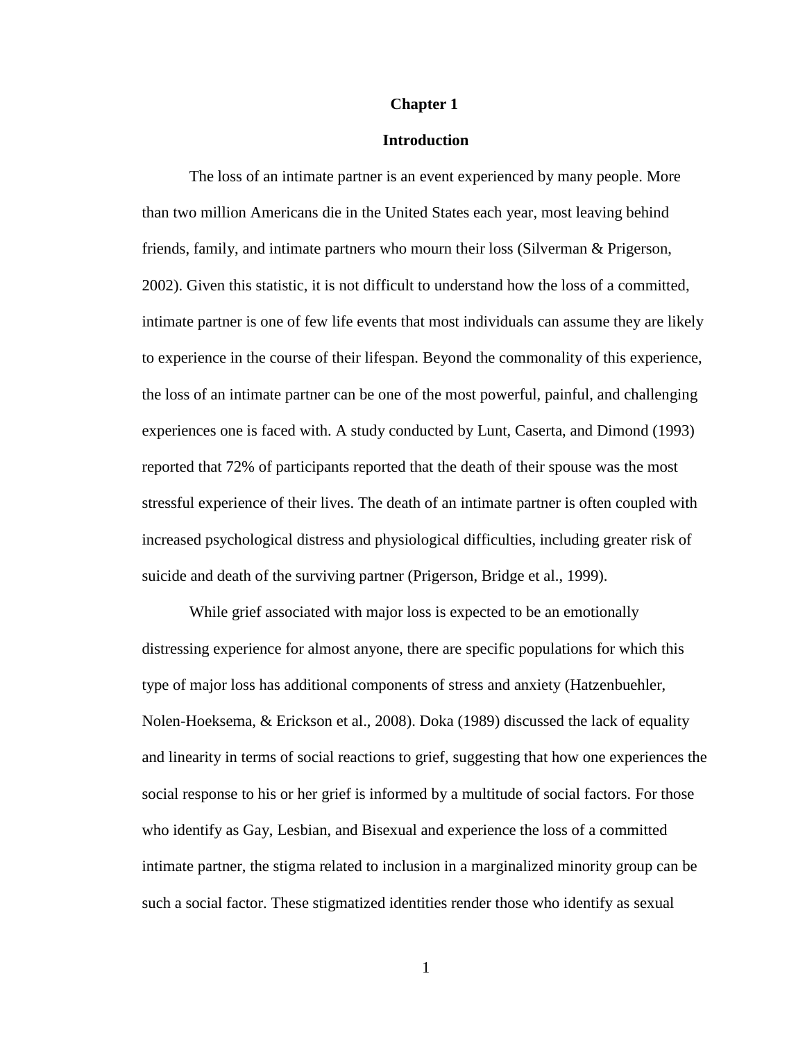# Chapter 1

## Introduction

The loss of an intimate partner is an event experienced by many people. More than two million Americans die in the United States each year, most leaving behind friends, family, and intimate partners who mourn their loss (Silverman & Prigerson, 2002). Given this statistic, it is not difficult to understand how the loss of a committed, intimate partner is one of few life events that most individuals can assume they are likely to experience in the course of their lifespan. Beyond the commonality of this experience, the loss of an intimate partner can be one of the most powerful, painful, and challenging experiences one is faced with. A study conducted by Lunt, Caserta, and Dimond (1993) reported that 72% of participants reported that the death of their spouse was the most stressful experience of their lives. The death of an intimate partner is often coupled with increased psychological distress and physiological difficulties, including greater risk of suicide and death of the surviving partner (Prigerson, Bridge et al., 1999).

While grief associated with major loss is expected to be an emotionally distressing experience for almost anyone, there are specific populations for which this type of major loss has additional components of stress and anxiety (Hatzenbuehler, Nolen-Hoeksema, & Erickson et al., 2008). Doka (1989) discussed the lack of equality and linearity in terms of social reactions to grief, suggesting that how one experiences the social response to his or her grief is informed by a multitude of social factors. For those who identify as Gay, Lesbian, and Bisexual and experience the loss of a committed intimate partner, the stigma related to inclusion in a marginalized minority group can be such a social factor. These stigmatized identities render those who identify as sexual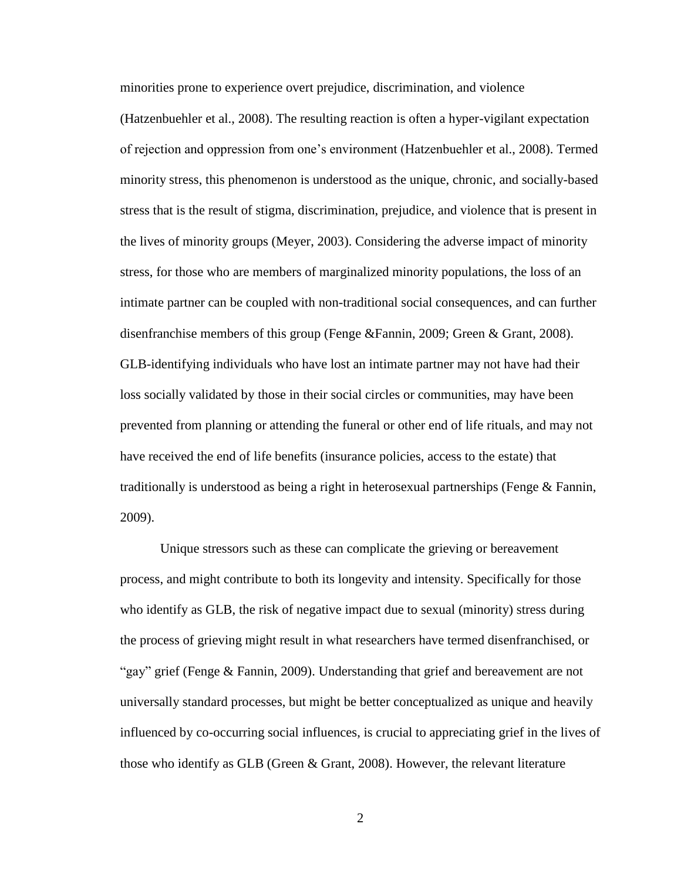minorities prone to experience overt prejudice, discrimination, and violence (Hatzenbuehler et al., 2008). The resulting reaction is often a hyper-vigilant expectation of rejection and oppression from one's environment (Hatzenbuehler et al., 2008). Termed minority stress, this phenomenon is understood as the unique, chronic, and socially-based stress that is the result of stigma, discrimination, prejudice, and violence that is present in the lives of minority groups (Meyer, 2003). Considering the adverse impact of minority stress, for those who are members of marginalized minority populations, the loss of an intimate partner can be coupled with non-traditional social consequences, and can further disenfranchise members of this group (Fenge &Fannin, 2009; Green & Grant, 2008). GLB-identifying individuals who have lost an intimate partner may not have had their loss socially validated by those in their social circles or communities, may have been prevented from planning or attending the funeral or other end of life rituals, and may not have received the end of life benefits (insurance policies, access to the estate) that traditionally is understood as being a right in heterosexual partnerships (Fenge & Fannin, 2009).

Unique stressors such as these can complicate the grieving or bereavement process, and might contribute to both its longevity and intensity. Specifically for those who identify as GLB, the risk of negative impact due to sexual (minority) stress during the process of grieving might result in what researchers have termed disenfranchised, or "gay" grief (Fenge & Fannin, 2009). Understanding that grief and bereavement are not universally standard processes, but might be better conceptualized as unique and heavily influenced by co-occurring social influences, is crucial to appreciating grief in the lives of those who identify as GLB (Green & Grant, 2008). However, the relevant literature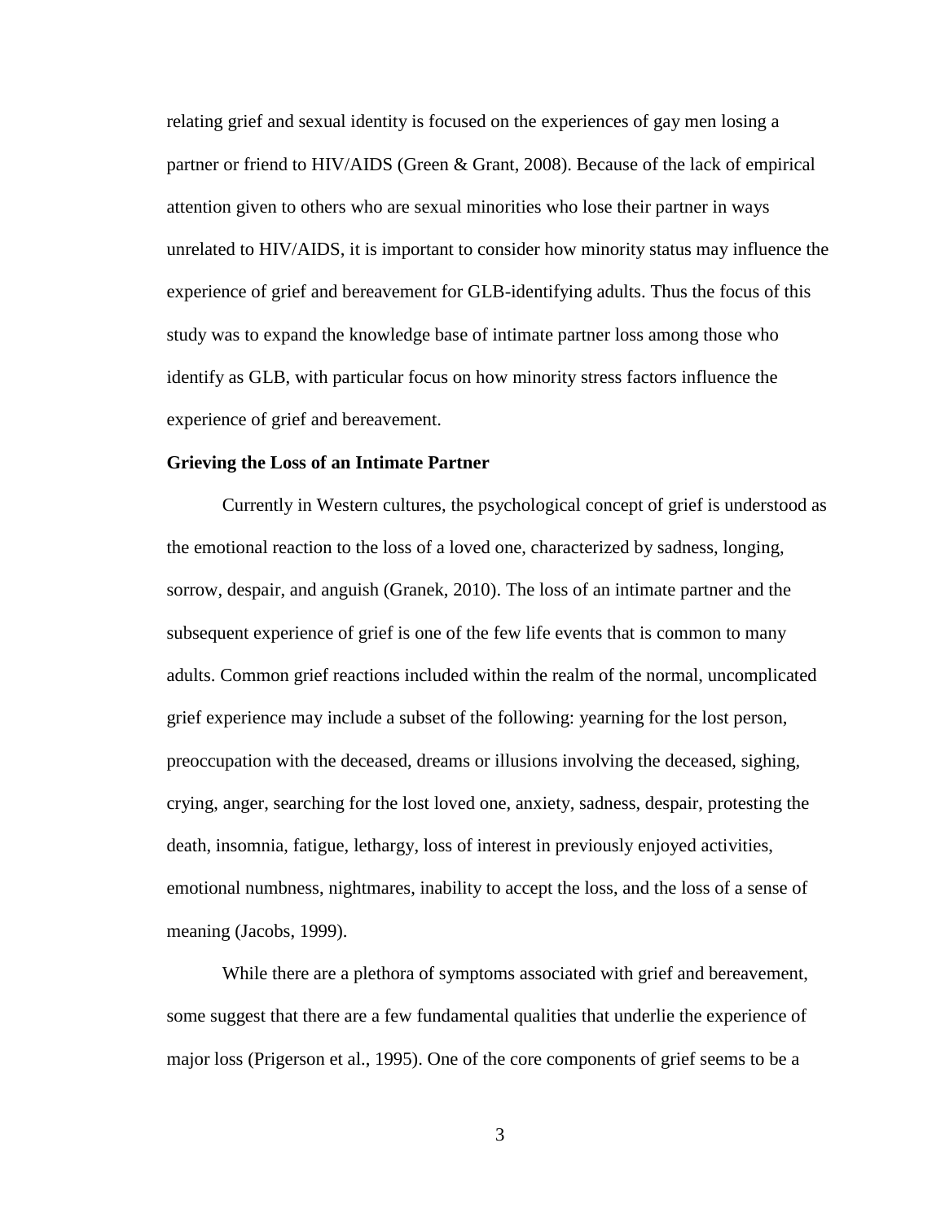relating grief and sexual identity is focused on the experiences of gay men losing a partner or friend to HIV/AIDS (Green & Grant, 2008). Because of the lack of empirical attention given to others who are sexual minorities who lose their partner in ways unrelated to HIV/AIDS, it is important to consider how minority status may influence the experience of grief and bereavement for GLB-identifying adults. Thus the focus of this study was to expand the knowledge base of intimate partner loss among those who identify as GLB, with particular focus on how minority stress factors influence the experience of grief and bereavement.

**Grieving the Loss of an Intimate Partner**

Currently in Western cultures, the psychological concept of grief is understood as the emotional reaction to the loss of a loved one, characterized by sadness, longing, sorrow, despair, and anguish (Granek, 2010). The loss of an intimate partner and the subsequent experience of grief is one of the few life events that is common to many adults. Common grief reactions included within the realm of the normal, uncomplicated grief experience may include a subset of the following: yearning for the lost person, preoccupation with the deceased, dreams or illusions involving the deceased, sighing, crying, anger, searching for the lost loved one, anxiety, sadness, despair, protesting the death, insomnia, fatigue, lethargy, loss of interest in previously enjoyed activities, emotional numbness, nightmares, inability to accept the loss, and the loss of a sense of meaning (Jacobs, 1999).

While there are a plethora of symptoms associated with grief and bereavement, some suggest that there are a few fundamental qualities that underlie the experience of major loss (Prigerson et al., 1995). One of the core components of grief seems to be a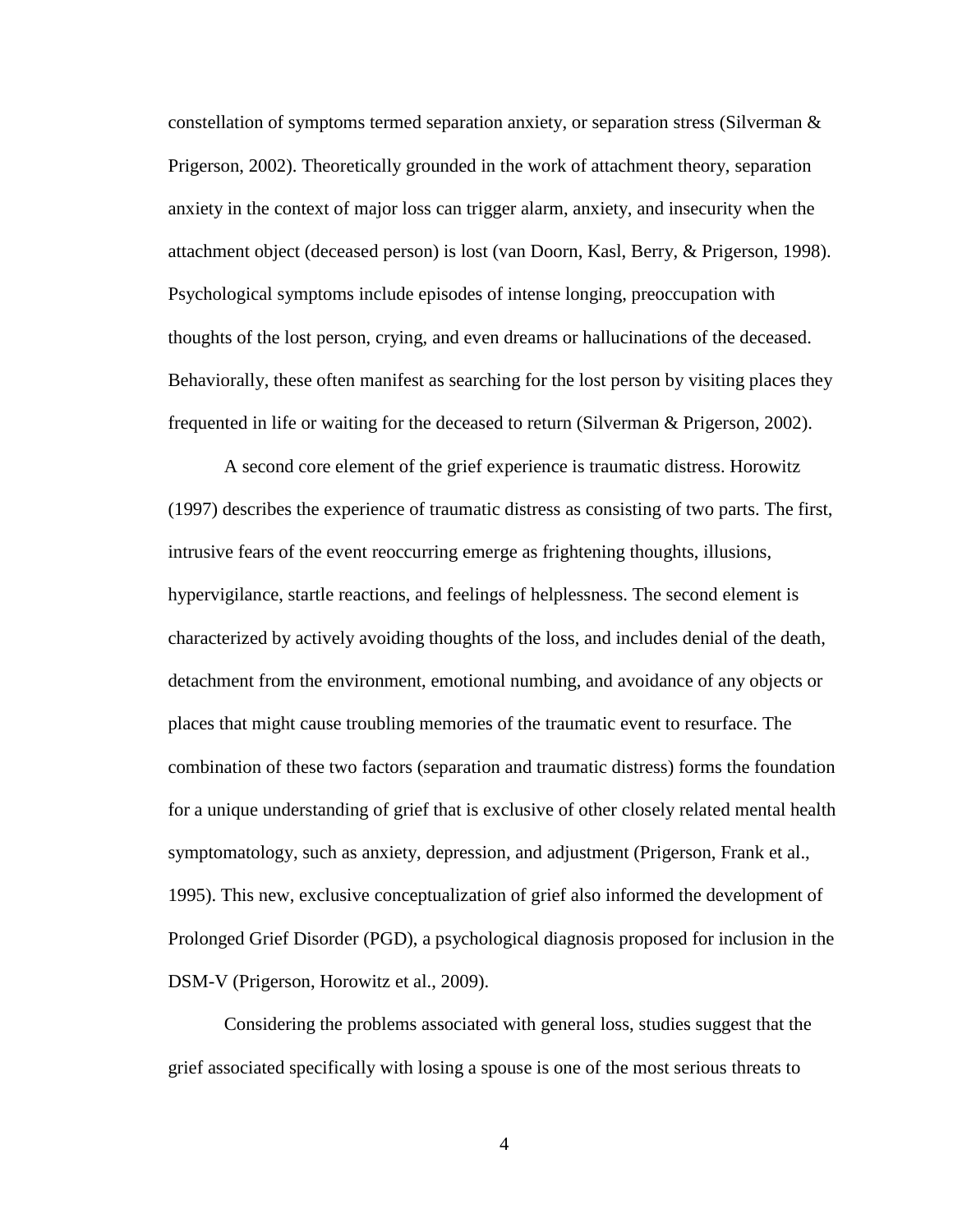constellation of symptoms termed separation anxiety, or separation stress (Silverman & Prigerson, 2002). Theoretically grounded in the work of attachment theory, separation anxiety in the context of major loss can trigger alarm, anxiety, and insecurity when the attachment object (deceased person) is lost (van Doorn, Kasl, Berry, & Prigerson, 1998). Psychological symptoms include episodes of intense longing, preoccupation with thoughts of the lost person, crying, and even dreams or hallucinations of the deceased. Behaviorally, these often manifest as searching for the lost person by visiting places they frequented in life or waiting for the deceased to return (Silverman & Prigerson, 2002).

A second core element of the grief experience is traumatic distress. Horowitz (1997) describes the experience of traumatic distress as consisting of two parts. The first, intrusive fears of the event reoccurring emerge as frightening thoughts, illusions, hypervigilance, startle reactions, and feelings of helplessness. The second element is characterized by actively avoiding thoughts of the loss, and includes denial of the death, detachment from the environment, emotional numbing, and avoidance of any objects or places that might cause troubling memories of the traumatic event to resurface. The combination of these two factors (separation and traumatic distress) forms the foundation for a unique understanding of grief that is exclusive of other closely related mental health symptomatology, such as anxiety, depression, and adjustment (Prigerson, Frank et al., 1995). This new, exclusive conceptualization of grief also informed the development of Prolonged Grief Disorder (PGD), a psychological diagnosis proposed for inclusion in the DSM-V (Prigerson, Horowitz et al., 2009).

Considering the problems associated with general loss, studies suggest that the grief associated specifically with losing a spouse is one of the most serious threats to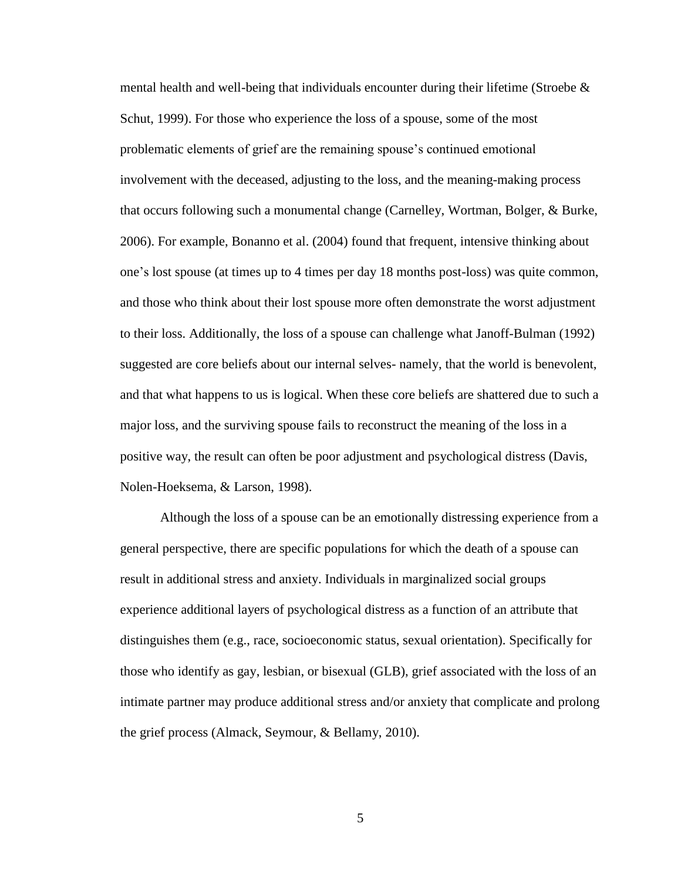mental health and well-being that individuals encounter during their lifetime (Stroebe & Schut, 1999). For those who experience the loss of a spouse, some of the most problematic elements of grief are the remaining spouse's continued emotional involvement with the deceased, adjusting to the loss, and the meaning-making process that occurs following such a monumental change (Carnelley, Wortman, Bolger, & Burke, 2006). For example, Bonanno et al. (2004) found that frequent, intensive thinking about one's lost spouse (at times up to 4 times per day 18 months post-loss) was quite common, and those who think about their lost spouse more often demonstrate the worst adjustment to their loss. Additionally, the loss of a spouse can challenge what Janoff-Bulman (1992) suggested are core beliefs about our internal selves- namely, that the world is benevolent, and that what happens to us is logical. When these core beliefs are shattered due to such a major loss, and the surviving spouse fails to reconstruct the meaning of the loss in a positive way, the result can often be poor adjustment and psychological distress (Davis, Nolen-Hoeksema, & Larson, 1998).

Although the loss of a spouse can be an emotionally distressing experience from a general perspective, there are specific populations for which the death of a spouse can result in additional stress and anxiety. Individuals in marginalized social groups experience additional layers of psychological distress as a function of an attribute that distinguishes them (e.g., race, socioeconomic status, sexual orientation). Specifically for those who identify as gay, lesbian, or bisexual (GLB), grief associated with the loss of an intimate partner may produce additional stress and/or anxiety that complicate and prolong the grief process (Almack, Seymour, & Bellamy, 2010).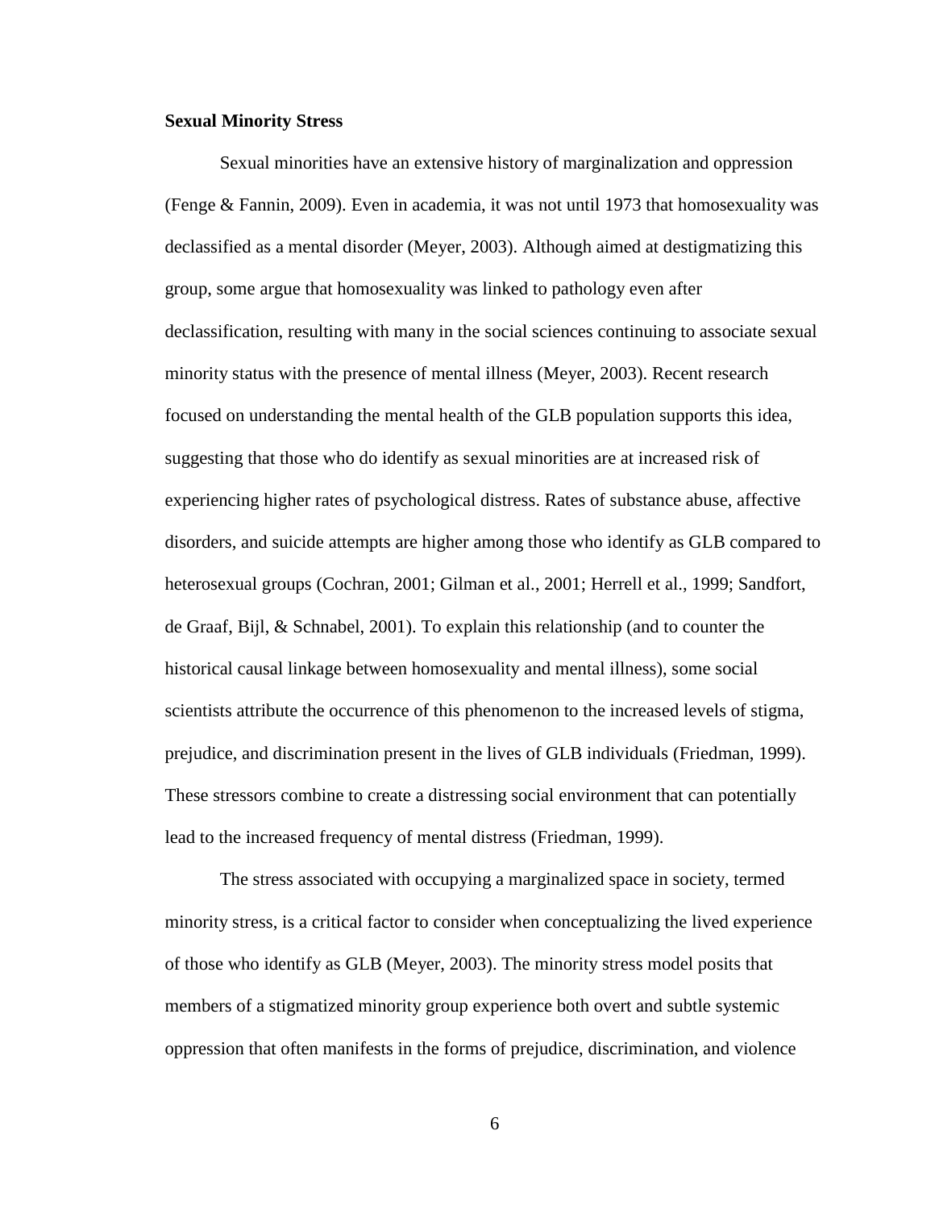**Sexual Minority Stress**

Sexual minorities have an extensive history of marginalization and oppression (Fenge & Fannin, 2009). Even in academia, it was not until 1973 that homosexuality was declassified as a mental disorder (Meyer, 2003). Although aimed at destigmatizing this group, some argue that homosexuality was linked to pathology even after declassification, resulting with many in the social sciences continuing to associate sexual minority status with the presence of mental illness (Meyer, 2003). Recent research focused on understanding the mental health of the GLB population supports this idea, suggesting that those who do identify as sexual minorities are at increased risk of experiencing higher rates of psychological distress. Rates of substance abuse, affective disorders, and suicide attempts are higher among those who identify as GLB compared to heterosexual groups (Cochran, 2001; Gilman et al., 2001; Herrell et al., 1999; Sandfort, de Graaf, Bijl, & Schnabel, 2001). To explain this relationship (and to counter the historical causal linkage between homosexuality and mental illness), some social scientists attribute the occurrence of this phenomenon to the increased levels of stigma, prejudice, and discrimination present in the lives of GLB individuals (Friedman, 1999). These stressors combine to create a distressing social environment that can potentially lead to the increased frequency of mental distress (Friedman, 1999).

The stress associated with occupying a marginalized space in society, termed minority stress, is a critical factor to consider when conceptualizing the lived experience of those who identify as GLB (Meyer, 2003). The minority stress model posits that members of a stigmatized minority group experience both overt and subtle systemic oppression that often manifests in the forms of prejudice, discrimination, and violence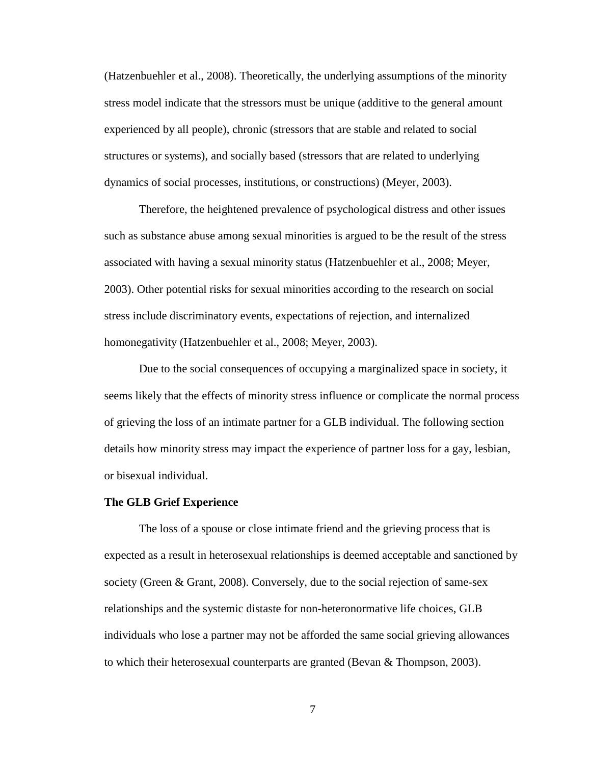(Hatzenbuehler et al., 2008). Theoretically, the underlying assumptions of the minority stress model indicate that the stressors must be unique (additive to the general amount experienced by all people), chronic (stressors that are stable and related to social structures or systems), and socially based (stressors that are related to underlying dynamics of social processes, institutions, or constructions) (Meyer, 2003).

Therefore, the heightened prevalence of psychological distress and other issues such as substance abuse among sexual minorities is argued to be the result of the stress associated with having a sexual minority status (Hatzenbuehler et al., 2008; Meyer, 2003). Other potential risks for sexual minorities according to the research on social stress include discriminatory events, expectations of rejection, and internalized homonegativity (Hatzenbuehler et al., 2008; Meyer, 2003).

Due to the social consequences of occupying a marginalized space in society, it seems likely that the effects of minority stress influence or complicate the normal process of grieving the loss of an intimate partner for a GLB individual. The following section details how minority stress may impact the experience of partner loss for a gay, lesbian, or bisexual individual.

**The GLB Grief Experience**

The loss of a spouse or close intimate friend and the grieving process that is expected as a result in heterosexual relationships is deemed acceptable and sanctioned by society (Green & Grant, 2008). Conversely, due to the social rejection of same-sex relationships and the systemic distaste for non-heteronormative life choices, GLB individuals who lose a partner may not be afforded the same social grieving allowances to which their heterosexual counterparts are granted (Bevan & Thompson, 2003).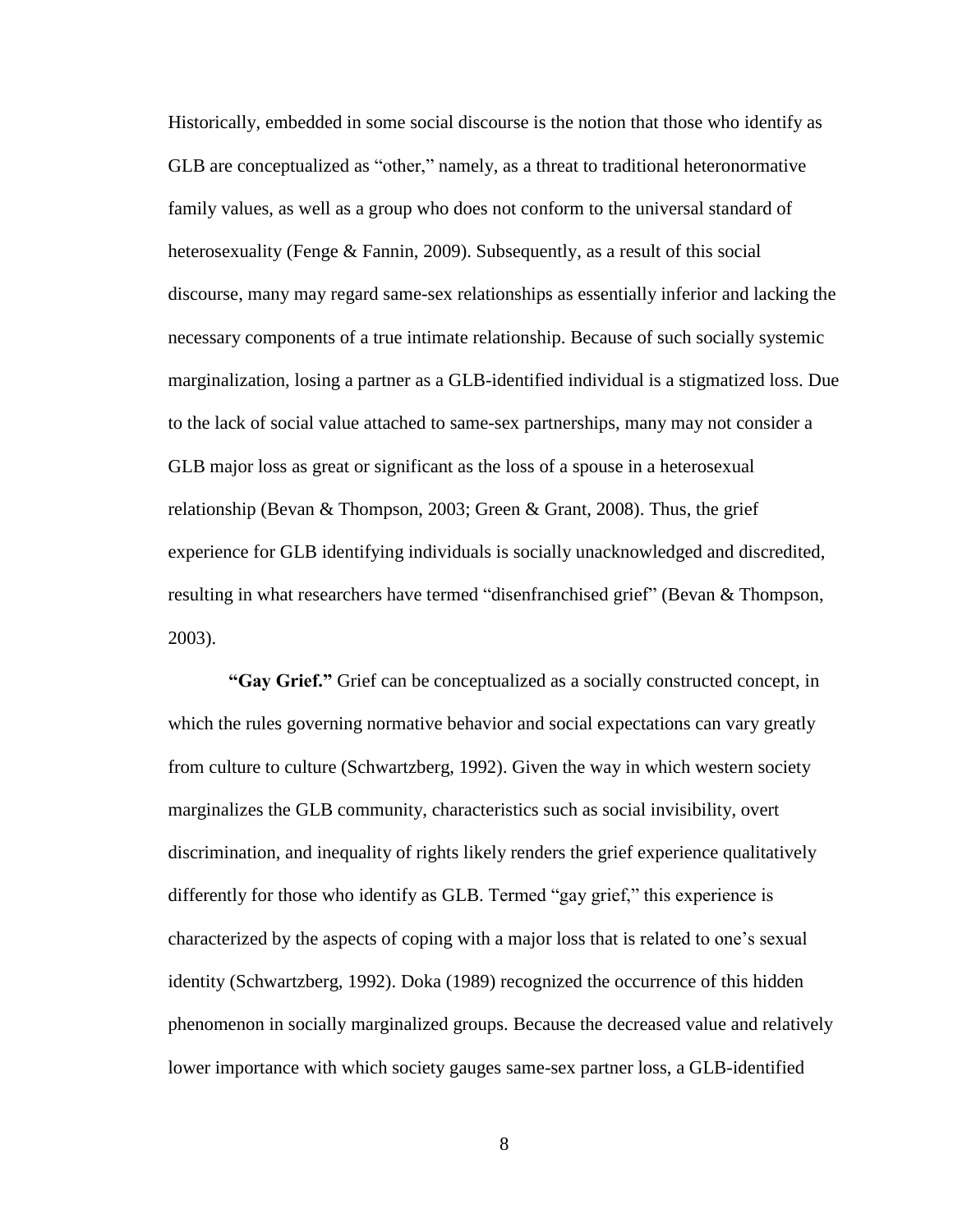Historically, embedded in some social discourse is the notion that those who identify as GLB are conceptualized as "other," namely, as a threat to traditional heteronormative family values, as well as a group who does not conform to the universal standard of heterosexuality (Fenge & Fannin, 2009). Subsequently, as a result of this social discourse, many may regard same-sex relationships as essentially inferior and lacking the necessary components of a true intimate relationship. Because of such socially systemic marginalization, losing a partner as a GLB-identified individual is a stigmatized loss. Due to the lack of social value attached to same-sex partnerships, many may not consider a GLB major loss as great or significant as the loss of a spouse in a heterosexual relationship (Bevan & Thompson, 2003; Green & Grant, 2008). Thus, the grief experience for GLB identifying individuals is socially unacknowledged and discredited, resulting in what researchers have termed "disenfranchised grief" (Bevan & Thompson, 2003).

**"Gay Grief."** Grief can be conceptualized as a socially constructed concept, in which the rules governing normative behavior and social expectations can vary greatly from culture to culture (Schwartzberg, 1992). Given the way in which western society marginalizes the GLB community, characteristics such as social invisibility, overt discrimination, and inequality of rights likely renders the grief experience qualitatively differently for those who identify as GLB. Termed "gay grief," this experience is characterized by the aspects of coping with a major loss that is related to one's sexual identity (Schwartzberg, 1992). Doka (1989) recognized the occurrence of this hidden phenomenon in socially marginalized groups. Because the decreased value and relatively lower importance with which society gauges same-sex partner loss, a GLB-identified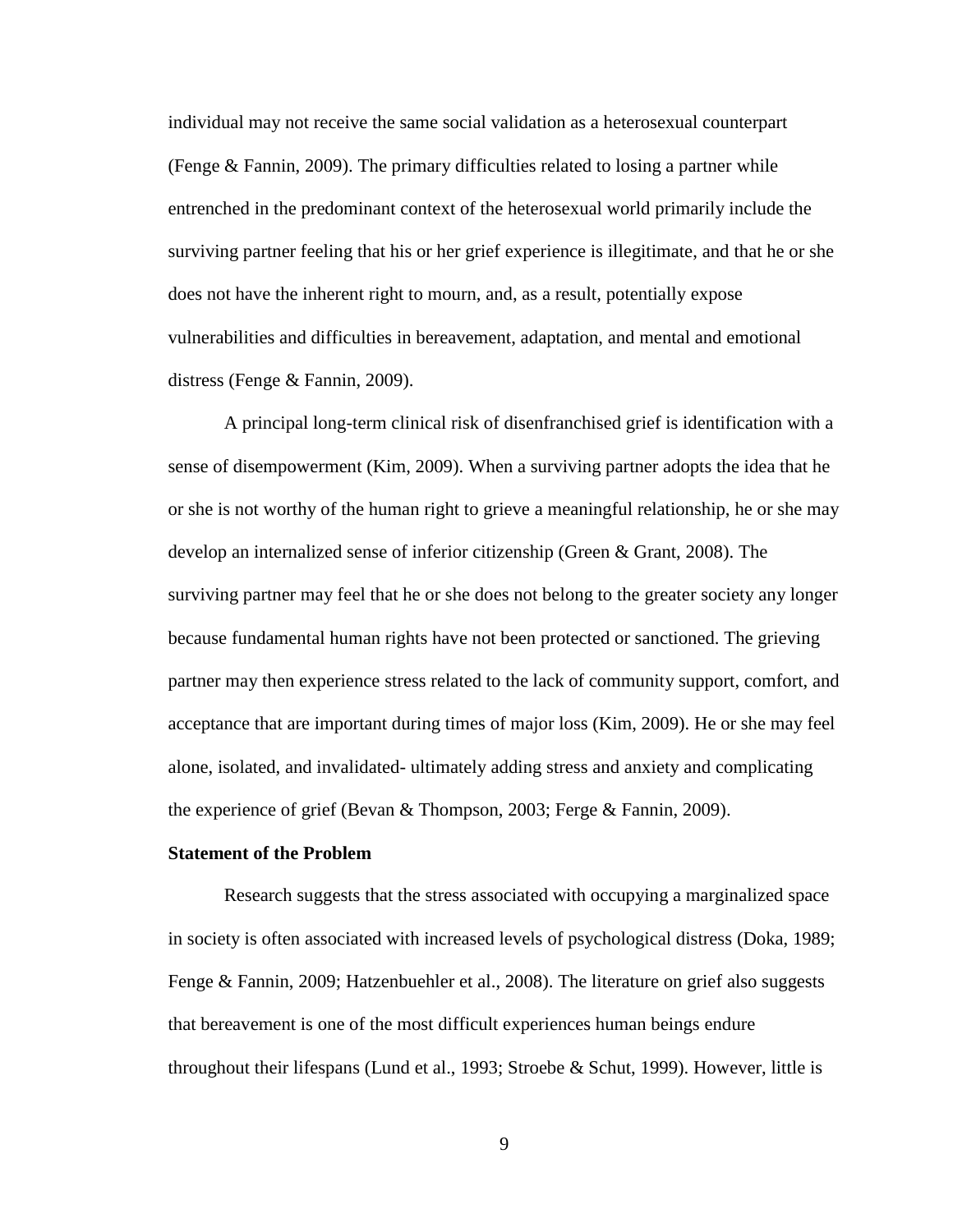individual may not receive the same social validation as a heterosexual counterpart (Fenge & Fannin, 2009). The primary difficulties related to losing a partner while entrenched in the predominant context of the heterosexual world primarily include the surviving partner feeling that his or her grief experience is illegitimate, and that he or she does not have the inherent right to mourn, and, as a result, potentially expose vulnerabilities and difficulties in bereavement, adaptation, and mental and emotional distress (Fenge & Fannin, 2009).

A principal long-term clinical risk of disenfranchised grief is identification with a sense of disempowerment (Kim, 2009). When a surviving partner adopts the idea that he or she is not worthy of the human right to grieve a meaningful relationship, he or she may develop an internalized sense of inferior citizenship (Green & Grant, 2008). The surviving partner may feel that he or she does not belong to the greater society any longer because fundamental human rights have not been protected or sanctioned. The grieving partner may then experience stress related to the lack of community support, comfort, and acceptance that are important during times of major loss (Kim, 2009). He or she may feel alone, isolated, and invalidated- ultimately adding stress and anxiety and complicating the experience of grief (Bevan & Thompson, 2003; Ferge & Fannin, 2009).

**Statement of the Problem**

Research suggests that the stress associated with occupying a marginalized space in society is often associated with increased levels of psychological distress (Doka, 1989; Fenge & Fannin, 2009; Hatzenbuehler et al., 2008). The literature on grief also suggests that bereavement is one of the most difficult experiences human beings endure throughout their lifespans (Lund et al., 1993; Stroebe & Schut, 1999). However, little is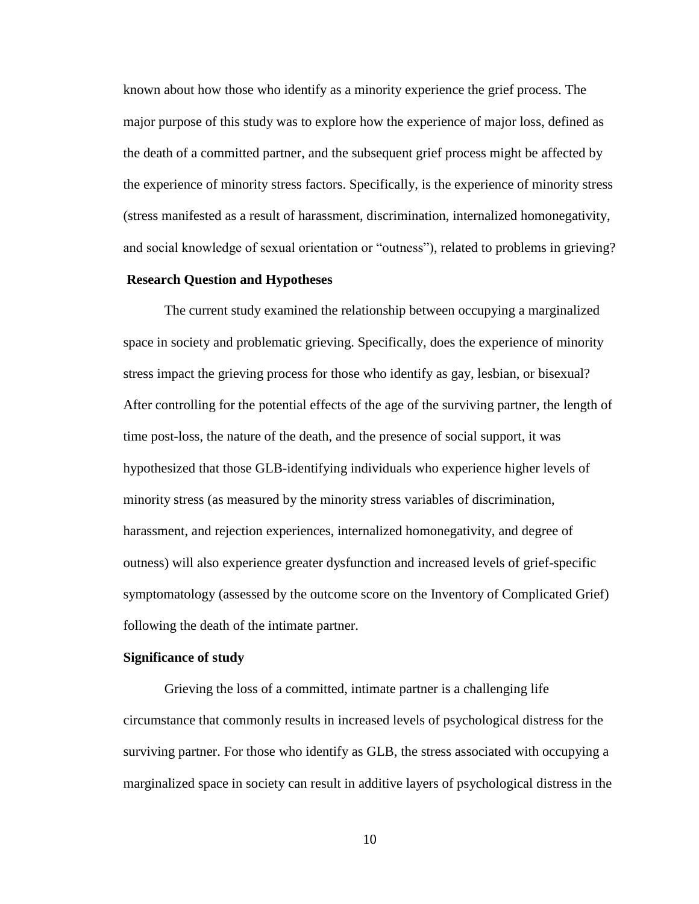known about how those who identify as a minority experience the grief process. The major purpose of this study was to explore how the experience of major loss, defined as the death of a committed partner, and the subsequent grief process might be affected by the experience of minority stress factors. Specifically, is the experience of minority stress (stress manifested as a result of harassment, discrimination, internalized homonegativity, and social knowledge of sexual orientation or "outness"), related to problems in grieving?

## Research Question and Hypotheses

The current study examined the relationship between occupying a marginalized space in society and problematic grieving. Specifically, does the experience of minority stress impact the grieving process for those who identify as gay, lesbian, or bisexual? After controlling for the potential effects of the age of the surviving partner, the length of time post-loss, the nature of the death, and the presence of social support, it was hypothesized that those GLB-identifying individuals who experience higher levels of minority stress (as measured by the minority stress variables of discrimination, harassment, and rejection experiences, internalized homonegativity, and degree of outness) will also experience greater dysfunction and increased levels of grief-specific symptomatology (assessed by the outcome score on the Inventory of Complicated Grief) following the death of the intimate partner.

## Significance of study

Grieving the loss of a committed, intimate partner is a challenging life circumstance that commonly results in increased levels of psychological distress for the surviving partner. For those who identify as GLB, the stress associated with occupying a marginalized space in society can result in additive layers of psychological distress in the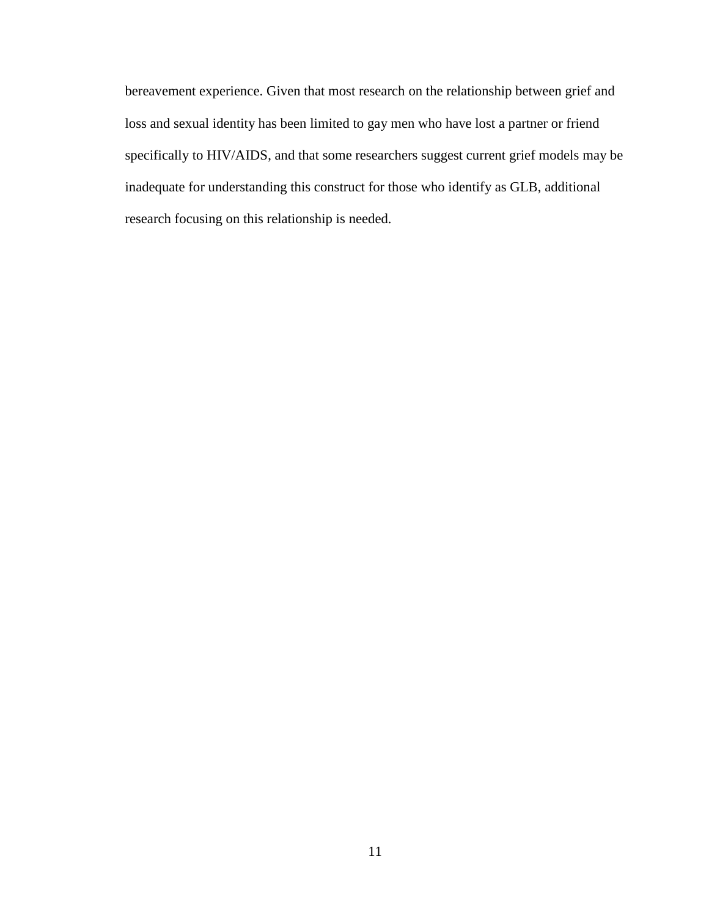bereavement experience. Given that most research on the relationship between grief and loss and sexual identity has been limited to gay men who have lost a partner or friend specifically to HIV/AIDS, and that some researchers suggest current grief models may be inadequate for understanding this construct for those who identify as GLB, additional research focusing on this relationship is needed.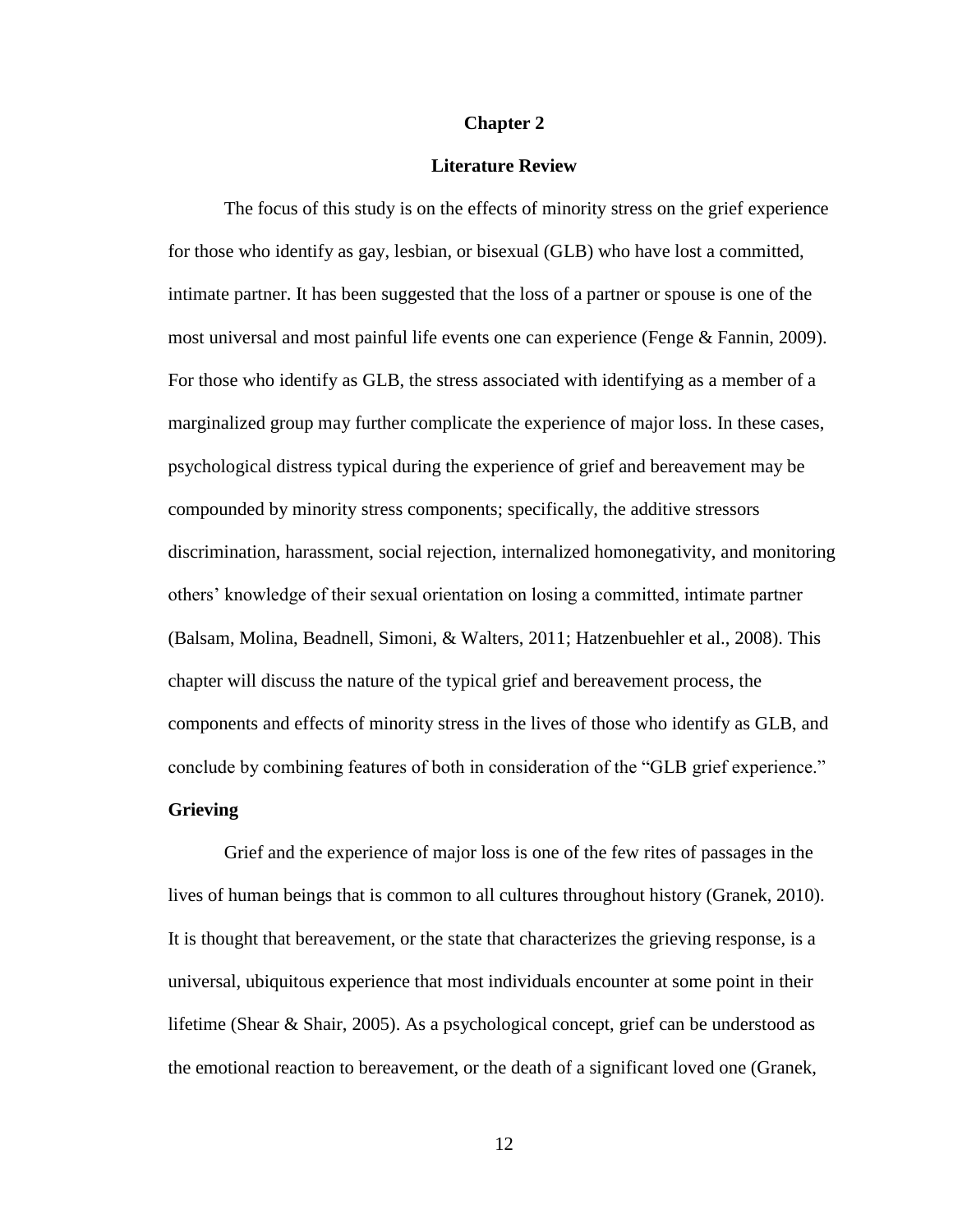# Chapter 2

# Literature Review

The focus of this study is on the effects of minority stress on the grief experience for those who identify as gay, lesbian, or bisexual (GLB) who have lost a committed, intimate partner. It has been suggested that the loss of a partner or spouse is one of the most universal and most painful life events one can experience (Fenge & Fannin, 2009). For those who identify as GLB, the stress associated with identifying as a member of a marginalized group may further complicate the experience of major loss. In these cases, psychological distress typical during the experience of grief and bereavement may be compounded by minority stress components; specifically, the additive stressors discrimination, harassment, social rejection, internalized homonegativity, and monitoring others' knowledge of their sexual orientation on losing a committed, intimate partner (Balsam, Molina, Beadnell, Simoni, & Walters, 2011; Hatzenbuehler et al., 2008). This chapter will discuss the nature of the typical grief and bereavement process, the components and effects of minority stress in the lives of those who identify as GLB, and conclude by combining features of both in consideration of the "GLB grief experience."

## Grieving

Grief and the experience of major loss is one of the few rites of passages in the lives of human beings that is common to all cultures throughout history (Granek, 2010). It is thought that bereavement, or the state that characterizes the grieving response, is a universal, ubiquitous experience that most individuals encounter at some point in their lifetime (Shear & Shair, 2005). As a psychological concept, grief can be understood as the emotional reaction to bereavement, or the death of a significant loved one (Granek,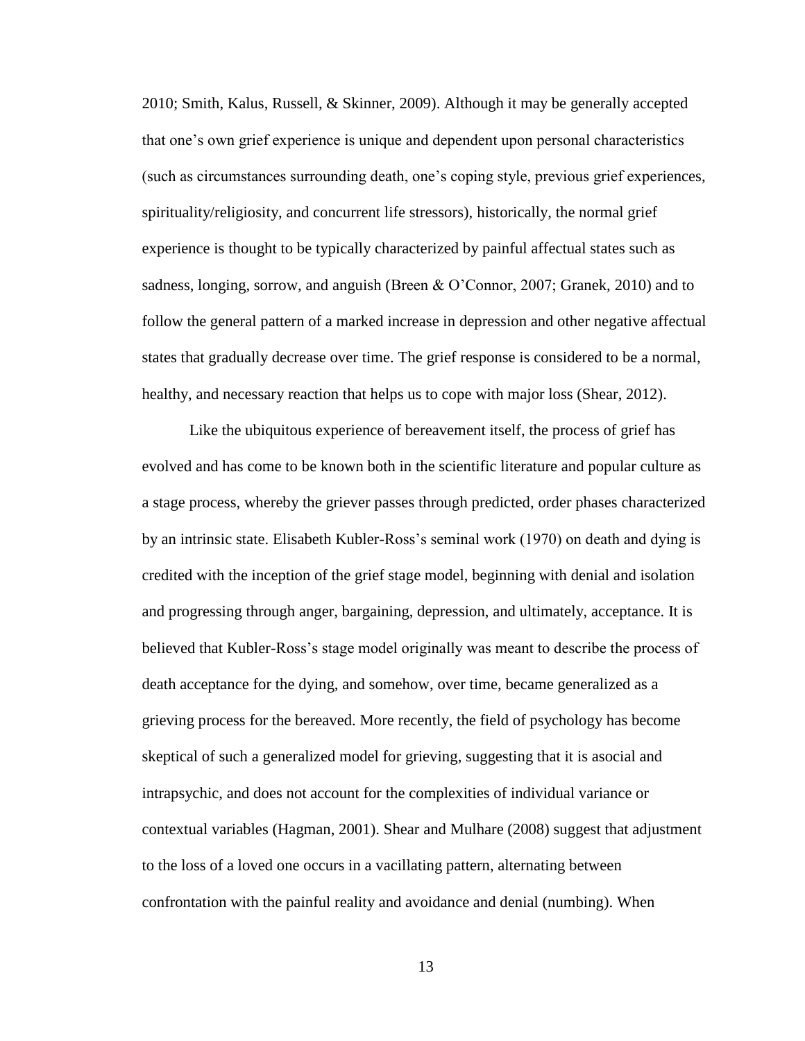2010; Smith, Kalus, Russell, & Skinner, 2009). Although it may be generally accepted that one's own grief experience is unique and dependent upon personal characteristics (such as circumstances surrounding death, one's coping style, previous grief experiences, spirituality/religiosity, and concurrent life stressors), historically, the normal grief experience is thought to be typically characterized by painful affectual states such as sadness, longing, sorrow, and anguish (Breen & O'Connor, 2007; Granek, 2010) and to follow the general pattern of a marked increase in depression and other negative affectual states that gradually decrease over time. The grief response is considered to be a normal, healthy, and necessary reaction that helps us to cope with major loss (Shear, 2012).

Like the ubiquitous experience of bereavement itself, the process of grief has evolved and has come to be known both in the scientific literature and popular culture as a stage process, whereby the griever passes through predicted, order phases characterized by an intrinsic state. Elisabeth Kubler-Ross's seminal work (1970) on death and dying is credited with the inception of the grief stage model, beginning with denial and isolation and progressing through anger, bargaining, depression, and ultimately, acceptance. It is believed that Kubler-Ross's stage model originally was meant to describe the process of death acceptance for the dying, and somehow, over time, became generalized as a grieving process for the bereaved. More recently, the field of psychology has become skeptical of such a generalized model for grieving, suggesting that it is asocial and intrapsychic, and does not account for the complexities of individual variance or contextual variables (Hagman, 2001). Shear and Mulhare (2008) suggest that adjustment to the loss of a loved one occurs in a vacillating pattern, alternating between confrontation with the painful reality and avoidance and denial (numbing). When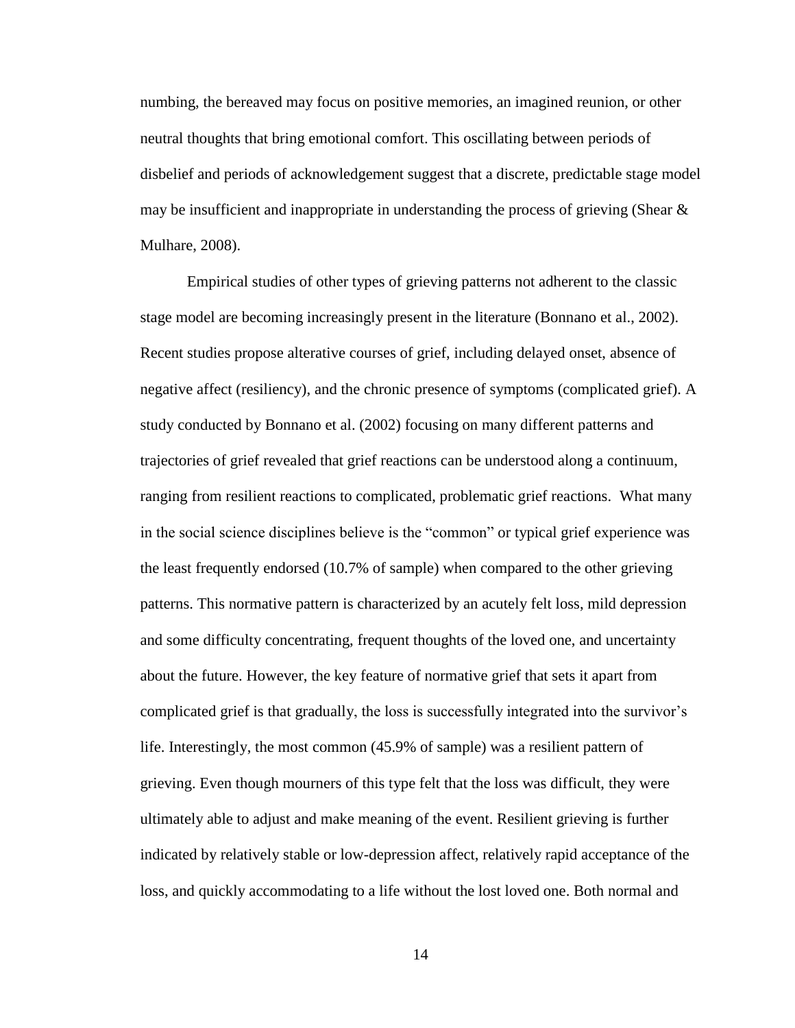numbing, the bereaved may focus on positive memories, an imagined reunion, or other neutral thoughts that bring emotional comfort. This oscillating between periods of disbelief and periods of acknowledgement suggest that a discrete, predictable stage model may be insufficient and inappropriate in understanding the process of grieving (Shear & Mulhare, 2008).

Empirical studies of other types of grieving patterns not adherent to the classic stage model are becoming increasingly present in the literature (Bonnano et al., 2002). Recent studies propose alterative courses of grief, including delayed onset, absence of negative affect (resiliency), and the chronic presence of symptoms (complicated grief). A study conducted by Bonnano et al. (2002) focusing on many different patterns and trajectories of grief revealed that grief reactions can be understood along a continuum, ranging from resilient reactions to complicated, problematic grief reactions. What many in the social science disciplines believe is the "common" or typical grief experience was the least frequently endorsed (10.7% of sample) when compared to the other grieving patterns. This normative pattern is characterized by an acutely felt loss, mild depression and some difficulty concentrating, frequent thoughts of the loved one, and uncertainty about the future. However, the key feature of normative grief that sets it apart from complicated grief is that gradually, the loss is successfully integrated into the survivor's life. Interestingly, the most common (45.9% of sample) was a resilient pattern of grieving. Even though mourners of this type felt that the loss was difficult, they were ultimately able to adjust and make meaning of the event. Resilient grieving is further indicated by relatively stable or low-depression affect, relatively rapid acceptance of the loss, and quickly accommodating to a life without the lost loved one. Both normal and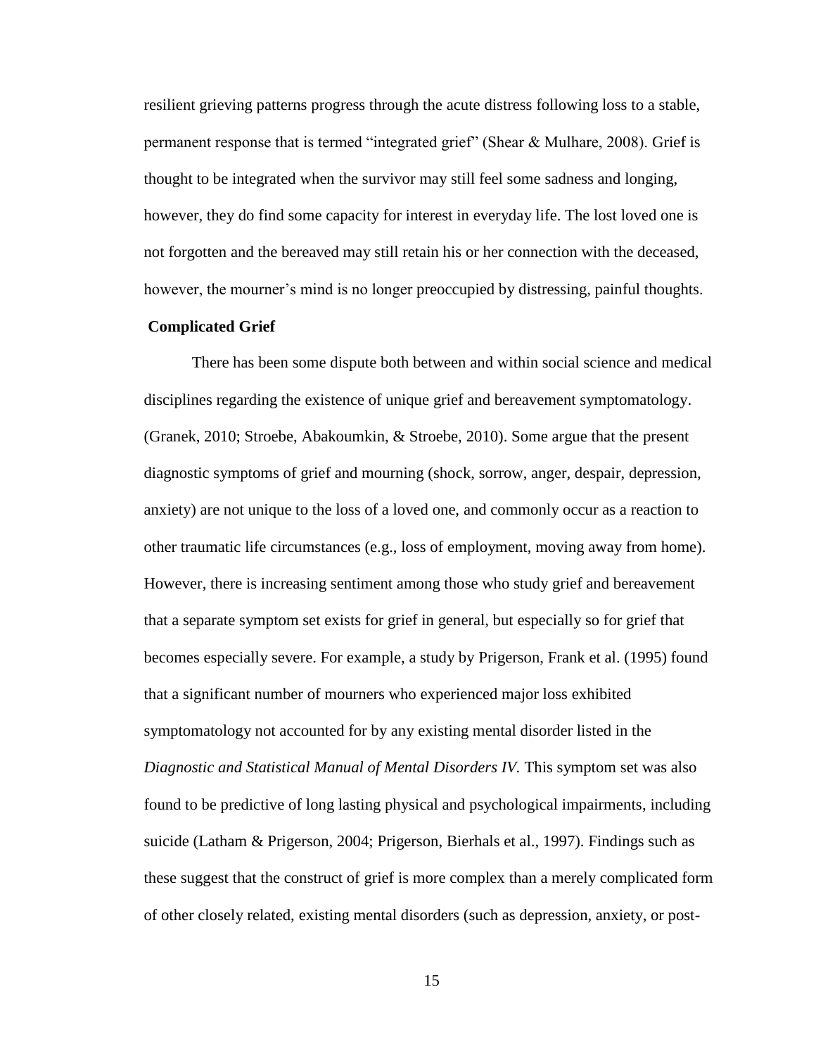resilient grieving patterns progress through the acute distress following loss to a stable, permanent response that is termed "integrated grief" (Shear & Mulhare, 2008). Grief is thought to be integrated when the survivor may still feel some sadness and longing, however, they do find some capacity for interest in everyday life. The lost loved one is not forgotten and the bereaved may still retain his or her connection with the deceased, however, the mourner's mind is no longer preoccupied by distressing, painful thoughts.

**Complicated Grief**

There has been some dispute both between and within social science and medical disciplines regarding the existence of unique grief and bereavement symptomatology. (Granek, 2010; Stroebe, Abakoumkin, & Stroebe, 2010). Some argue that the present diagnostic symptoms of grief and mourning (shock, sorrow, anger, despair, depression, anxiety) are not unique to the loss of a loved one, and commonly occur as a reaction to other traumatic life circumstances (e.g., loss of employment, moving away from home). However, there is increasing sentiment among those who study grief and bereavement that a separate symptom set exists for grief in general, but especially so for grief that becomes especially severe. For example, a study by Prigerson, Frank et al. (1995) found that a significant number of mourners who experienced major loss exhibited symptomatology not accounted for by any existing mental disorder listed in the *Diagnostic and Statistical Manual of Mental Disorders IV.* This symptom set was also found to be predictive of long lasting physical and psychological impairments, including suicide (Latham & Prigerson, 2004; Prigerson, Bierhals et al., 1997). Findings such as these suggest that the construct of grief is more complex than a merely complicated form of other closely related, existing mental disorders (such as depression, anxiety, or post-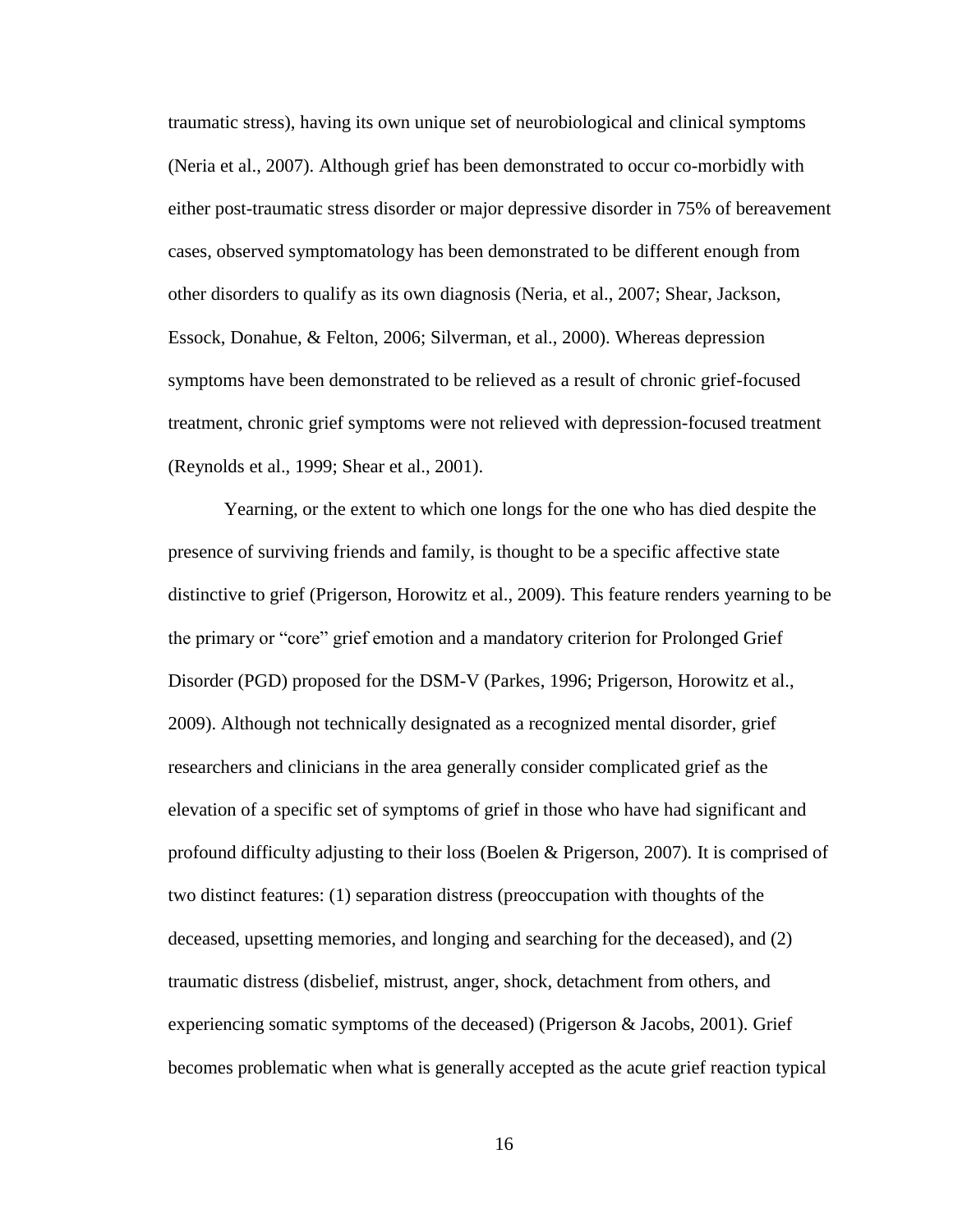traumatic stress), having its own unique set of neurobiological and clinical symptoms (Neria et al., 2007). Although grief has been demonstrated to occur co-morbidly with either post-traumatic stress disorder or major depressive disorder in 75% of bereavement cases, observed symptomatology has been demonstrated to be different enough from other disorders to qualify as its own diagnosis (Neria, et al., 2007; Shear, Jackson, Essock, Donahue, & Felton, 2006; Silverman, et al., 2000). Whereas depression symptoms have been demonstrated to be relieved as a result of chronic grief-focused treatment, chronic grief symptoms were not relieved with depression-focused treatment (Reynolds et al., 1999; Shear et al., 2001).

Yearning, or the extent to which one longs for the one who has died despite the presence of surviving friends and family, is thought to be a specific affective state distinctive to grief (Prigerson, Horowitz et al., 2009). This feature renders yearning to be the primary or "core" grief emotion and a mandatory criterion for Prolonged Grief Disorder (PGD) proposed for the DSM-V (Parkes, 1996; Prigerson, Horowitz et al., 2009). Although not technically designated as a recognized mental disorder, grief researchers and clinicians in the area generally consider complicated grief as the elevation of a specific set of symptoms of grief in those who have had significant and profound difficulty adjusting to their loss (Boelen & Prigerson, 2007). It is comprised of two distinct features: (1) separation distress (preoccupation with thoughts of the deceased, upsetting memories, and longing and searching for the deceased), and (2) traumatic distress (disbelief, mistrust, anger, shock, detachment from others, and experiencing somatic symptoms of the deceased) (Prigerson & Jacobs, 2001). Grief becomes problematic when what is generally accepted as the acute grief reaction typical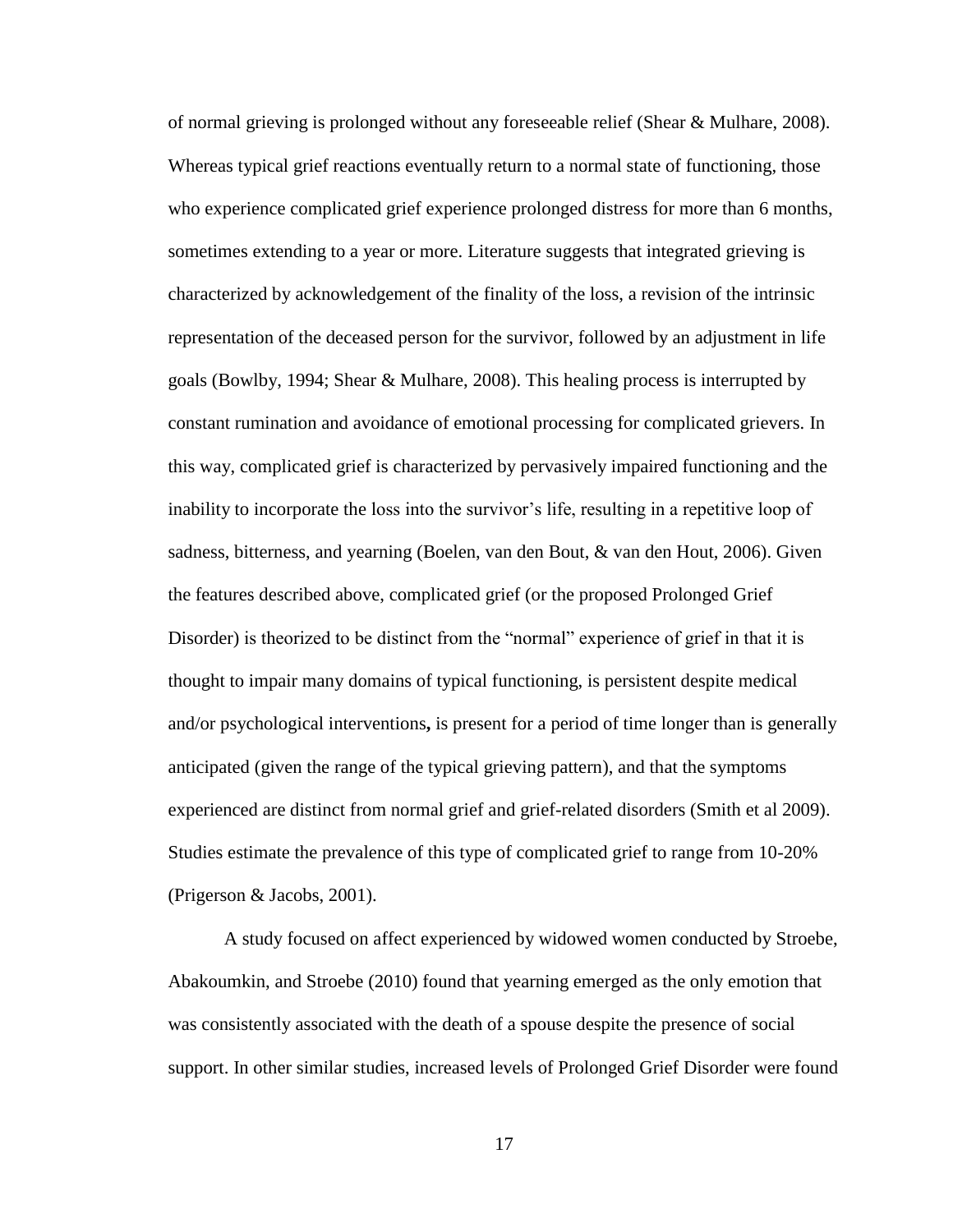of normal grieving is prolonged without any foreseeable relief (Shear & Mulhare, 2008). Whereas typical grief reactions eventually return to a normal state of functioning, those who experience complicated grief experience prolonged distress for more than 6 months, sometimes extending to a year or more. Literature suggests that integrated grieving is characterized by acknowledgement of the finality of the loss, a revision of the intrinsic representation of the deceased person for the survivor, followed by an adjustment in life goals (Bowlby, 1994; Shear & Mulhare, 2008). This healing process is interrupted by constant rumination and avoidance of emotional processing for complicated grievers. In this way, complicated grief is characterized by pervasively impaired functioning and the inability to incorporate the loss into the survivor's life, resulting in a repetitive loop of sadness, bitterness, and yearning (Boelen, van den Bout, & van den Hout, 2006). Given the features described above, complicated grief (or the proposed Prolonged Grief Disorder) is theorized to be distinct from the "normal" experience of grief in that it is thought to impair many domains of typical functioning, is persistent despite medical and/or psychological interventions**,** is present for a period of time longer than is generally anticipated (given the range of the typical grieving pattern), and that the symptoms experienced are distinct from normal grief and grief-related disorders (Smith et al 2009). Studies estimate the prevalence of this type of complicated grief to range from 10-20% (Prigerson & Jacobs, 2001).

A study focused on affect experienced by widowed women conducted by Stroebe, Abakoumkin, and Stroebe (2010) found that yearning emerged as the only emotion that was consistently associated with the death of a spouse despite the presence of social support. In other similar studies, increased levels of Prolonged Grief Disorder were found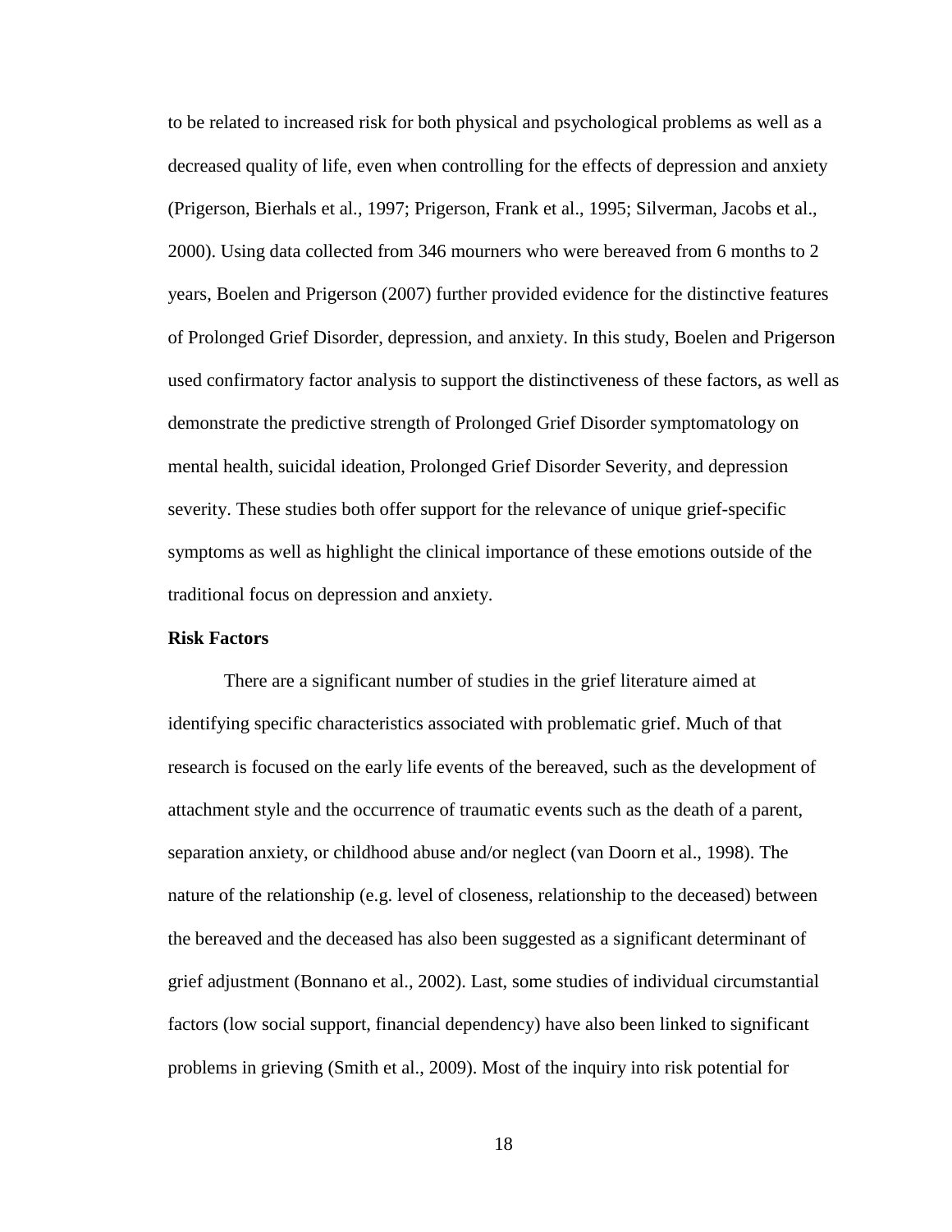to be related to increased risk for both physical and psychological problems as well as a decreased quality of life, even when controlling for the effects of depression and anxiety (Prigerson, Bierhals et al., 1997; Prigerson, Frank et al., 1995; Silverman, Jacobs et al., 2000). Using data collected from 346 mourners who were bereaved from 6 months to 2 years, Boelen and Prigerson (2007) further provided evidence for the distinctive features of Prolonged Grief Disorder, depression, and anxiety. In this study, Boelen and Prigerson used confirmatory factor analysis to support the distinctiveness of these factors, as well as demonstrate the predictive strength of Prolonged Grief Disorder symptomatology on mental health, suicidal ideation, Prolonged Grief Disorder Severity, and depression severity. These studies both offer support for the relevance of unique grief-specific symptoms as well as highlight the clinical importance of these emotions outside of the traditional focus on depression and anxiety.

**Risk Factors**

There are a significant number of studies in the grief literature aimed at identifying specific characteristics associated with problematic grief. Much of that research is focused on the early life events of the bereaved, such as the development of attachment style and the occurrence of traumatic events such as the death of a parent, separation anxiety, or childhood abuse and/or neglect (van Doorn et al., 1998). The nature of the relationship (e.g. level of closeness, relationship to the deceased) between the bereaved and the deceased has also been suggested as a significant determinant of grief adjustment (Bonnano et al., 2002). Last, some studies of individual circumstantial factors (low social support, financial dependency) have also been linked to significant problems in grieving (Smith et al., 2009). Most of the inquiry into risk potential for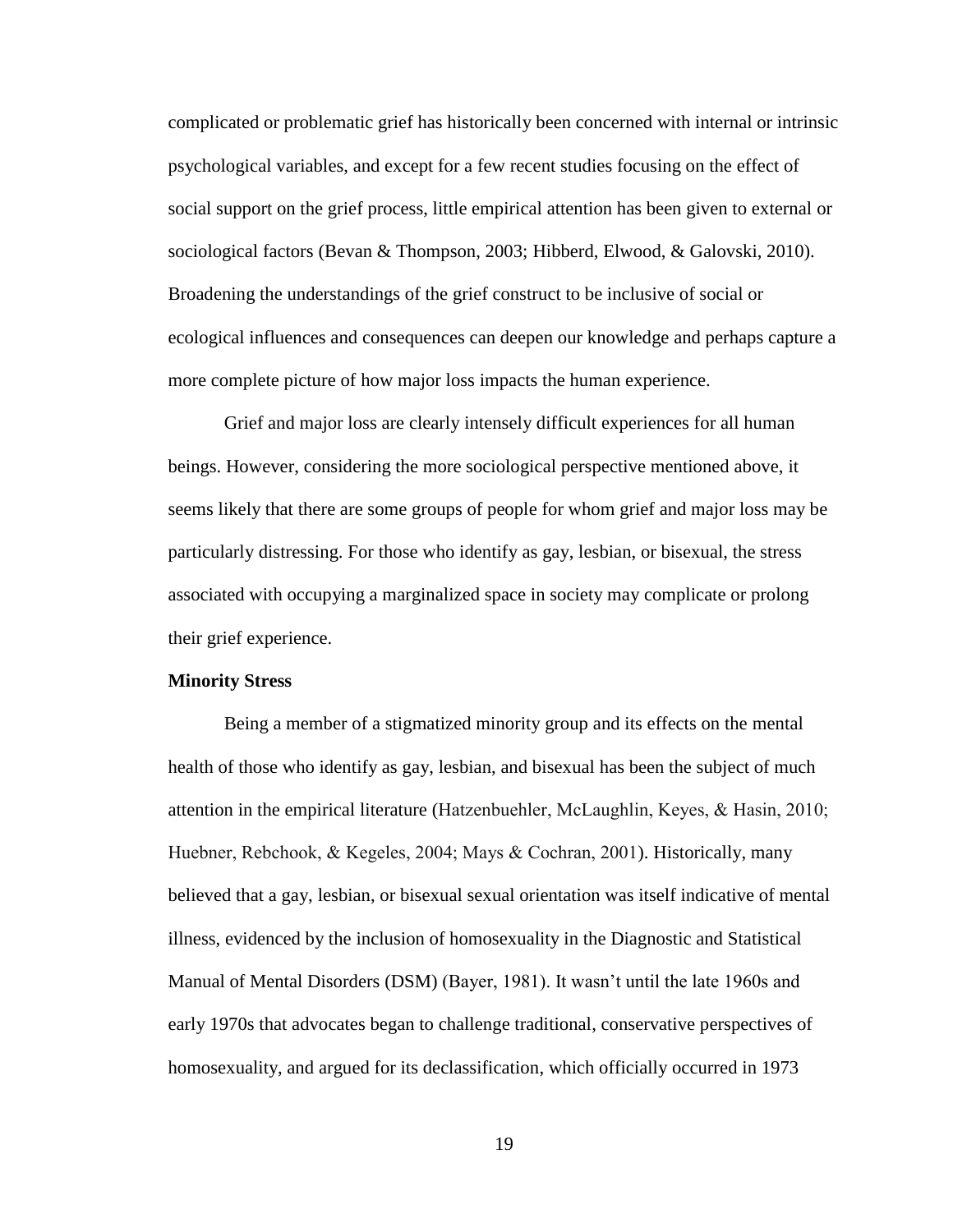complicated or problematic grief has historically been concerned with internal or intrinsic psychological variables, and except for a few recent studies focusing on the effect of social support on the grief process, little empirical attention has been given to external or sociological factors (Bevan & Thompson, 2003; Hibberd, Elwood, & Galovski, 2010). Broadening the understandings of the grief construct to be inclusive of social or ecological influences and consequences can deepen our knowledge and perhaps capture a more complete picture of how major loss impacts the human experience.

Grief and major loss are clearly intensely difficult experiences for all human beings. However, considering the more sociological perspective mentioned above, it seems likely that there are some groups of people for whom grief and major loss may be particularly distressing. For those who identify as gay, lesbian, or bisexual, the stress associated with occupying a marginalized space in society may complicate or prolong their grief experience.

**Minority Stress**

Being a member of a stigmatized minority group and its effects on the mental health of those who identify as gay, lesbian, and bisexual has been the subject of much attention in the empirical literature (Hatzenbuehler, McLaughlin, Keyes, & Hasin, 2010; Huebner, Rebchook, & Kegeles, 2004; Mays & Cochran, 2001). Historically, many believed that a gay, lesbian, or bisexual sexual orientation was itself indicative of mental illness, evidenced by the inclusion of homosexuality in the Diagnostic and Statistical Manual of Mental Disorders (DSM) (Bayer, 1981). It wasn't until the late 1960s and early 1970s that advocates began to challenge traditional, conservative perspectives of homosexuality, and argued for its declassification, which officially occurred in 1973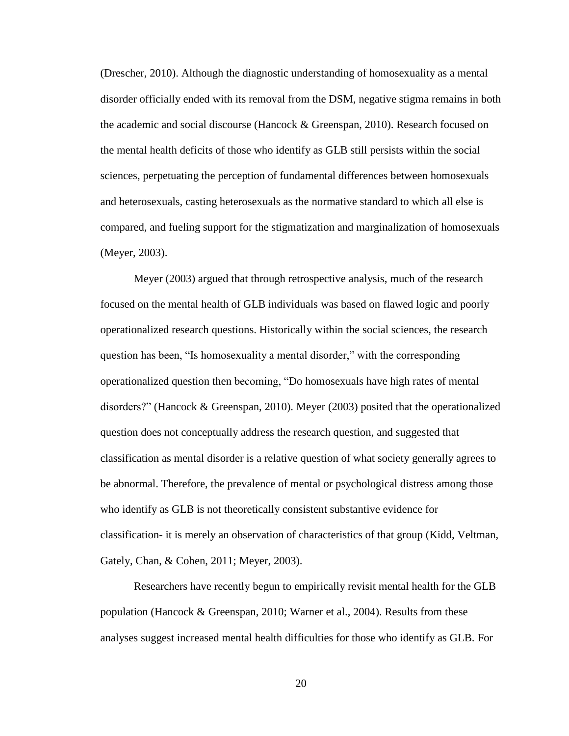(Drescher, 2010). Although the diagnostic understanding of homosexuality as a mental disorder officially ended with its removal from the DSM, negative stigma remains in both the academic and social discourse (Hancock & Greenspan, 2010). Research focused on the mental health deficits of those who identify as GLB still persists within the social sciences, perpetuating the perception of fundamental differences between homosexuals and heterosexuals, casting heterosexuals as the normative standard to which all else is compared, and fueling support for the stigmatization and marginalization of homosexuals (Meyer, 2003).

Meyer (2003) argued that through retrospective analysis, much of the research focused on the mental health of GLB individuals was based on flawed logic and poorly operationalized research questions. Historically within the social sciences, the research question has been, "Is homosexuality a mental disorder," with the corresponding operationalized question then becoming, "Do homosexuals have high rates of mental disorders?" (Hancock & Greenspan, 2010). Meyer (2003) posited that the operationalized question does not conceptually address the research question, and suggested that classification as mental disorder is a relative question of what society generally agrees to be abnormal. Therefore, the prevalence of mental or psychological distress among those who identify as GLB is not theoretically consistent substantive evidence for classification- it is merely an observation of characteristics of that group (Kidd, Veltman, Gately, Chan, & Cohen, 2011; Meyer, 2003).

Researchers have recently begun to empirically revisit mental health for the GLB population (Hancock & Greenspan, 2010; Warner et al., 2004). Results from these analyses suggest increased mental health difficulties for those who identify as GLB. For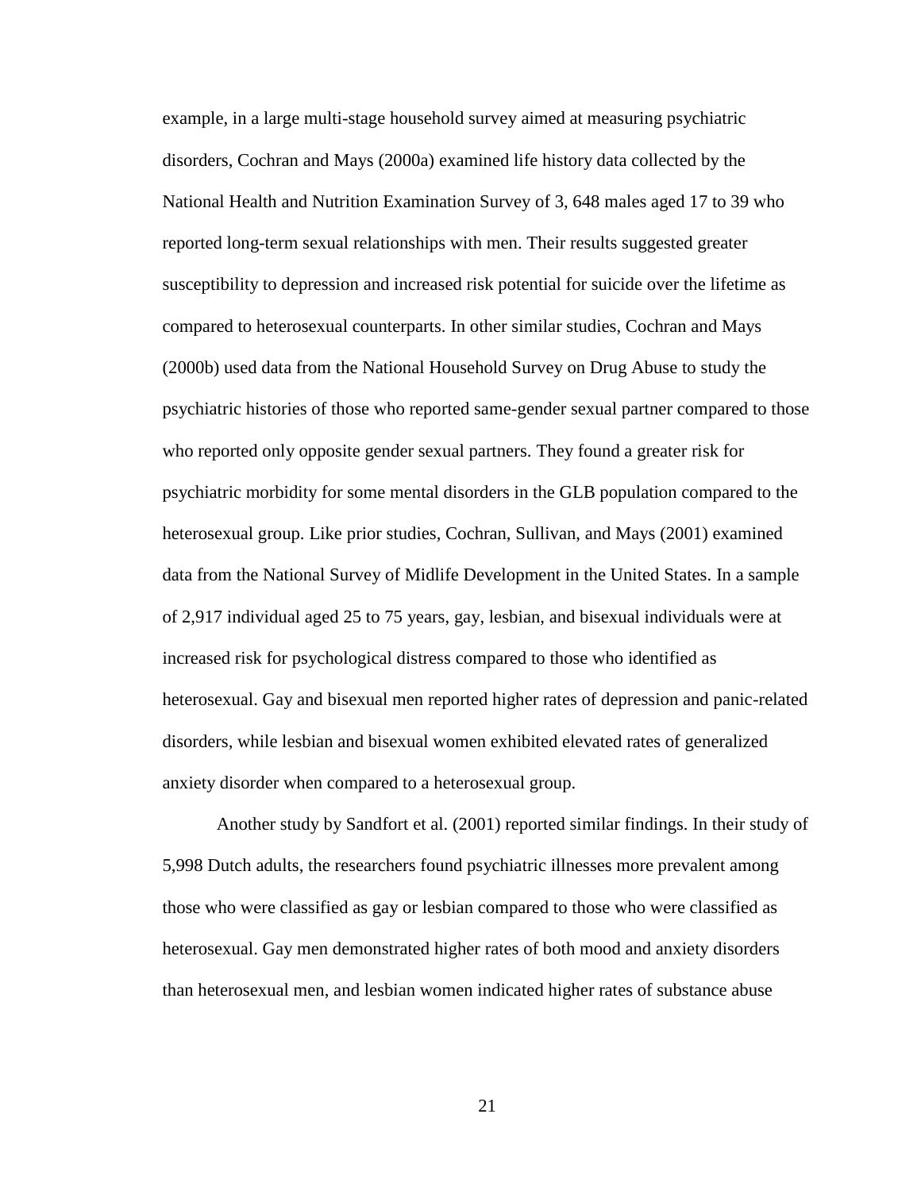example, in a large multi-stage household survey aimed at measuring psychiatric disorders, Cochran and Mays (2000a) examined life history data collected by the National Health and Nutrition Examination Survey of 3, 648 males aged 17 to 39 who reported long-term sexual relationships with men. Their results suggested greater susceptibility to depression and increased risk potential for suicide over the lifetime as compared to heterosexual counterparts. In other similar studies, Cochran and Mays (2000b) used data from the National Household Survey on Drug Abuse to study the psychiatric histories of those who reported same-gender sexual partner compared to those who reported only opposite gender sexual partners. They found a greater risk for psychiatric morbidity for some mental disorders in the GLB population compared to the heterosexual group. Like prior studies, Cochran, Sullivan, and Mays (2001) examined data from the National Survey of Midlife Development in the United States. In a sample of 2,917 individual aged 25 to 75 years, gay, lesbian, and bisexual individuals were at increased risk for psychological distress compared to those who identified as heterosexual. Gay and bisexual men reported higher rates of depression and panic-related disorders, while lesbian and bisexual women exhibited elevated rates of generalized anxiety disorder when compared to a heterosexual group.

Another study by Sandfort et al. (2001) reported similar findings. In their study of 5,998 Dutch adults, the researchers found psychiatric illnesses more prevalent among those who were classified as gay or lesbian compared to those who were classified as heterosexual. Gay men demonstrated higher rates of both mood and anxiety disorders than heterosexual men, and lesbian women indicated higher rates of substance abuse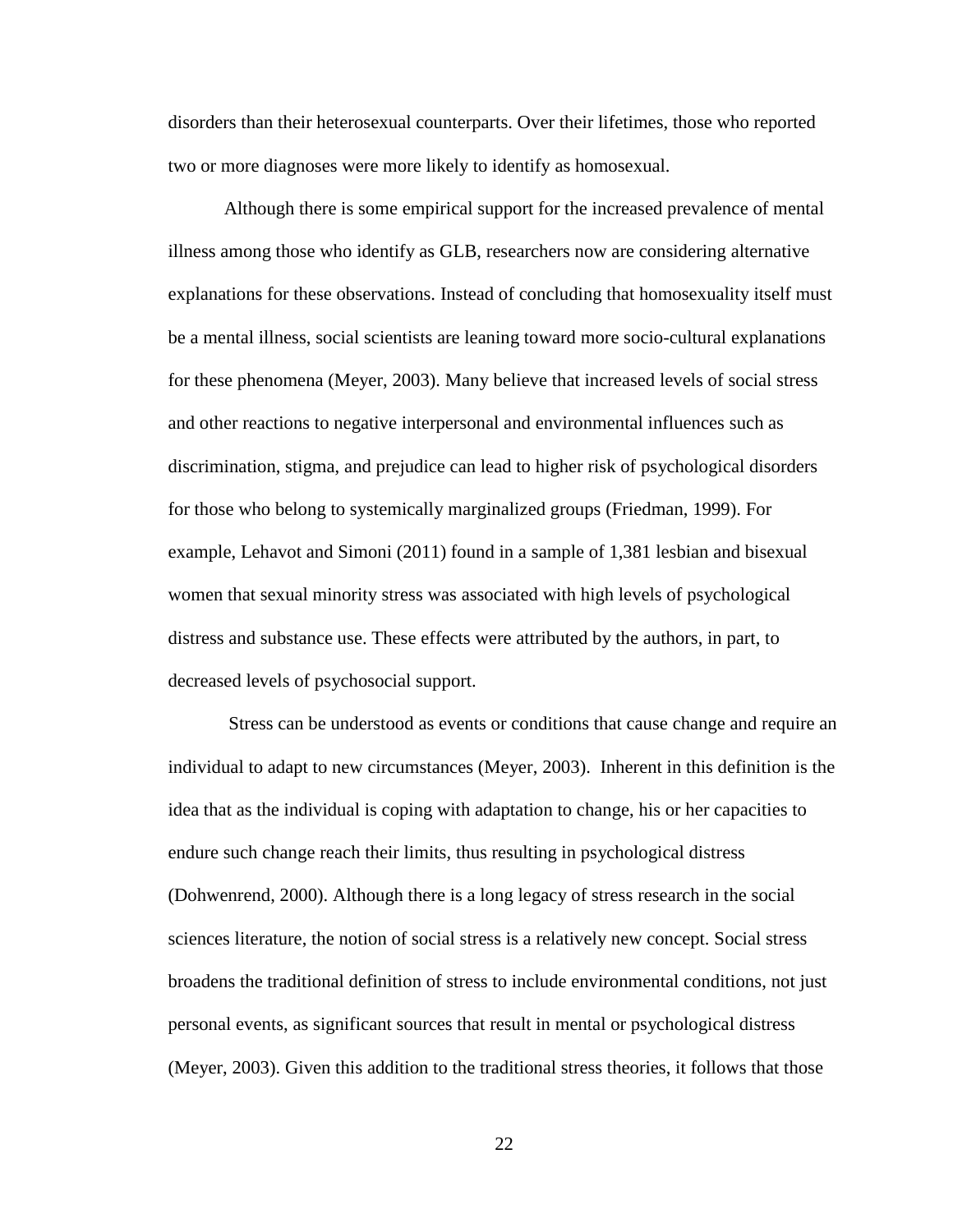disorders than their heterosexual counterparts. Over their lifetimes, those who reported two or more diagnoses were more likely to identify as homosexual.

Although there is some empirical support for the increased prevalence of mental illness among those who identify as GLB, researchers now are considering alternative explanations for these observations. Instead of concluding that homosexuality itself must be a mental illness, social scientists are leaning toward more socio-cultural explanations for these phenomena (Meyer, 2003). Many believe that increased levels of social stress and other reactions to negative interpersonal and environmental influences such as discrimination, stigma, and prejudice can lead to higher risk of psychological disorders for those who belong to systemically marginalized groups (Friedman, 1999). For example, Lehavot and Simoni (2011) found in a sample of 1,381 lesbian and bisexual women that sexual minority stress was associated with high levels of psychological distress and substance use. These effects were attributed by the authors, in part, to decreased levels of psychosocial support.

Stress can be understood as events or conditions that cause change and require an individual to adapt to new circumstances (Meyer, 2003). Inherent in this definition is the idea that as the individual is coping with adaptation to change, his or her capacities to endure such change reach their limits, thus resulting in psychological distress (Dohwenrend, 2000). Although there is a long legacy of stress research in the social sciences literature, the notion of social stress is a relatively new concept. Social stress broadens the traditional definition of stress to include environmental conditions, not just personal events, as significant sources that result in mental or psychological distress (Meyer, 2003). Given this addition to the traditional stress theories, it follows that those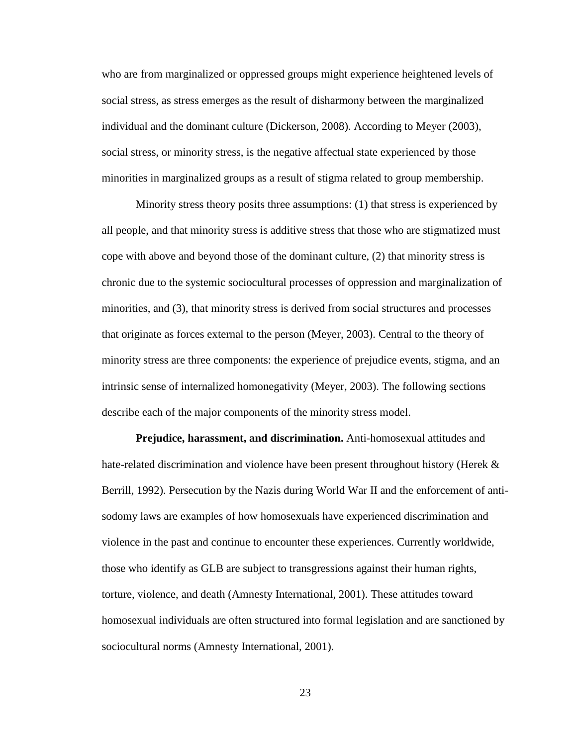who are from marginalized or oppressed groups might experience heightened levels of social stress, as stress emerges as the result of disharmony between the marginalized individual and the dominant culture (Dickerson, 2008). According to Meyer (2003), social stress, or minority stress, is the negative affectual state experienced by those minorities in marginalized groups as a result of stigma related to group membership.

Minority stress theory posits three assumptions: (1) that stress is experienced by all people, and that minority stress is additive stress that those who are stigmatized must cope with above and beyond those of the dominant culture, (2) that minority stress is chronic due to the systemic sociocultural processes of oppression and marginalization of minorities, and (3), that minority stress is derived from social structures and processes that originate as forces external to the person (Meyer, 2003). Central to the theory of minority stress are three components: the experience of prejudice events, stigma, and an intrinsic sense of internalized homonegativity (Meyer, 2003). The following sections describe each of the major components of the minority stress model.

**Prejudice, harassment, and discrimination.** Anti-homosexual attitudes and hate-related discrimination and violence have been present throughout history (Herek & Berrill, 1992). Persecution by the Nazis during World War II and the enforcement of anti-sodomy laws are examples of how homosexuals have experienced discrimination and violence in the past and continue to encounter these experiences. Currently worldwide, those who identify as GLB are subject to transgressions against their human rights, torture, violence, and death (Amnesty International, 2001). These attitudes toward homosexual individuals are often structured into formal legislation and are sanctioned by sociocultural norms (Amnesty International, 2001).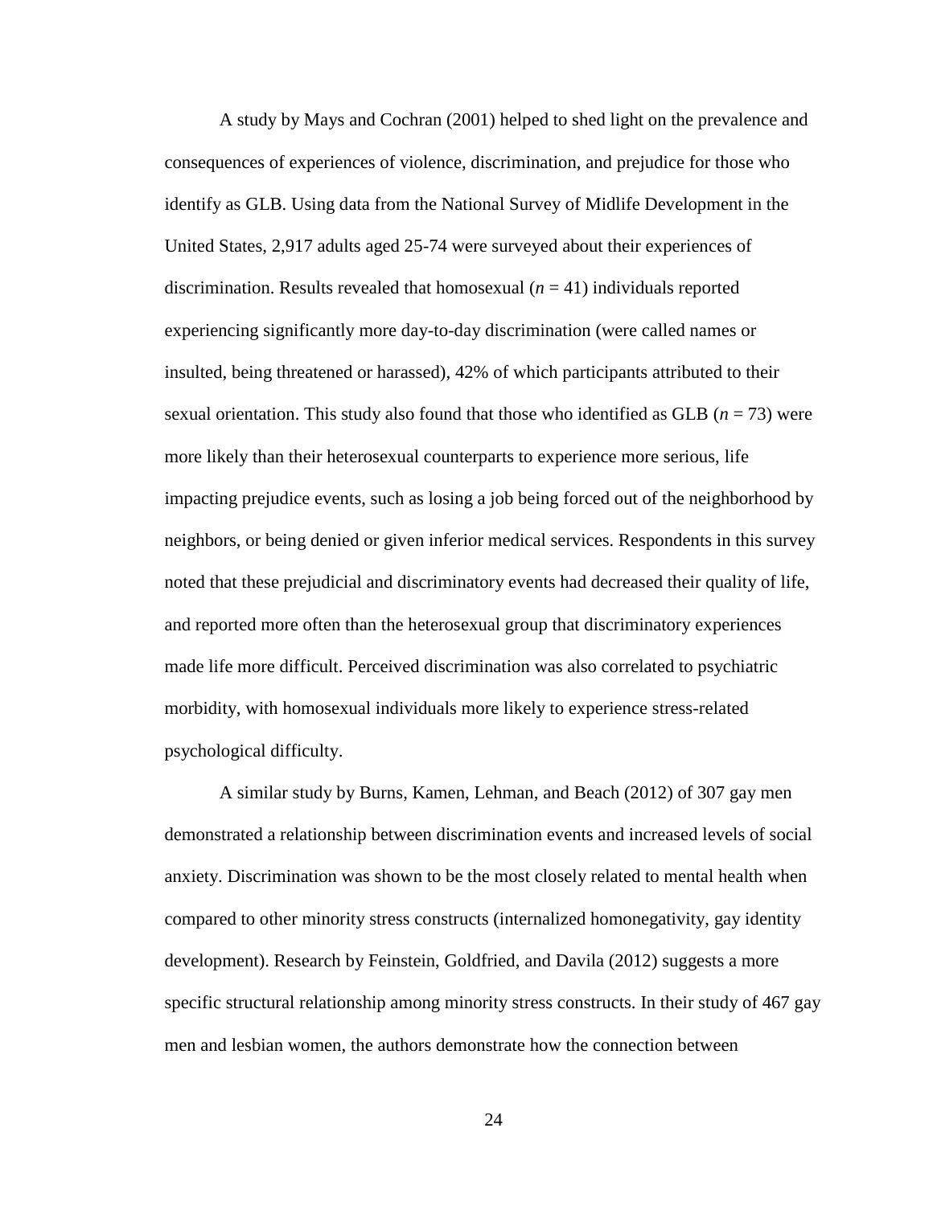A study by Mays and Cochran (2001) helped to shed light on the prevalence and consequences of experiences of violence, discrimination, and prejudice for those who identify as GLB. Using data from the National Survey of Midlife Development in the United States, 2,917 adults aged 25-74 were surveyed about their experiences of discrimination. Results revealed that homosexual ($n$ = 41) individuals reported experiencing significantly more day-to-day discrimination (were called names or insulted, being threatened or harassed), 42% of which participants attributed to their sexual orientation. This study also found that those who identified as GLB ($n$ = 73) were more likely than their heterosexual counterparts to experience more serious, life impacting prejudice events, such as losing a job being forced out of the neighborhood by neighbors, or being denied or given inferior medical services. Respondents in this survey noted that these prejudicial and discriminatory events had decreased their quality of life, and reported more often than the heterosexual group that discriminatory experiences made life more difficult. Perceived discrimination was also correlated to psychiatric morbidity, with homosexual individuals more likely to experience stress-related psychological difficulty.

A similar study by Burns, Kamen, Lehman, and Beach (2012) of 307 gay men demonstrated a relationship between discrimination events and increased levels of social anxiety. Discrimination was shown to be the most closely related to mental health when compared to other minority stress constructs (internalized homonegativity, gay identity development). Research by Feinstein, Goldfried, and Davila (2012) suggests a more specific structural relationship among minority stress constructs. In their study of 467 gay men and lesbian women, the authors demonstrate how the connection between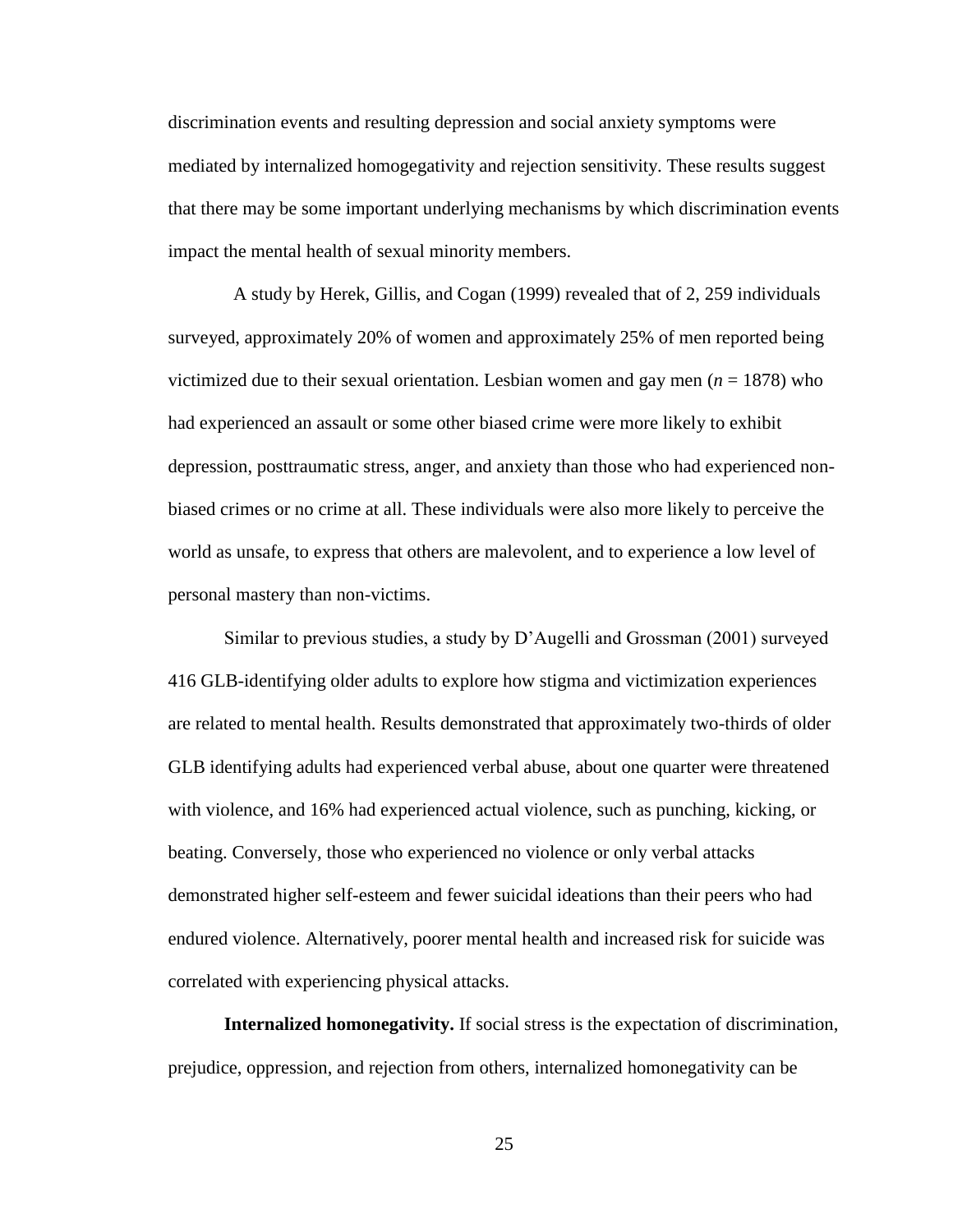discrimination events and resulting depression and social anxiety symptoms were mediated by internalized homogegativity and rejection sensitivity. These results suggest that there may be some important underlying mechanisms by which discrimination events impact the mental health of sexual minority members.

A study by Herek, Gillis, and Cogan (1999) revealed that of 2, 259 individuals surveyed, approximately 20% of women and approximately 25% of men reported being victimized due to their sexual orientation. Lesbian women and gay men ($n$ = 1878) who had experienced an assault or some other biased crime were more likely to exhibit depression, posttraumatic stress, anger, and anxiety than those who had experienced non-biased crimes or no crime at all. These individuals were also more likely to perceive the world as unsafe, to express that others are malevolent, and to experience a low level of personal mastery than non-victims.

Similar to previous studies, a study by D'Augelli and Grossman (2001) surveyed 416 GLB-identifying older adults to explore how stigma and victimization experiences are related to mental health. Results demonstrated that approximately two-thirds of older GLB identifying adults had experienced verbal abuse, about one quarter were threatened with violence, and 16% had experienced actual violence, such as punching, kicking, or beating. Conversely, those who experienced no violence or only verbal attacks demonstrated higher self-esteem and fewer suicidal ideations than their peers who had endured violence. Alternatively, poorer mental health and increased risk for suicide was correlated with experiencing physical attacks.

**Internalized homonegativity.** If social stress is the expectation of discrimination, prejudice, oppression, and rejection from others, internalized homonegativity can be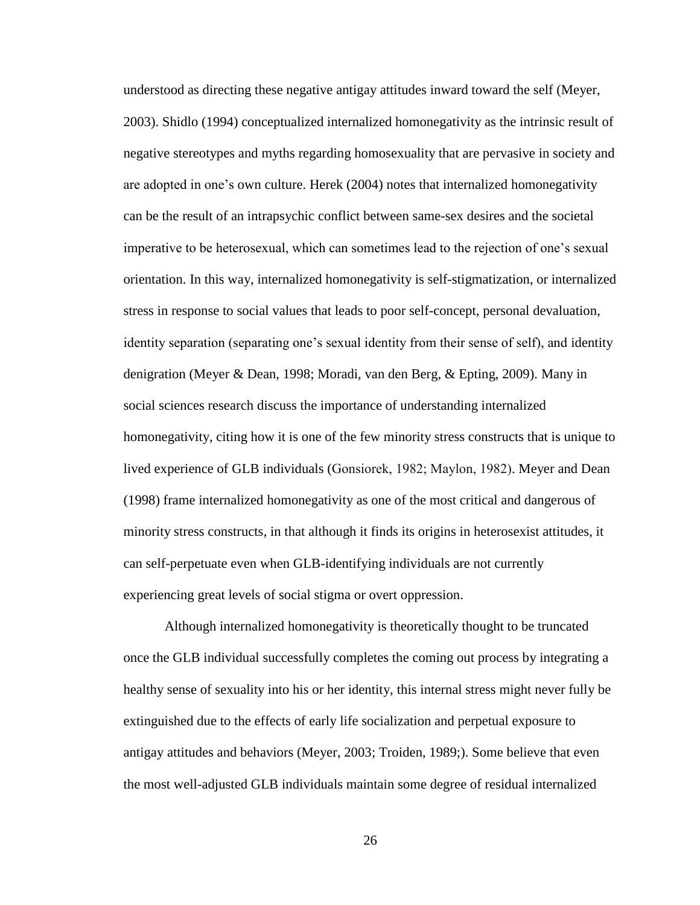understood as directing these negative antigay attitudes inward toward the self (Meyer, 2003). Shidlo (1994) conceptualized internalized homonegativity as the intrinsic result of negative stereotypes and myths regarding homosexuality that are pervasive in society and are adopted in one's own culture. Herek (2004) notes that internalized homonegativity can be the result of an intrapsychic conflict between same-sex desires and the societal imperative to be heterosexual, which can sometimes lead to the rejection of one's sexual orientation. In this way, internalized homonegativity is self-stigmatization, or internalized stress in response to social values that leads to poor self-concept, personal devaluation, identity separation (separating one's sexual identity from their sense of self), and identity denigration (Meyer & Dean, 1998; Moradi, van den Berg, & Epting, 2009). Many in social sciences research discuss the importance of understanding internalized homonegativity, citing how it is one of the few minority stress constructs that is unique to lived experience of GLB individuals (Gonsiorek, 1982; Maylon, 1982). Meyer and Dean (1998) frame internalized homonegativity as one of the most critical and dangerous of minority stress constructs, in that although it finds its origins in heterosexist attitudes, it can self-perpetuate even when GLB-identifying individuals are not currently experiencing great levels of social stigma or overt oppression.

Although internalized homonegativity is theoretically thought to be truncated once the GLB individual successfully completes the coming out process by integrating a healthy sense of sexuality into his or her identity, this internal stress might never fully be extinguished due to the effects of early life socialization and perpetual exposure to antigay attitudes and behaviors (Meyer, 2003; Troiden, 1989;). Some believe that even the most well-adjusted GLB individuals maintain some degree of residual internalized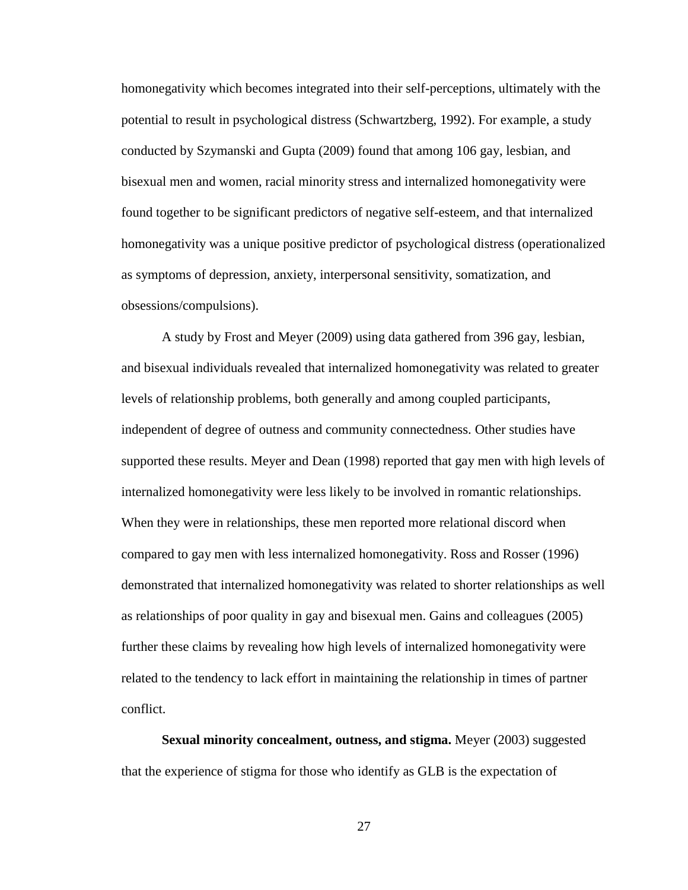homonegativity which becomes integrated into their self-perceptions, ultimately with the potential to result in psychological distress (Schwartzberg, 1992). For example, a study conducted by Szymanski and Gupta (2009) found that among 106 gay, lesbian, and bisexual men and women, racial minority stress and internalized homonegativity were found together to be significant predictors of negative self-esteem, and that internalized homonegativity was a unique positive predictor of psychological distress (operationalized as symptoms of depression, anxiety, interpersonal sensitivity, somatization, and obsessions/compulsions).

A study by Frost and Meyer (2009) using data gathered from 396 gay, lesbian, and bisexual individuals revealed that internalized homonegativity was related to greater levels of relationship problems, both generally and among coupled participants, independent of degree of outness and community connectedness. Other studies have supported these results. Meyer and Dean (1998) reported that gay men with high levels of internalized homonegativity were less likely to be involved in romantic relationships. When they were in relationships, these men reported more relational discord when compared to gay men with less internalized homonegativity. Ross and Rosser (1996) demonstrated that internalized homonegativity was related to shorter relationships as well as relationships of poor quality in gay and bisexual men. Gains and colleagues (2005) further these claims by revealing how high levels of internalized homonegativity were related to the tendency to lack effort in maintaining the relationship in times of partner conflict.

**Sexual minority concealment, outness, and stigma.** Meyer (2003) suggested that the experience of stigma for those who identify as GLB is the expectation of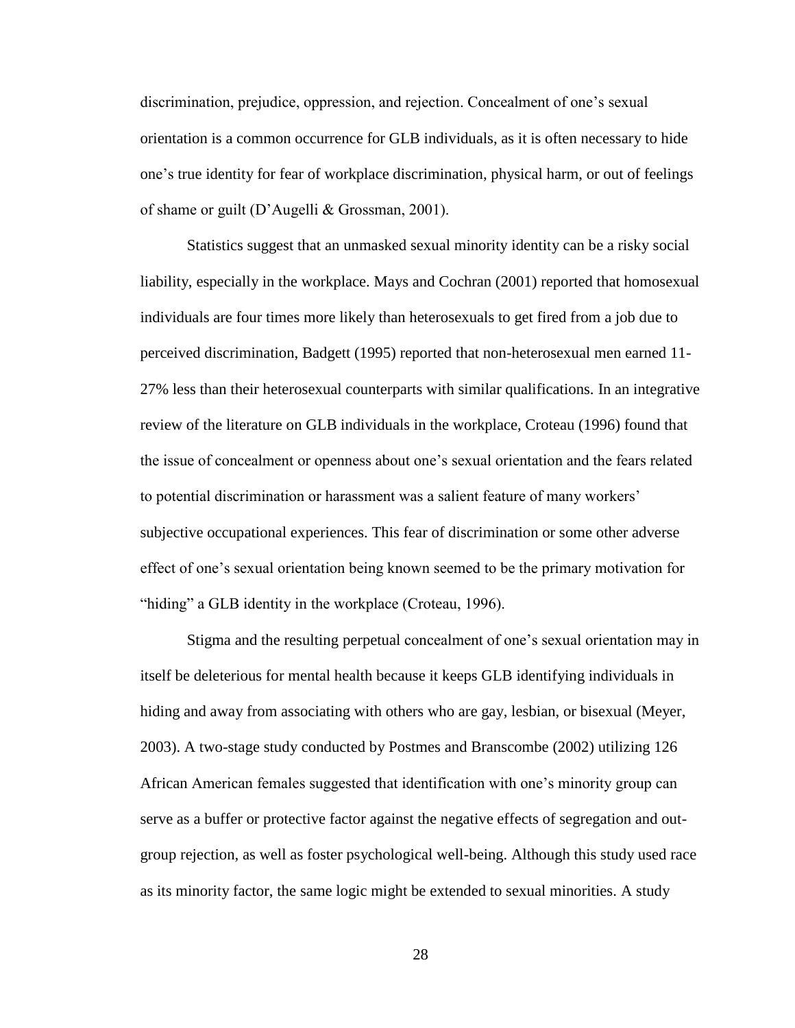discrimination, prejudice, oppression, and rejection. Concealment of one's sexual orientation is a common occurrence for GLB individuals, as it is often necessary to hide one's true identity for fear of workplace discrimination, physical harm, or out of feelings of shame or guilt (D'Augelli & Grossman, 2001).

Statistics suggest that an unmasked sexual minority identity can be a risky social liability, especially in the workplace. Mays and Cochran (2001) reported that homosexual individuals are four times more likely than heterosexuals to get fired from a job due to perceived discrimination, Badgett (1995) reported that non-heterosexual men earned 11-27% less than their heterosexual counterparts with similar qualifications. In an integrative review of the literature on GLB individuals in the workplace, Croteau (1996) found that the issue of concealment or openness about one's sexual orientation and the fears related to potential discrimination or harassment was a salient feature of many workers' subjective occupational experiences. This fear of discrimination or some other adverse effect of one's sexual orientation being known seemed to be the primary motivation for "hiding" a GLB identity in the workplace (Croteau, 1996).

Stigma and the resulting perpetual concealment of one's sexual orientation may in itself be deleterious for mental health because it keeps GLB identifying individuals in hiding and away from associating with others who are gay, lesbian, or bisexual (Meyer, 2003). A two-stage study conducted by Postmes and Branscombe (2002) utilizing 126 African American females suggested that identification with one's minority group can serve as a buffer or protective factor against the negative effects of segregation and out-group rejection, as well as foster psychological well-being. Although this study used race as its minority factor, the same logic might be extended to sexual minorities. A study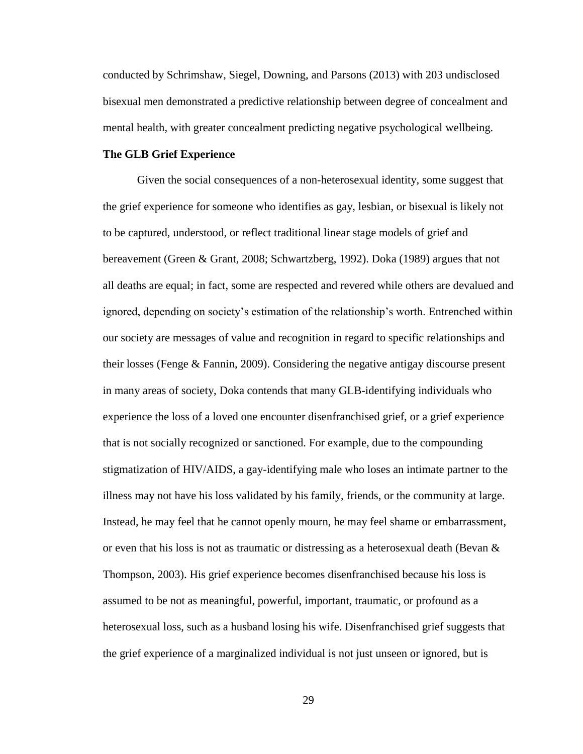conducted by Schrimshaw, Siegel, Downing, and Parsons (2013) with 203 undisclosed bisexual men demonstrated a predictive relationship between degree of concealment and mental health, with greater concealment predicting negative psychological wellbeing.

**The GLB Grief Experience**

Given the social consequences of a non-heterosexual identity, some suggest that the grief experience for someone who identifies as gay, lesbian, or bisexual is likely not to be captured, understood, or reflect traditional linear stage models of grief and bereavement (Green & Grant, 2008; Schwartzberg, 1992). Doka (1989) argues that not all deaths are equal; in fact, some are respected and revered while others are devalued and ignored, depending on society's estimation of the relationship's worth. Entrenched within our society are messages of value and recognition in regard to specific relationships and their losses (Fenge & Fannin, 2009). Considering the negative antigay discourse present in many areas of society, Doka contends that many GLB-identifying individuals who experience the loss of a loved one encounter disenfranchised grief, or a grief experience that is not socially recognized or sanctioned. For example, due to the compounding stigmatization of HIV/AIDS, a gay-identifying male who loses an intimate partner to the illness may not have his loss validated by his family, friends, or the community at large. Instead, he may feel that he cannot openly mourn, he may feel shame or embarrassment, or even that his loss is not as traumatic or distressing as a heterosexual death (Bevan & Thompson, 2003). His grief experience becomes disenfranchised because his loss is assumed to be not as meaningful, powerful, important, traumatic, or profound as a heterosexual loss, such as a husband losing his wife. Disenfranchised grief suggests that the grief experience of a marginalized individual is not just unseen or ignored, but is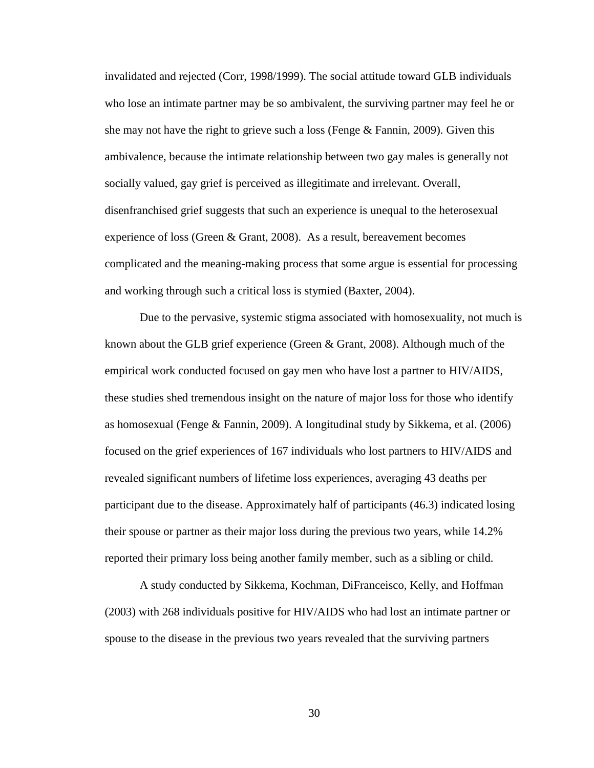invalidated and rejected (Corr, 1998/1999). The social attitude toward GLB individuals who lose an intimate partner may be so ambivalent, the surviving partner may feel he or she may not have the right to grieve such a loss (Fenge & Fannin, 2009). Given this ambivalence, because the intimate relationship between two gay males is generally not socially valued, gay grief is perceived as illegitimate and irrelevant. Overall, disenfranchised grief suggests that such an experience is unequal to the heterosexual experience of loss (Green & Grant, 2008). As a result, bereavement becomes complicated and the meaning-making process that some argue is essential for processing and working through such a critical loss is stymied (Baxter, 2004).

Due to the pervasive, systemic stigma associated with homosexuality, not much is known about the GLB grief experience (Green & Grant, 2008). Although much of the empirical work conducted focused on gay men who have lost a partner to HIV/AIDS, these studies shed tremendous insight on the nature of major loss for those who identify as homosexual (Fenge & Fannin, 2009). A longitudinal study by Sikkema, et al. (2006) focused on the grief experiences of 167 individuals who lost partners to HIV/AIDS and revealed significant numbers of lifetime loss experiences, averaging 43 deaths per participant due to the disease. Approximately half of participants (46.3) indicated losing their spouse or partner as their major loss during the previous two years, while 14.2% reported their primary loss being another family member, such as a sibling or child.

A study conducted by Sikkema, Kochman, DiFranceisco, Kelly, and Hoffman (2003) with 268 individuals positive for HIV/AIDS who had lost an intimate partner or spouse to the disease in the previous two years revealed that the surviving partners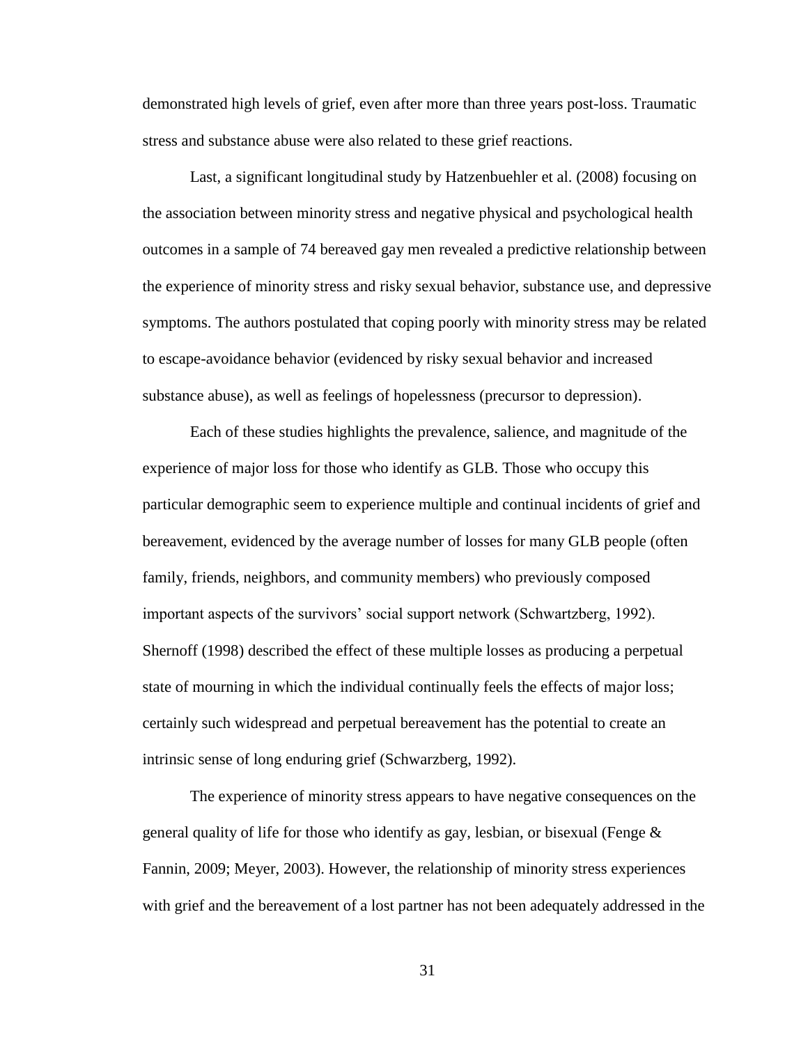demonstrated high levels of grief, even after more than three years post-loss. Traumatic stress and substance abuse were also related to these grief reactions.

Last, a significant longitudinal study by Hatzenbuehler et al. (2008) focusing on the association between minority stress and negative physical and psychological health outcomes in a sample of 74 bereaved gay men revealed a predictive relationship between the experience of minority stress and risky sexual behavior, substance use, and depressive symptoms. The authors postulated that coping poorly with minority stress may be related to escape-avoidance behavior (evidenced by risky sexual behavior and increased substance abuse), as well as feelings of hopelessness (precursor to depression).

Each of these studies highlights the prevalence, salience, and magnitude of the experience of major loss for those who identify as GLB. Those who occupy this particular demographic seem to experience multiple and continual incidents of grief and bereavement, evidenced by the average number of losses for many GLB people (often family, friends, neighbors, and community members) who previously composed important aspects of the survivors' social support network (Schwartzberg, 1992). Shernoff (1998) described the effect of these multiple losses as producing a perpetual state of mourning in which the individual continually feels the effects of major loss; certainly such widespread and perpetual bereavement has the potential to create an intrinsic sense of long enduring grief (Schwarzberg, 1992).

The experience of minority stress appears to have negative consequences on the general quality of life for those who identify as gay, lesbian, or bisexual (Fenge & Fannin, 2009; Meyer, 2003). However, the relationship of minority stress experiences with grief and the bereavement of a lost partner has not been adequately addressed in the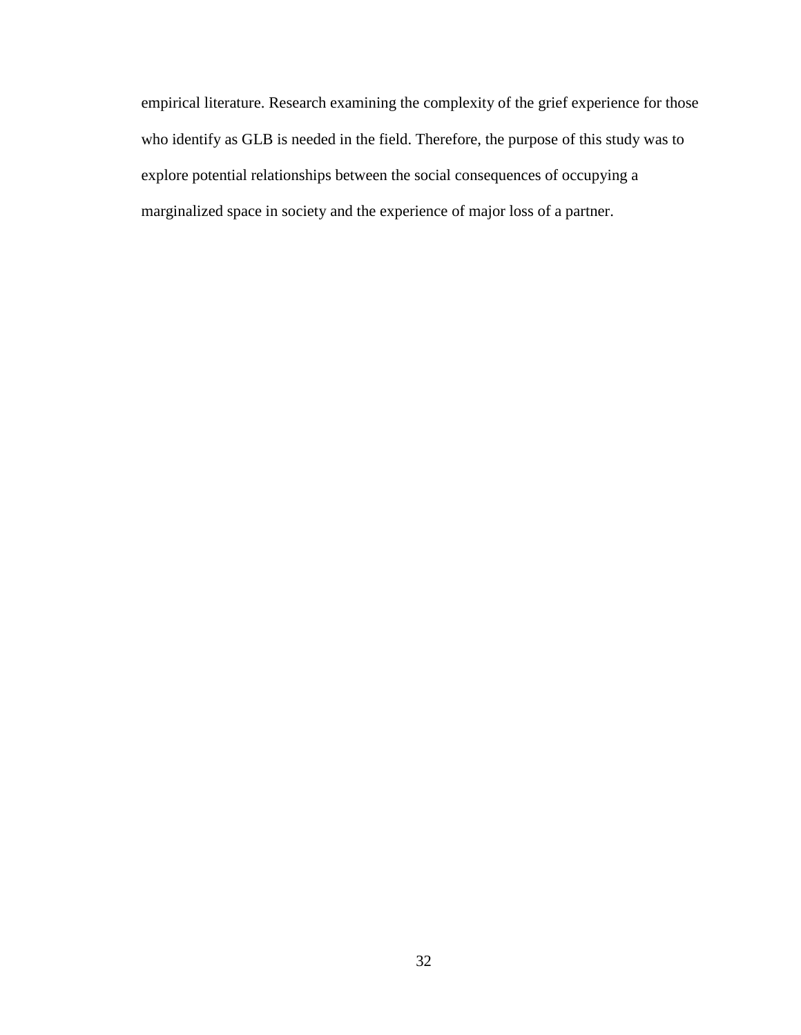empirical literature. Research examining the complexity of the grief experience for those who identify as GLB is needed in the field. Therefore, the purpose of this study was to explore potential relationships between the social consequences of occupying a marginalized space in society and the experience of major loss of a partner.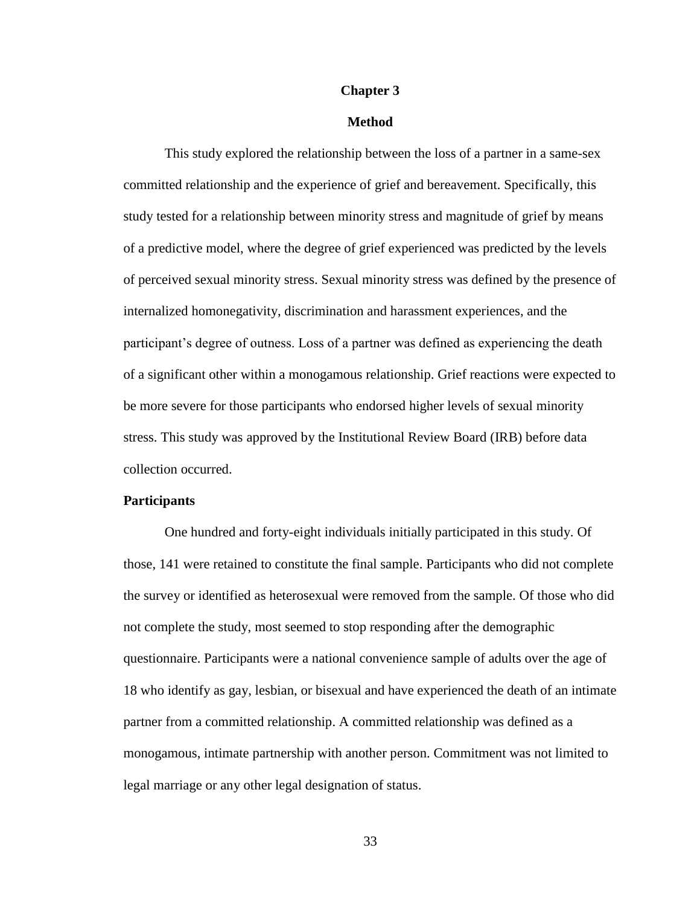# Chapter 3

## Method

This study explored the relationship between the loss of a partner in a same-sex committed relationship and the experience of grief and bereavement. Specifically, this study tested for a relationship between minority stress and magnitude of grief by means of a predictive model, where the degree of grief experienced was predicted by the levels of perceived sexual minority stress. Sexual minority stress was defined by the presence of internalized homonegativity, discrimination and harassment experiences, and the participant's degree of outness. Loss of a partner was defined as experiencing the death of a significant other within a monogamous relationship. Grief reactions were expected to be more severe for those participants who endorsed higher levels of sexual minority stress. This study was approved by the Institutional Review Board (IRB) before data collection occurred.

### Participants

One hundred and forty-eight individuals initially participated in this study. Of those, 141 were retained to constitute the final sample. Participants who did not complete the survey or identified as heterosexual were removed from the sample. Of those who did not complete the study, most seemed to stop responding after the demographic questionnaire. Participants were a national convenience sample of adults over the age of 18 who identify as gay, lesbian, or bisexual and have experienced the death of an intimate partner from a committed relationship. A committed relationship was defined as a monogamous, intimate partnership with another person. Commitment was not limited to legal marriage or any other legal designation of status.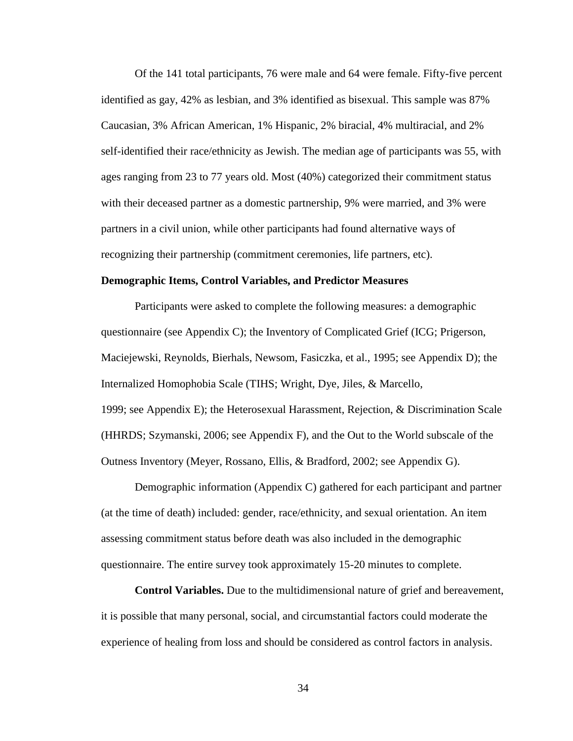Of the 141 total participants, 76 were male and 64 were female. Fifty-five percent identified as gay, 42% as lesbian, and 3% identified as bisexual. This sample was 87% Caucasian, 3% African American, 1% Hispanic, 2% biracial, 4% multiracial, and 2% self-identified their race/ethnicity as Jewish. The median age of participants was 55, with ages ranging from 23 to 77 years old. Most (40%) categorized their commitment status with their deceased partner as a domestic partnership, 9% were married, and 3% were partners in a civil union, while other participants had found alternative ways of recognizing their partnership (commitment ceremonies, life partners, etc).

**Demographic Items, Control Variables, and Predictor Measures**

Participants were asked to complete the following measures: a demographic questionnaire (see Appendix C); the Inventory of Complicated Grief (ICG; Prigerson, Maciejewski, Reynolds, Bierhals, Newsom, Fasiczka, et al., 1995; see Appendix D); the Internalized Homophobia Scale (TIHS; Wright, Dye, Jiles, & Marcello, 1999; see Appendix E); the Heterosexual Harassment, Rejection, & Discrimination Scale (HHRDS; Szymanski, 2006; see Appendix F), and the Out to the World subscale of the Outness Inventory (Meyer, Rossano, Ellis, & Bradford, 2002; see Appendix G).

Demographic information (Appendix C) gathered for each participant and partner (at the time of death) included: gender, race/ethnicity, and sexual orientation. An item assessing commitment status before death was also included in the demographic questionnaire. The entire survey took approximately 15-20 minutes to complete.

**Control Variables.** Due to the multidimensional nature of grief and bereavement, it is possible that many personal, social, and circumstantial factors could moderate the experience of healing from loss and should be considered as control factors in analysis.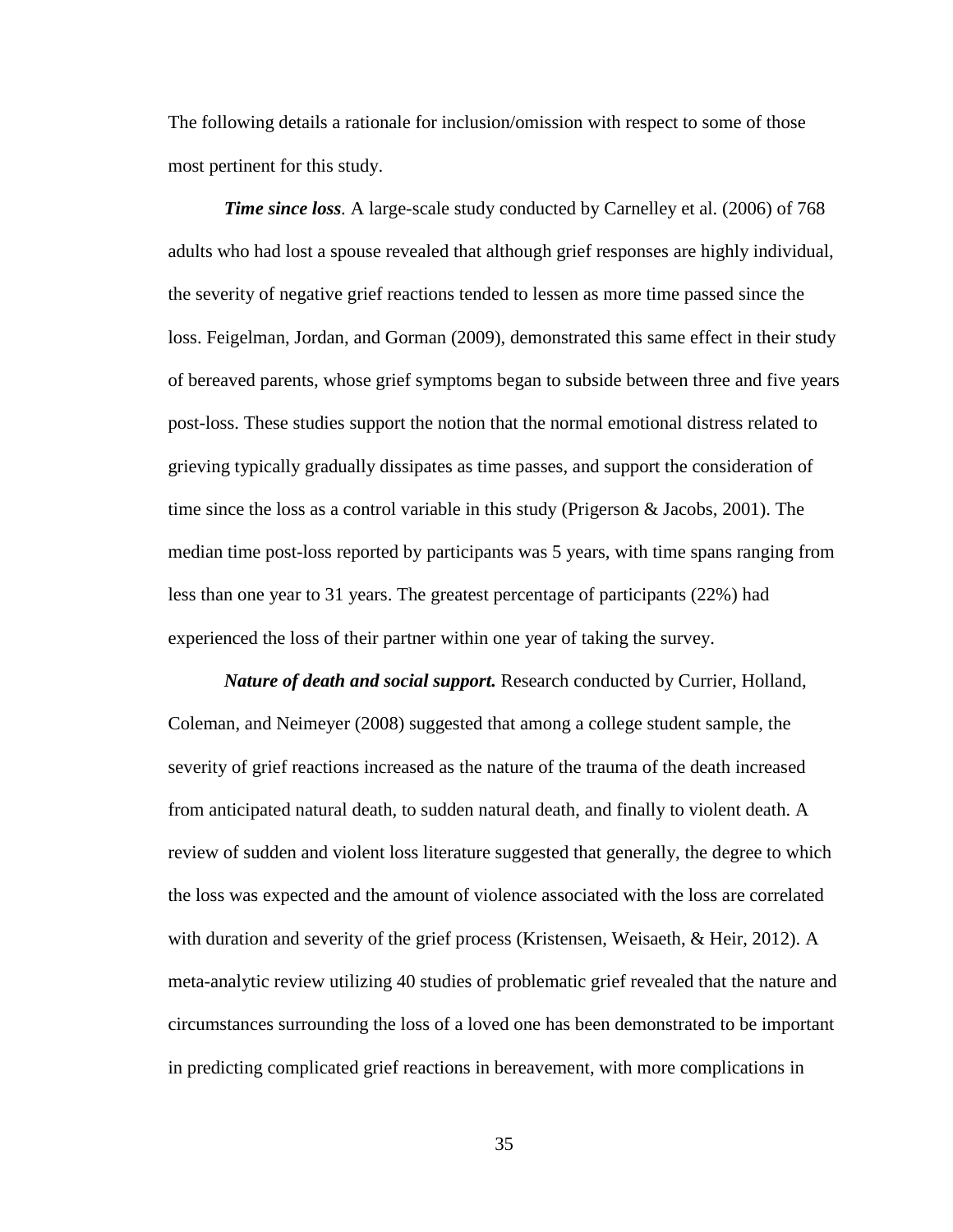The following details a rationale for inclusion/omission with respect to some of those most pertinent for this study.

***Time since loss***. A large-scale study conducted by Carnelley et al. (2006) of 768 adults who had lost a spouse revealed that although grief responses are highly individual, the severity of negative grief reactions tended to lessen as more time passed since the loss. Feigelman, Jordan, and Gorman (2009), demonstrated this same effect in their study of bereaved parents, whose grief symptoms began to subside between three and five years post-loss. These studies support the notion that the normal emotional distress related to grieving typically gradually dissipates as time passes, and support the consideration of time since the loss as a control variable in this study (Prigerson & Jacobs, 2001). The median time post-loss reported by participants was 5 years, with time spans ranging from less than one year to 31 years. The greatest percentage of participants (22%) had experienced the loss of their partner within one year of taking the survey.

***Nature of death and social support.*** Research conducted by Currier, Holland, Coleman, and Neimeyer (2008) suggested that among a college student sample, the severity of grief reactions increased as the nature of the trauma of the death increased from anticipated natural death, to sudden natural death, and finally to violent death. A review of sudden and violent loss literature suggested that generally, the degree to which the loss was expected and the amount of violence associated with the loss are correlated with duration and severity of the grief process (Kristensen, Weisaeth, & Heir, 2012). A meta-analytic review utilizing 40 studies of problematic grief revealed that the nature and circumstances surrounding the loss of a loved one has been demonstrated to be important in predicting complicated grief reactions in bereavement, with more complications in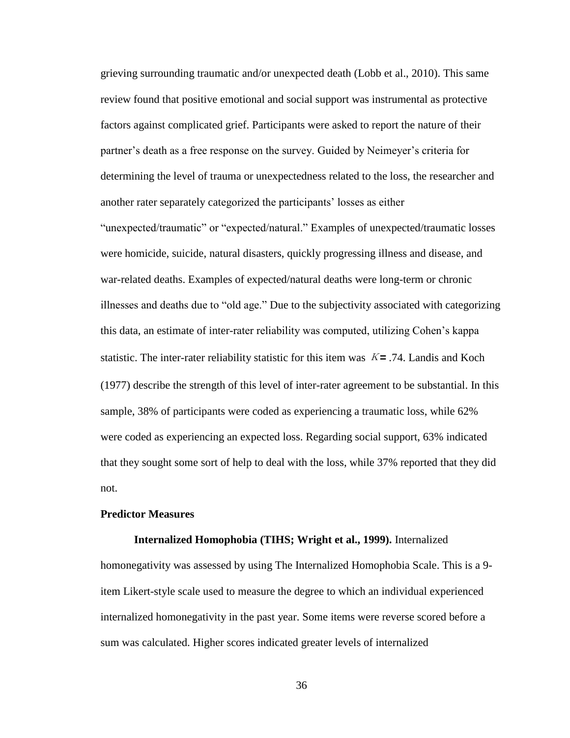grieving surrounding traumatic and/or unexpected death (Lobb et al., 2010). This same review found that positive emotional and social support was instrumental as protective factors against complicated grief. Participants were asked to report the nature of their partner's death as a free response on the survey. Guided by Neimeyer's criteria for determining the level of trauma or unexpectedness related to the loss, the researcher and another rater separately categorized the participants' losses as either "unexpected/traumatic" or "expected/natural." Examples of unexpected/traumatic losses were homicide, suicide, natural disasters, quickly progressing illness and disease, and war-related deaths. Examples of expected/natural deaths were long-term or chronic illnesses and deaths due to "old age." Due to the subjectivity associated with categorizing this data, an estimate of inter-rater reliability was computed, utilizing Cohen's kappa statistic. The inter-rater reliability statistic for this item was $K = .74$. Landis and Koch (1977) describe the strength of this level of inter-rater agreement to be substantial. In this sample, 38% of participants were coded as experiencing a traumatic loss, while 62% were coded as experiencing an expected loss. Regarding social support, 63% indicated that they sought some sort of help to deal with the loss, while 37% reported that they did not.

**Predictor Measures**

**Internalized Homophobia (TIHS; Wright et al., 1999).** Internalized homonegativity was assessed by using The Internalized Homophobia Scale. This is a 9-item Likert-style scale used to measure the degree to which an individual experienced internalized homonegativity in the past year. Some items were reverse scored before a sum was calculated. Higher scores indicated greater levels of internalized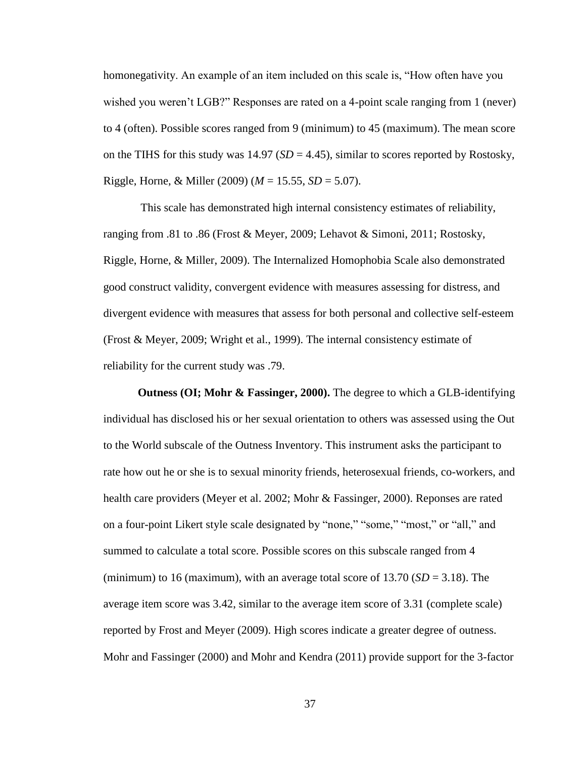homonegativity. An example of an item included on this scale is, "How often have you wished you weren't LGB?" Responses are rated on a 4-point scale ranging from 1 (never) to 4 (often). Possible scores ranged from 9 (minimum) to 45 (maximum). The mean score on the TIHS for this study was 14.97 (*SD* = 4.45), similar to scores reported by Rostosky, Riggle, Horne, & Miller (2009) (*M* = 15.55, *SD* = 5.07).

This scale has demonstrated high internal consistency estimates of reliability, ranging from .81 to .86 (Frost & Meyer, 2009; Lehavot & Simoni, 2011; Rostosky, Riggle, Horne, & Miller, 2009). The Internalized Homophobia Scale also demonstrated good construct validity, convergent evidence with measures assessing for distress, and divergent evidence with measures that assess for both personal and collective self-esteem (Frost & Meyer, 2009; Wright et al., 1999). The internal consistency estimate of reliability for the current study was .79.

**Outness (OI; Mohr & Fassinger, 2000).** The degree to which a GLB-identifying individual has disclosed his or her sexual orientation to others was assessed using the Out to the World subscale of the Outness Inventory. This instrument asks the participant to rate how out he or she is to sexual minority friends, heterosexual friends, co-workers, and health care providers (Meyer et al. 2002; Mohr & Fassinger, 2000). Reponses are rated on a four-point Likert style scale designated by "none," "some," "most," or "all," and summed to calculate a total score. Possible scores on this subscale ranged from 4 (minimum) to 16 (maximum), with an average total score of 13.70 (*SD* = 3.18). The average item score was 3.42, similar to the average item score of 3.31 (complete scale) reported by Frost and Meyer (2009). High scores indicate a greater degree of outness. Mohr and Fassinger (2000) and Mohr and Kendra (2011) provide support for the 3-factor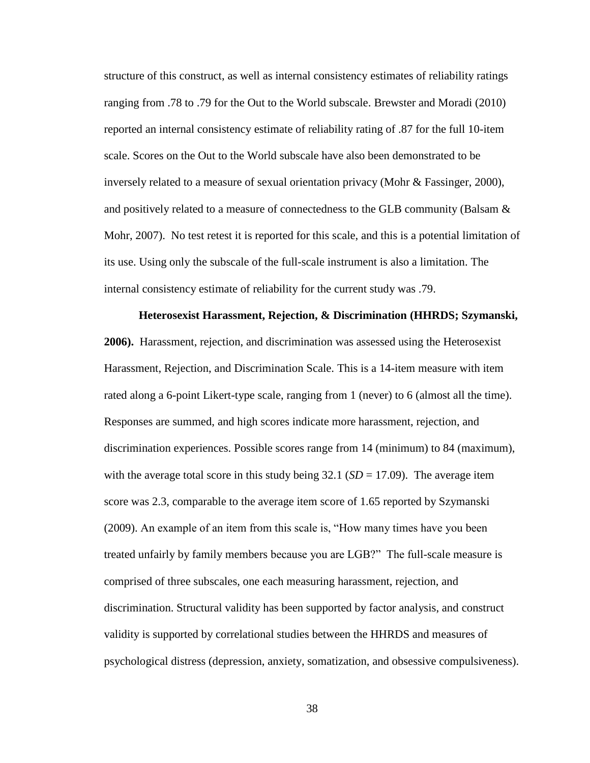structure of this construct, as well as internal consistency estimates of reliability ratings ranging from .78 to .79 for the Out to the World subscale. Brewster and Moradi (2010) reported an internal consistency estimate of reliability rating of .87 for the full 10-item scale. Scores on the Out to the World subscale have also been demonstrated to be inversely related to a measure of sexual orientation privacy (Mohr & Fassinger, 2000), and positively related to a measure of connectedness to the GLB community (Balsam & Mohr, 2007). No test retest it is reported for this scale, and this is a potential limitation of its use. Using only the subscale of the full-scale instrument is also a limitation. The internal consistency estimate of reliability for the current study was .79.

**Heterosexist Harassment, Rejection, & Discrimination (HHRDS; Szymanski, 2006).** Harassment, rejection, and discrimination was assessed using the Heterosexist Harassment, Rejection, and Discrimination Scale. This is a 14-item measure with item rated along a 6-point Likert-type scale, ranging from 1 (never) to 6 (almost all the time). Responses are summed, and high scores indicate more harassment, rejection, and discrimination experiences. Possible scores range from 14 (minimum) to 84 (maximum), with the average total score in this study being 32.1 (*SD* = 17.09). The average item score was 2.3, comparable to the average item score of 1.65 reported by Szymanski (2009). An example of an item from this scale is, "How many times have you been treated unfairly by family members because you are LGB?" The full-scale measure is comprised of three subscales, one each measuring harassment, rejection, and discrimination. Structural validity has been supported by factor analysis, and construct validity is supported by correlational studies between the HHRDS and measures of psychological distress (depression, anxiety, somatization, and obsessive compulsiveness).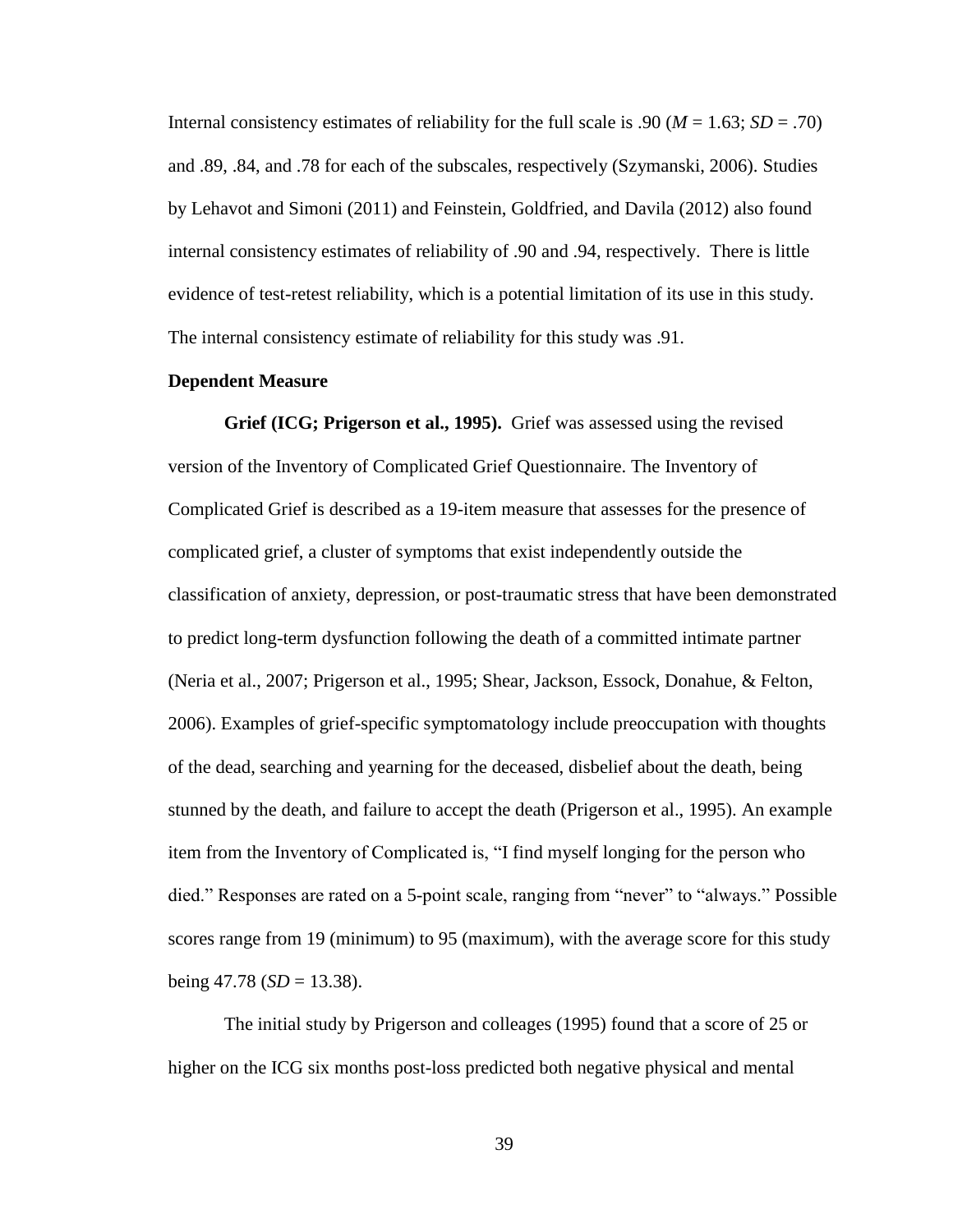Internal consistency estimates of reliability for the full scale is .90 (*M* = 1.63; *SD* = .70) and .89, .84, and .78 for each of the subscales, respectively (Szymanski, 2006). Studies by Lehavot and Simoni (2011) and Feinstein, Goldfried, and Davila (2012) also found internal consistency estimates of reliability of .90 and .94, respectively. There is little evidence of test-retest reliability, which is a potential limitation of its use in this study. The internal consistency estimate of reliability for this study was .91.

## Dependent Measure

**Grief (ICG; Prigerson et al., 1995).** Grief was assessed using the revised version of the Inventory of Complicated Grief Questionnaire. The Inventory of Complicated Grief is described as a 19-item measure that assesses for the presence of complicated grief, a cluster of symptoms that exist independently outside the classification of anxiety, depression, or post-traumatic stress that have been demonstrated to predict long-term dysfunction following the death of a committed intimate partner (Neria et al., 2007; Prigerson et al., 1995; Shear, Jackson, Essock, Donahue, & Felton, 2006). Examples of grief-specific symptomatology include preoccupation with thoughts of the dead, searching and yearning for the deceased, disbelief about the death, being stunned by the death, and failure to accept the death (Prigerson et al., 1995). An example item from the Inventory of Complicated is, "I find myself longing for the person who died." Responses are rated on a 5-point scale, ranging from "never" to "always." Possible scores range from 19 (minimum) to 95 (maximum), with the average score for this study being 47.78 (*SD* = 13.38).

The initial study by Prigerson and colleages (1995) found that a score of 25 or higher on the ICG six months post-loss predicted both negative physical and mental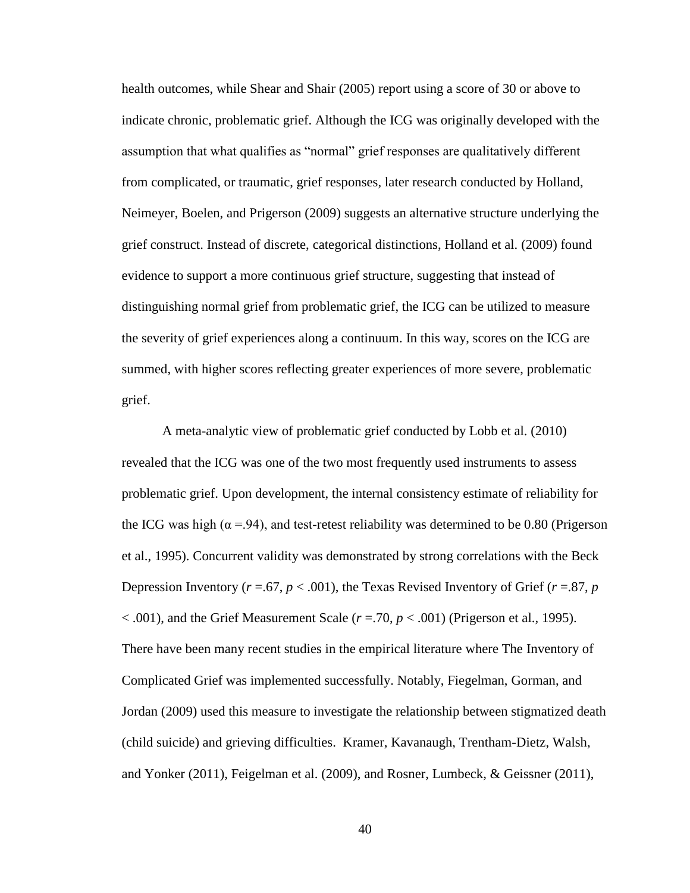health outcomes, while Shear and Shair (2005) report using a score of 30 or above to indicate chronic, problematic grief. Although the ICG was originally developed with the assumption that what qualifies as "normal" grief responses are qualitatively different from complicated, or traumatic, grief responses, later research conducted by Holland, Neimeyer, Boelen, and Prigerson (2009) suggests an alternative structure underlying the grief construct. Instead of discrete, categorical distinctions, Holland et al. (2009) found evidence to support a more continuous grief structure, suggesting that instead of distinguishing normal grief from problematic grief, the ICG can be utilized to measure the severity of grief experiences along a continuum. In this way, scores on the ICG are summed, with higher scores reflecting greater experiences of more severe, problematic grief.

A meta-analytic view of problematic grief conducted by Lobb et al. (2010) revealed that the ICG was one of the two most frequently used instruments to assess problematic grief. Upon development, the internal consistency estimate of reliability for the ICG was high ($\alpha = .94$), and test-retest reliability was determined to be 0.80 (Prigerson et al., 1995). Concurrent validity was demonstrated by strong correlations with the Beck Depression Inventory ($r = .67$, $p < .001$), the Texas Revised Inventory of Grief ($r = .87$, $p < .001$), and the Grief Measurement Scale ($r = .70$, $p < .001$) (Prigerson et al., 1995). There have been many recent studies in the empirical literature where The Inventory of Complicated Grief was implemented successfully. Notably, Fiegelman, Gorman, and Jordan (2009) used this measure to investigate the relationship between stigmatized death (child suicide) and grieving difficulties. Kramer, Kavanaugh, Trentham-Dietz, Walsh, and Yonker (2011), Feigelman et al. (2009), and Rosner, Lumbeck, & Geissner (2011),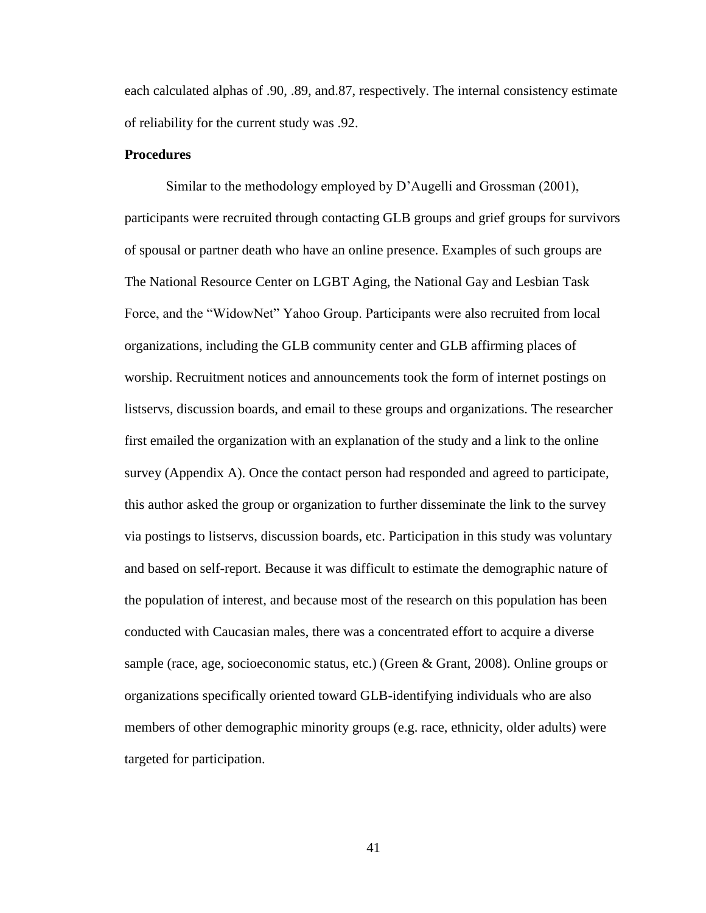each calculated alphas of .90, .89, and.87, respectively. The internal consistency estimate of reliability for the current study was .92.

**Procedures**

Similar to the methodology employed by D'Augelli and Grossman (2001), participants were recruited through contacting GLB groups and grief groups for survivors of spousal or partner death who have an online presence. Examples of such groups are The National Resource Center on LGBT Aging, the National Gay and Lesbian Task Force, and the "WidowNet" Yahoo Group. Participants were also recruited from local organizations, including the GLB community center and GLB affirming places of worship. Recruitment notices and announcements took the form of internet postings on listservs, discussion boards, and email to these groups and organizations. The researcher first emailed the organization with an explanation of the study and a link to the online survey (Appendix A). Once the contact person had responded and agreed to participate, this author asked the group or organization to further disseminate the link to the survey via postings to listservs, discussion boards, etc. Participation in this study was voluntary and based on self-report. Because it was difficult to estimate the demographic nature of the population of interest, and because most of the research on this population has been conducted with Caucasian males, there was a concentrated effort to acquire a diverse sample (race, age, socioeconomic status, etc.) (Green & Grant, 2008). Online groups or organizations specifically oriented toward GLB-identifying individuals who are also members of other demographic minority groups (e.g. race, ethnicity, older adults) were targeted for participation.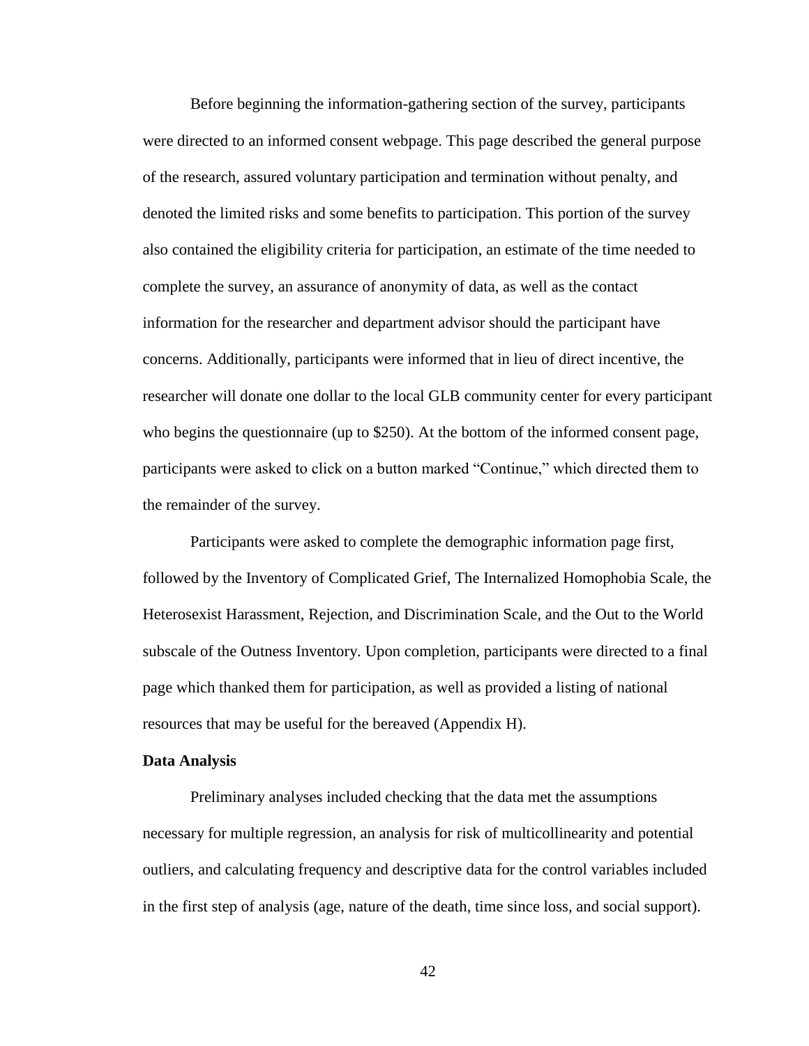Before beginning the information-gathering section of the survey, participants were directed to an informed consent webpage. This page described the general purpose of the research, assured voluntary participation and termination without penalty, and denoted the limited risks and some benefits to participation. This portion of the survey also contained the eligibility criteria for participation, an estimate of the time needed to complete the survey, an assurance of anonymity of data, as well as the contact information for the researcher and department advisor should the participant have concerns. Additionally, participants were informed that in lieu of direct incentive, the researcher will donate one dollar to the local GLB community center for every participant who begins the questionnaire (up to $250). At the bottom of the informed consent page, participants were asked to click on a button marked "Continue," which directed them to the remainder of the survey.

Participants were asked to complete the demographic information page first, followed by the Inventory of Complicated Grief, The Internalized Homophobia Scale, the Heterosexist Harassment, Rejection, and Discrimination Scale, and the Out to the World subscale of the Outness Inventory. Upon completion, participants were directed to a final page which thanked them for participation, as well as provided a listing of national resources that may be useful for the bereaved (Appendix H).

**Data Analysis**

Preliminary analyses included checking that the data met the assumptions necessary for multiple regression, an analysis for risk of multicollinearity and potential outliers, and calculating frequency and descriptive data for the control variables included in the first step of analysis (age, nature of the death, time since loss, and social support).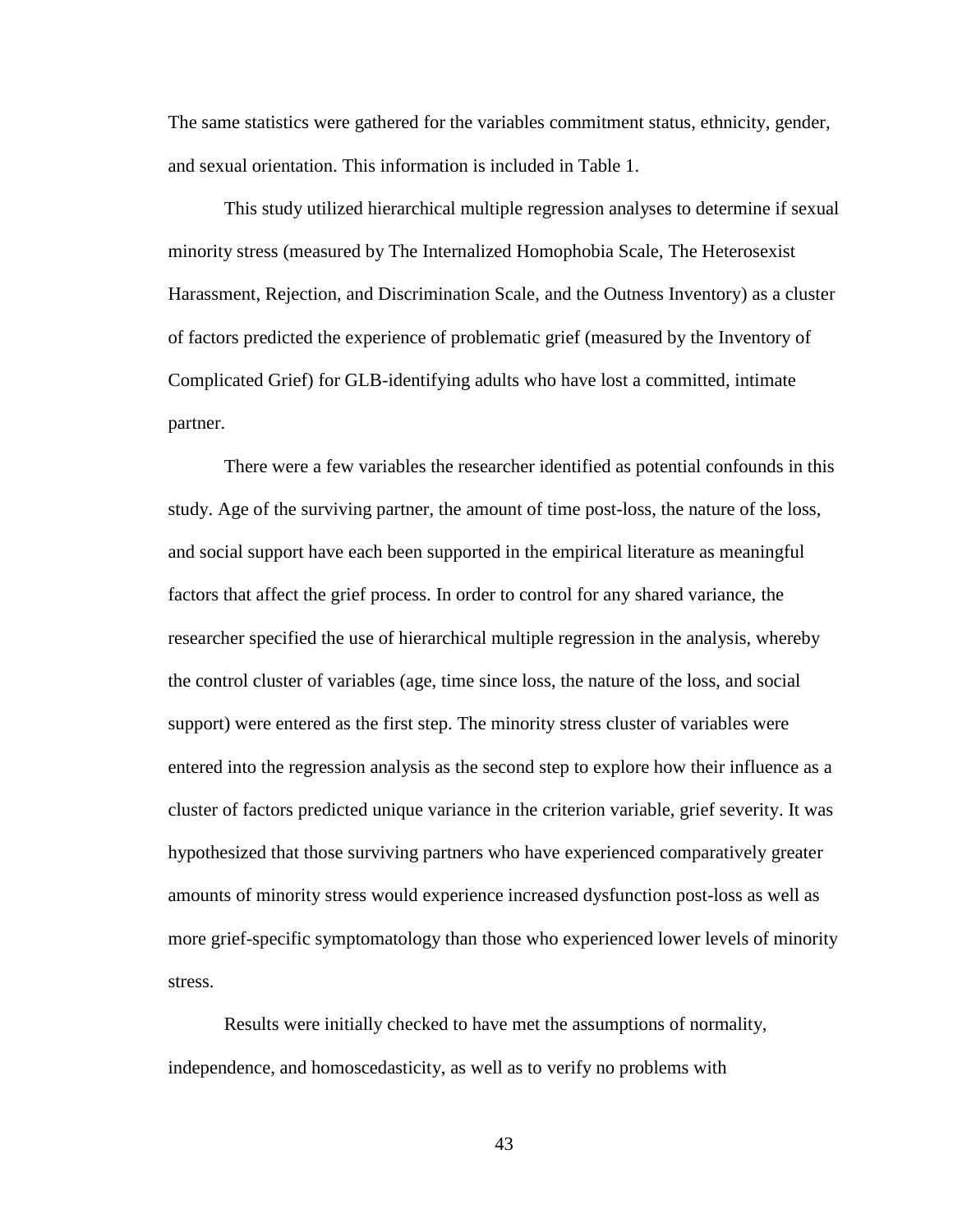The same statistics were gathered for the variables commitment status, ethnicity, gender, and sexual orientation. This information is included in Table 1.

This study utilized hierarchical multiple regression analyses to determine if sexual minority stress (measured by The Internalized Homophobia Scale, The Heterosexist Harassment, Rejection, and Discrimination Scale, and the Outness Inventory) as a cluster of factors predicted the experience of problematic grief (measured by the Inventory of Complicated Grief) for GLB-identifying adults who have lost a committed, intimate partner.

There were a few variables the researcher identified as potential confounds in this study. Age of the surviving partner, the amount of time post-loss, the nature of the loss, and social support have each been supported in the empirical literature as meaningful factors that affect the grief process. In order to control for any shared variance, the researcher specified the use of hierarchical multiple regression in the analysis, whereby the control cluster of variables (age, time since loss, the nature of the loss, and social support) were entered as the first step. The minority stress cluster of variables were entered into the regression analysis as the second step to explore how their influence as a cluster of factors predicted unique variance in the criterion variable, grief severity. It was hypothesized that those surviving partners who have experienced comparatively greater amounts of minority stress would experience increased dysfunction post-loss as well as more grief-specific symptomatology than those who experienced lower levels of minority stress.

Results were initially checked to have met the assumptions of normality, independence, and homoscedasticity, as well as to verify no problems with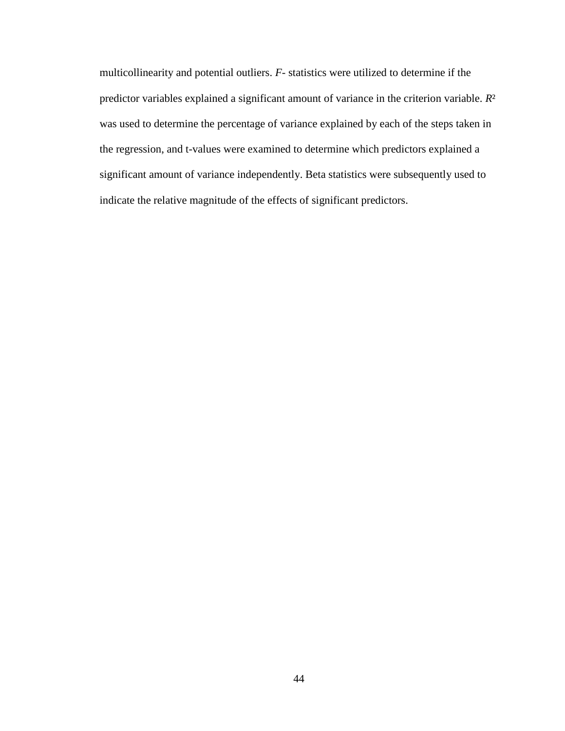multicollinearity and potential outliers. *F*- statistics were utilized to determine if the predictor variables explained a significant amount of variance in the criterion variable. $R^2$ was used to determine the percentage of variance explained by each of the steps taken in the regression, and t-values were examined to determine which predictors explained a significant amount of variance independently. Beta statistics were subsequently used to indicate the relative magnitude of the effects of significant predictors.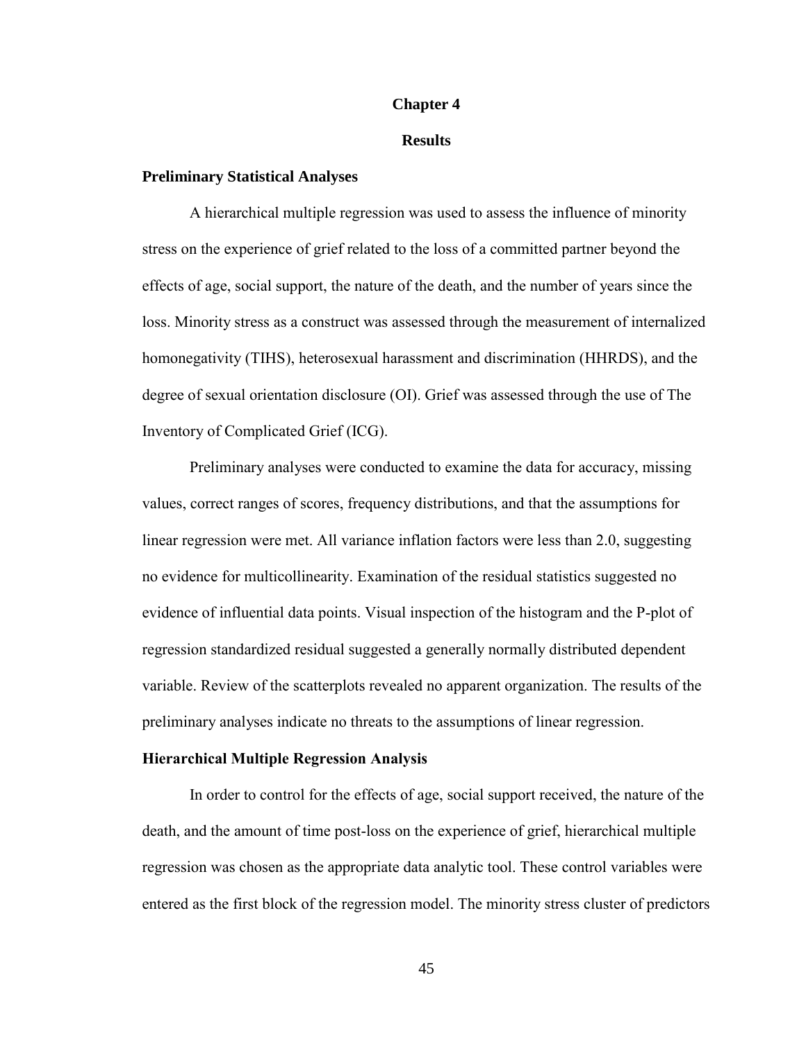# Chapter 4

# Results

### Preliminary Statistical Analyses

A hierarchical multiple regression was used to assess the influence of minority stress on the experience of grief related to the loss of a committed partner beyond the effects of age, social support, the nature of the death, and the number of years since the loss. Minority stress as a construct was assessed through the measurement of internalized homonegativity (TIHS), heterosexual harassment and discrimination (HHRDS), and the degree of sexual orientation disclosure (OI). Grief was assessed through the use of The Inventory of Complicated Grief (ICG).

Preliminary analyses were conducted to examine the data for accuracy, missing values, correct ranges of scores, frequency distributions, and that the assumptions for linear regression were met. All variance inflation factors were less than 2.0, suggesting no evidence for multicollinearity. Examination of the residual statistics suggested no evidence of influential data points. Visual inspection of the histogram and the P-plot of regression standardized residual suggested a generally normally distributed dependent variable. Review of the scatterplots revealed no apparent organization. The results of the preliminary analyses indicate no threats to the assumptions of linear regression.

### Hierarchical Multiple Regression Analysis

In order to control for the effects of age, social support received, the nature of the death, and the amount of time post-loss on the experience of grief, hierarchical multiple regression was chosen as the appropriate data analytic tool. These control variables were entered as the first block of the regression model. The minority stress cluster of predictors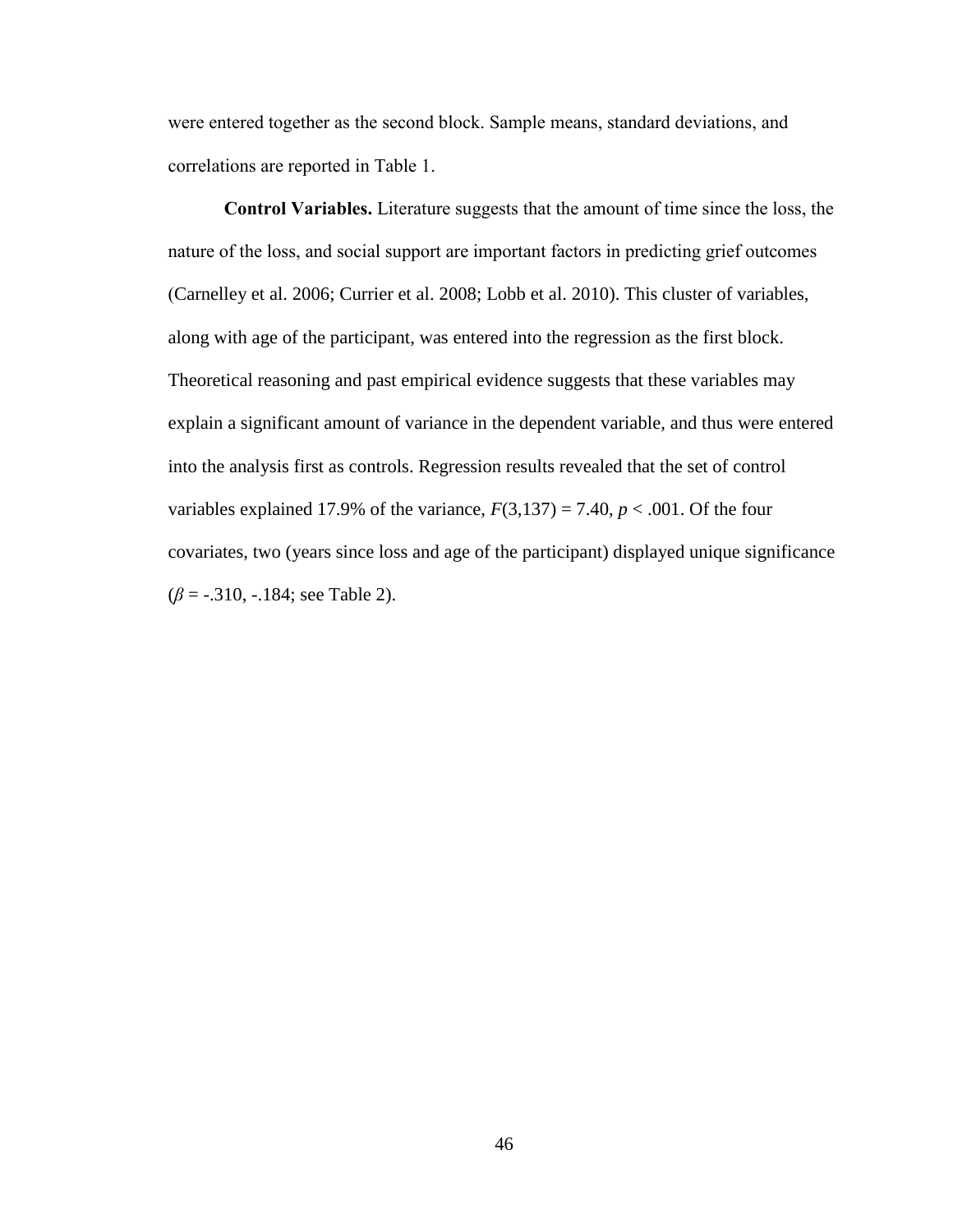were entered together as the second block. Sample means, standard deviations, and correlations are reported in Table 1.

**Control Variables.** Literature suggests that the amount of time since the loss, the nature of the loss, and social support are important factors in predicting grief outcomes (Carnelley et al. 2006; Currier et al. 2008; Lobb et al. 2010). This cluster of variables, along with age of the participant, was entered into the regression as the first block. Theoretical reasoning and past empirical evidence suggests that these variables may explain a significant amount of variance in the dependent variable, and thus were entered into the analysis first as controls. Regression results revealed that the set of control variables explained 17.9% of the variance, $F(3,137) = 7.40$, $p < .001$. Of the four covariates, two (years since loss and age of the participant) displayed unique significance ($\beta$ = -.310, -.184; see Table 2).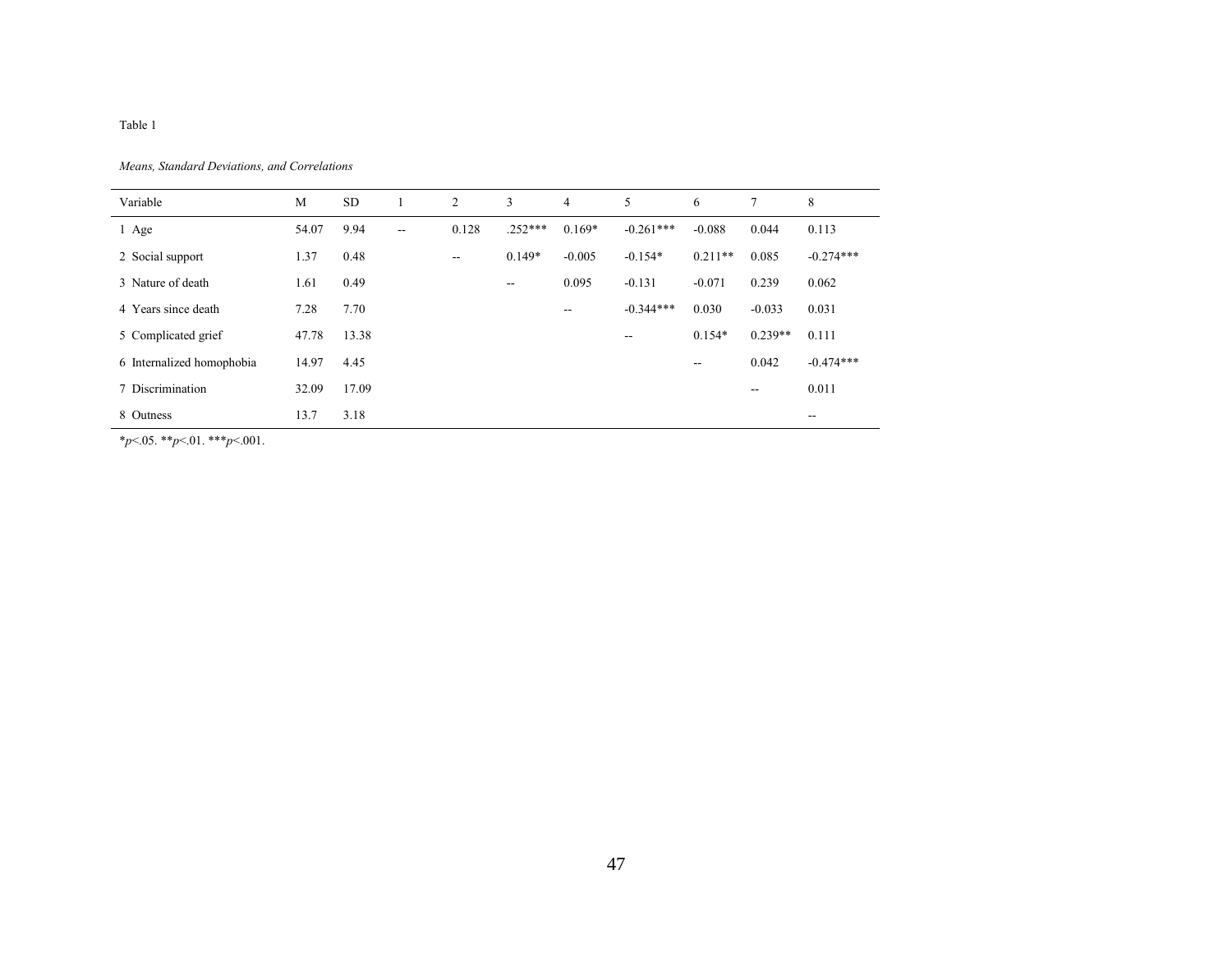Table 1

*Means, Standard Deviations, and Correlations*

| Variable | M | SD | 1 | 2 | 3 | 4 | 5 | 6 | 7 | 8 |
|---|---|---|---|---|---|---|---|---|---|---|
| 1 Age | 54.07 | 9.94 | -- | 0.128 | .252*** | 0.169* | -0.261*** | -0.088 | 0.044 | 0.113 |
| 2 Social support | 1.37 | 0.48 | | -- | 0.149* | -0.005 | -0.154* | 0.211** | 0.085 | -0.274*** |
| 3 Nature of death | 1.61 | 0.49 | | | -- | 0.095 | -0.131 | -0.071 | 0.239 | 0.062 |
| 4 Years since death | 7.28 | 7.70 | | | | -- | -0.344*** | 0.030 | -0.033 | 0.031 |
| 5 Complicated grief | 47.78 | 13.38 | | | | | -- | 0.154* | 0.239** | 0.111 |
| 6 Internalized homophobia | 14.97 | 4.45 | | | | | | -- | 0.042 | -0.474*** |
| 7 Discrimination | 32.09 | 17.09 | | | | | | | -- | 0.011 |
| 8 Outness | 13.7 | 3.18 | | | | | | | | -- |

*$p<.05$. **$p<.01$. ***$p<.001$.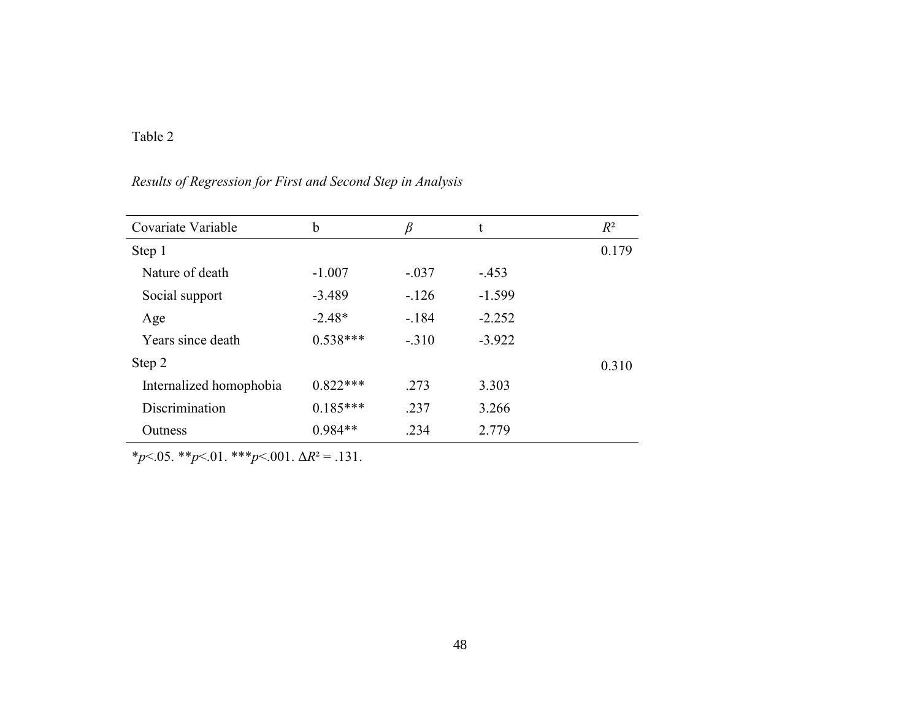Table 2

*Results of Regression for First and Second Step in Analysis*

| Covariate Variable | b | *β* | t | $R^2$ |
|---|---|---|---|---|
| Step 1 | | | | 0.179 |
| Nature of death | -1.007 | -.037 | -.453 | |
| Social support | -3.489 | -.126 | -1.599 | |
| Age | -2.48* | -.184 | -2.252 | |
| Years since death | 0.538*** | -.310 | -3.922 | |
| Step 2 | | | | 0.310 |
| Internalized homophobia | 0.822*** | .273 | 3.303 | |
| Discrimination | 0.185*** | .237 | 3.266 | |
| Outness | 0.984** | .234 | 2.779 | |

*$p<.05$. **$p<.01$. ***$p<.001$. $\Delta R^2 = .131$.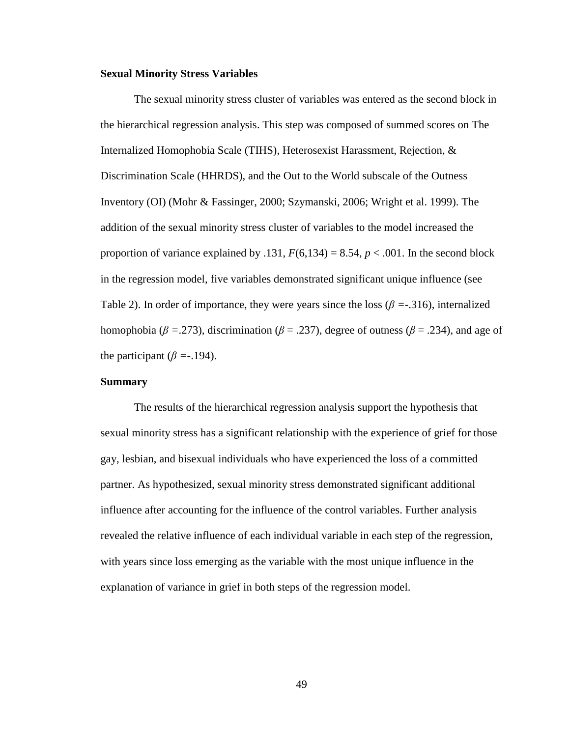**Sexual Minority Stress Variables**

The sexual minority stress cluster of variables was entered as the second block in the hierarchical regression analysis. This step was composed of summed scores on The Internalized Homophobia Scale (TIHS), Heterosexist Harassment, Rejection, & Discrimination Scale (HHRDS), and the Out to the World subscale of the Outness Inventory (OI) (Mohr & Fassinger, 2000; Szymanski, 2006; Wright et al. 1999). The addition of the sexual minority stress cluster of variables to the model increased the proportion of variance explained by .131, $F(6,134) = 8.54$, $p < .001$. In the second block in the regression model, five variables demonstrated significant unique influence (see Table 2). In order of importance, they were years since the loss ($\beta$ =-.316), internalized homophobia ($\beta$ =.273), discrimination ($\beta$ = .237), degree of outness ($\beta$ = .234), and age of the participant ($\beta$ =-.194).

**Summary**

The results of the hierarchical regression analysis support the hypothesis that sexual minority stress has a significant relationship with the experience of grief for those gay, lesbian, and bisexual individuals who have experienced the loss of a committed partner. As hypothesized, sexual minority stress demonstrated significant additional influence after accounting for the influence of the control variables. Further analysis revealed the relative influence of each individual variable in each step of the regression, with years since loss emerging as the variable with the most unique influence in the explanation of variance in grief in both steps of the regression model.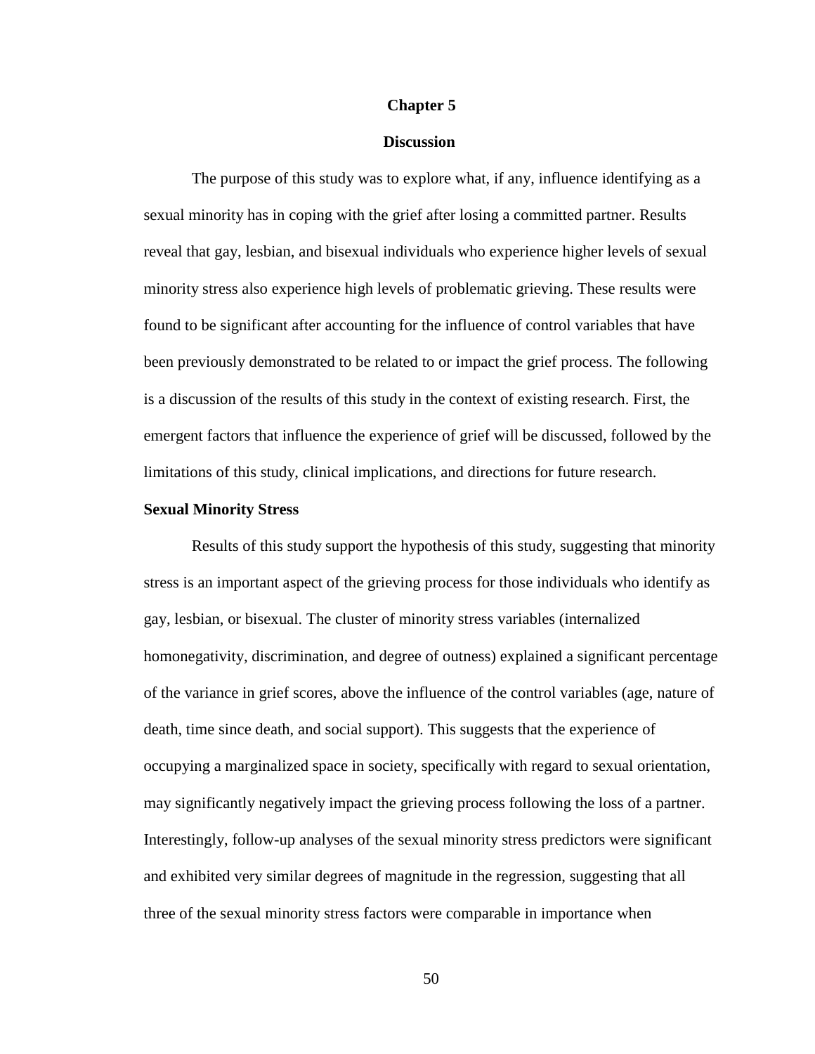# Chapter 5

## Discussion

The purpose of this study was to explore what, if any, influence identifying as a sexual minority has in coping with the grief after losing a committed partner. Results reveal that gay, lesbian, and bisexual individuals who experience higher levels of sexual minority stress also experience high levels of problematic grieving. These results were found to be significant after accounting for the influence of control variables that have been previously demonstrated to be related to or impact the grief process. The following is a discussion of the results of this study in the context of existing research. First, the emergent factors that influence the experience of grief will be discussed, followed by the limitations of this study, clinical implications, and directions for future research.

### Sexual Minority Stress

Results of this study support the hypothesis of this study, suggesting that minority stress is an important aspect of the grieving process for those individuals who identify as gay, lesbian, or bisexual. The cluster of minority stress variables (internalized homonegativity, discrimination, and degree of outness) explained a significant percentage of the variance in grief scores, above the influence of the control variables (age, nature of death, time since death, and social support). This suggests that the experience of occupying a marginalized space in society, specifically with regard to sexual orientation, may significantly negatively impact the grieving process following the loss of a partner. Interestingly, follow-up analyses of the sexual minority stress predictors were significant and exhibited very similar degrees of magnitude in the regression, suggesting that all three of the sexual minority stress factors were comparable in importance when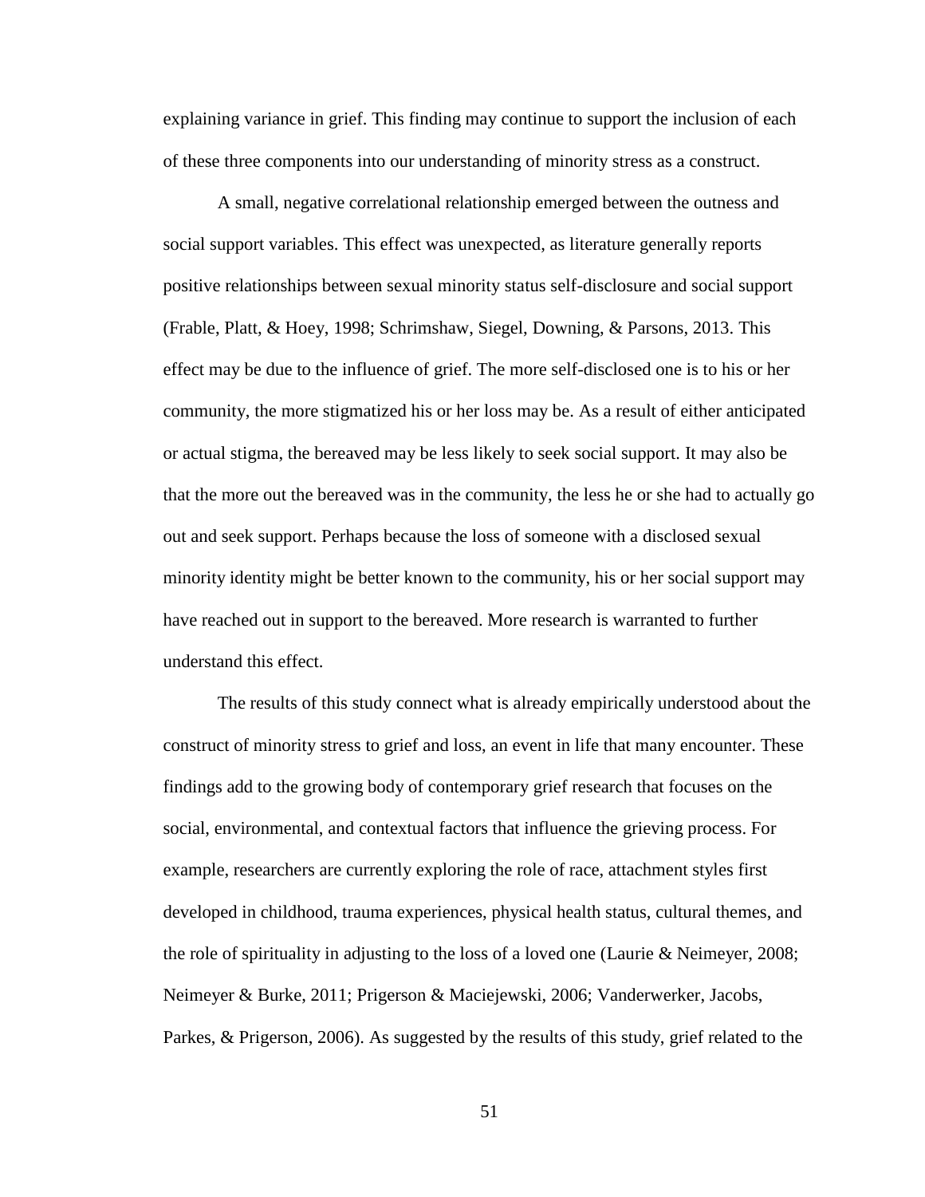explaining variance in grief. This finding may continue to support the inclusion of each of these three components into our understanding of minority stress as a construct.

A small, negative correlational relationship emerged between the outness and social support variables. This effect was unexpected, as literature generally reports positive relationships between sexual minority status self-disclosure and social support (Frable, Platt, & Hoey, 1998; Schrimshaw, Siegel, Downing, & Parsons, 2013. This effect may be due to the influence of grief. The more self-disclosed one is to his or her community, the more stigmatized his or her loss may be. As a result of either anticipated or actual stigma, the bereaved may be less likely to seek social support. It may also be that the more out the bereaved was in the community, the less he or she had to actually go out and seek support. Perhaps because the loss of someone with a disclosed sexual minority identity might be better known to the community, his or her social support may have reached out in support to the bereaved. More research is warranted to further understand this effect.

The results of this study connect what is already empirically understood about the construct of minority stress to grief and loss, an event in life that many encounter. These findings add to the growing body of contemporary grief research that focuses on the social, environmental, and contextual factors that influence the grieving process. For example, researchers are currently exploring the role of race, attachment styles first developed in childhood, trauma experiences, physical health status, cultural themes, and the role of spirituality in adjusting to the loss of a loved one (Laurie & Neimeyer, 2008; Neimeyer & Burke, 2011; Prigerson & Maciejewski, 2006; Vanderwerker, Jacobs, Parkes, & Prigerson, 2006). As suggested by the results of this study, grief related to the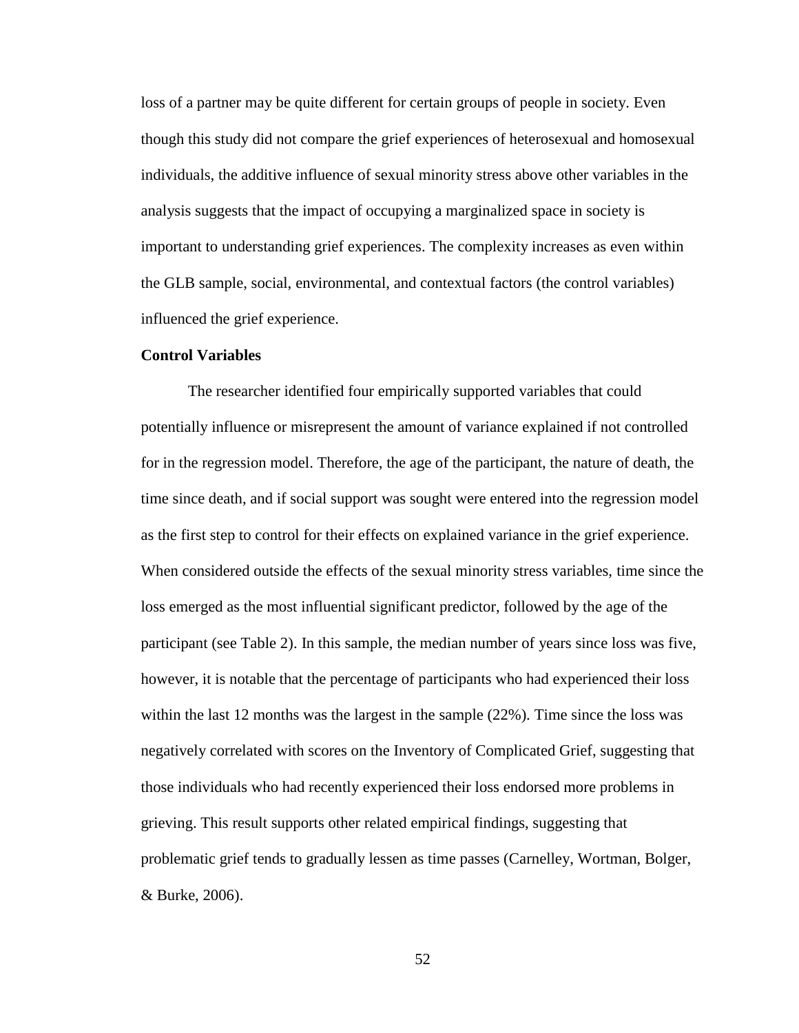loss of a partner may be quite different for certain groups of people in society. Even though this study did not compare the grief experiences of heterosexual and homosexual individuals, the additive influence of sexual minority stress above other variables in the analysis suggests that the impact of occupying a marginalized space in society is important to understanding grief experiences. The complexity increases as even within the GLB sample, social, environmental, and contextual factors (the control variables) influenced the grief experience.

**Control Variables**

The researcher identified four empirically supported variables that could potentially influence or misrepresent the amount of variance explained if not controlled for in the regression model. Therefore, the age of the participant, the nature of death, the time since death, and if social support was sought were entered into the regression model as the first step to control for their effects on explained variance in the grief experience. When considered outside the effects of the sexual minority stress variables, time since the loss emerged as the most influential significant predictor, followed by the age of the participant (see Table 2). In this sample, the median number of years since loss was five, however, it is notable that the percentage of participants who had experienced their loss within the last 12 months was the largest in the sample (22%). Time since the loss was negatively correlated with scores on the Inventory of Complicated Grief, suggesting that those individuals who had recently experienced their loss endorsed more problems in grieving. This result supports other related empirical findings, suggesting that problematic grief tends to gradually lessen as time passes (Carnelley, Wortman, Bolger, & Burke, 2006).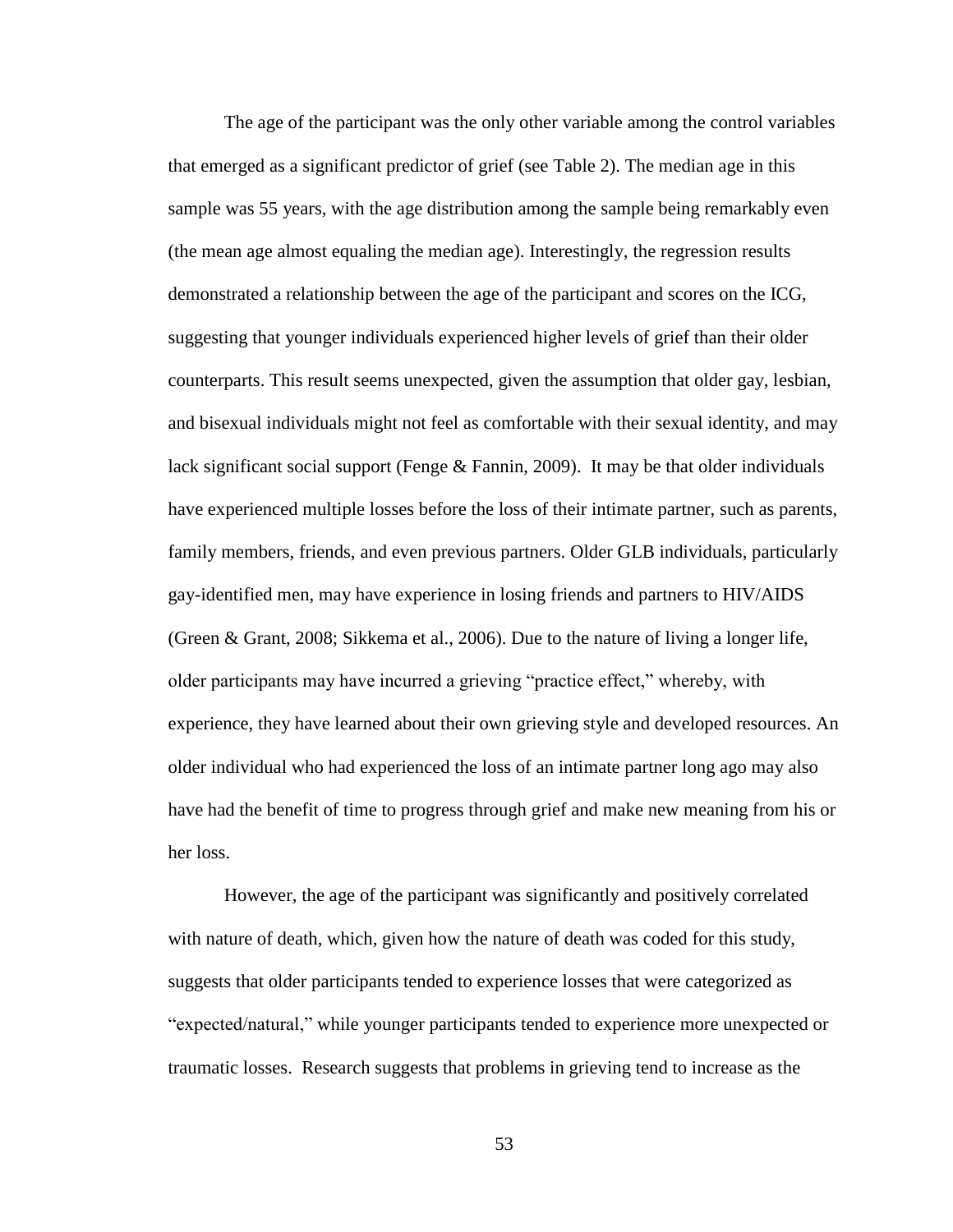The age of the participant was the only other variable among the control variables that emerged as a significant predictor of grief (see Table 2). The median age in this sample was 55 years, with the age distribution among the sample being remarkably even (the mean age almost equaling the median age). Interestingly, the regression results demonstrated a relationship between the age of the participant and scores on the ICG, suggesting that younger individuals experienced higher levels of grief than their older counterparts. This result seems unexpected, given the assumption that older gay, lesbian, and bisexual individuals might not feel as comfortable with their sexual identity, and may lack significant social support (Fenge & Fannin, 2009). It may be that older individuals have experienced multiple losses before the loss of their intimate partner, such as parents, family members, friends, and even previous partners. Older GLB individuals, particularly gay-identified men, may have experience in losing friends and partners to HIV/AIDS (Green & Grant, 2008; Sikkema et al., 2006). Due to the nature of living a longer life, older participants may have incurred a grieving "practice effect," whereby, with experience, they have learned about their own grieving style and developed resources. An older individual who had experienced the loss of an intimate partner long ago may also have had the benefit of time to progress through grief and make new meaning from his or her loss.

However, the age of the participant was significantly and positively correlated with nature of death, which, given how the nature of death was coded for this study, suggests that older participants tended to experience losses that were categorized as "expected/natural," while younger participants tended to experience more unexpected or traumatic losses. Research suggests that problems in grieving tend to increase as the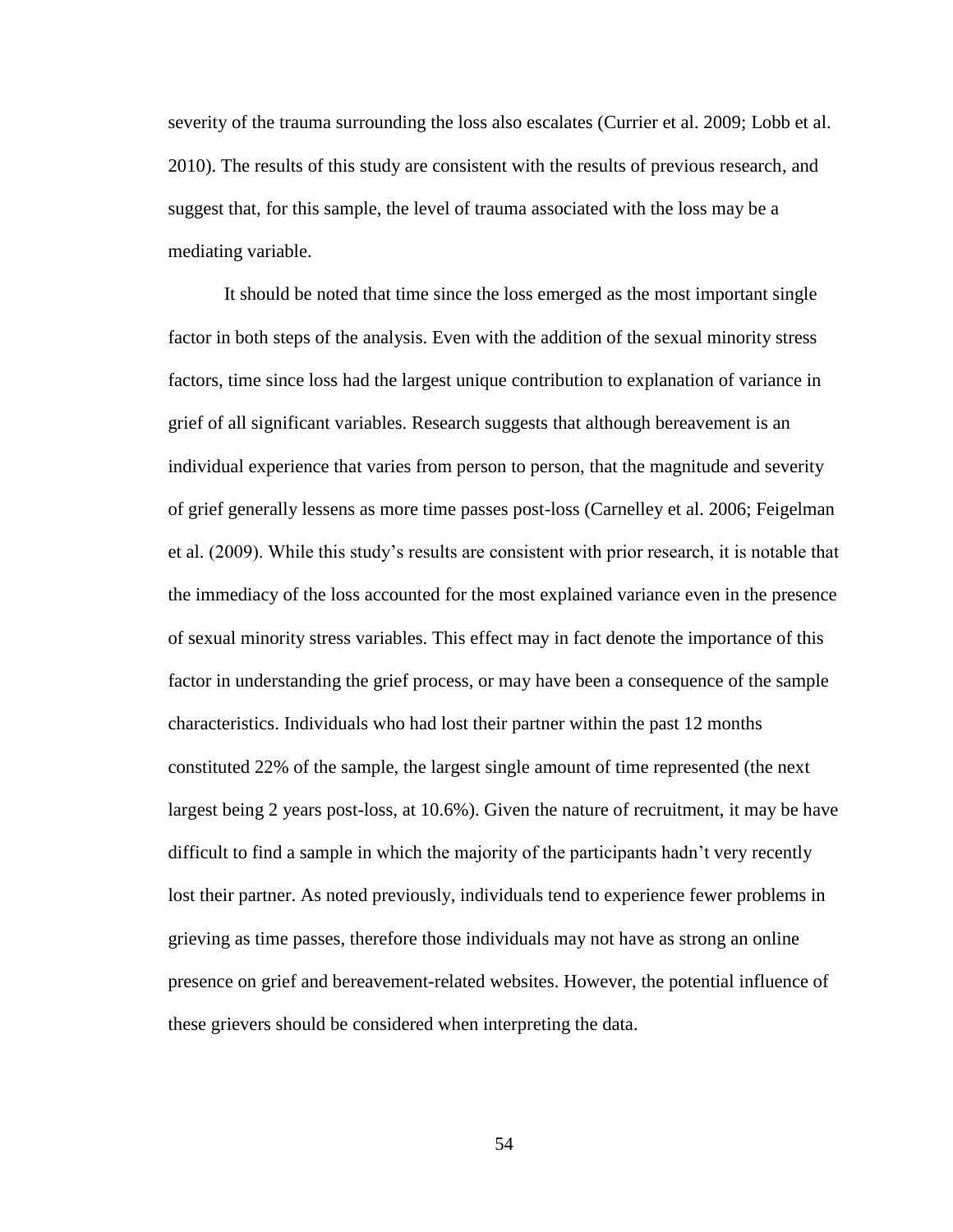severity of the trauma surrounding the loss also escalates (Currier et al. 2009; Lobb et al. 2010). The results of this study are consistent with the results of previous research, and suggest that, for this sample, the level of trauma associated with the loss may be a mediating variable.

It should be noted that time since the loss emerged as the most important single factor in both steps of the analysis. Even with the addition of the sexual minority stress factors, time since loss had the largest unique contribution to explanation of variance in grief of all significant variables. Research suggests that although bereavement is an individual experience that varies from person to person, that the magnitude and severity of grief generally lessens as more time passes post-loss (Carnelley et al. 2006; Feigelman et al. (2009). While this study's results are consistent with prior research, it is notable that the immediacy of the loss accounted for the most explained variance even in the presence of sexual minority stress variables. This effect may in fact denote the importance of this factor in understanding the grief process, or may have been a consequence of the sample characteristics. Individuals who had lost their partner within the past 12 months constituted 22% of the sample, the largest single amount of time represented (the next largest being 2 years post-loss, at 10.6%). Given the nature of recruitment, it may be have difficult to find a sample in which the majority of the participants hadn't very recently lost their partner. As noted previously, individuals tend to experience fewer problems in grieving as time passes, therefore those individuals may not have as strong an online presence on grief and bereavement-related websites. However, the potential influence of these grievers should be considered when interpreting the data.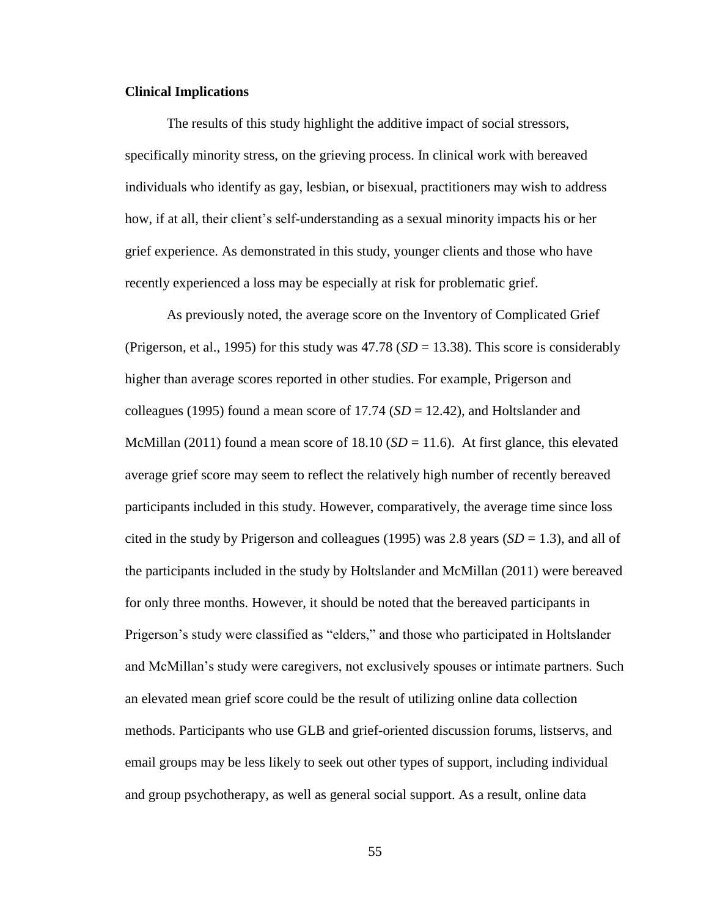### Clinical Implications

The results of this study highlight the additive impact of social stressors, specifically minority stress, on the grieving process. In clinical work with bereaved individuals who identify as gay, lesbian, or bisexual, practitioners may wish to address how, if at all, their client's self-understanding as a sexual minority impacts his or her grief experience. As demonstrated in this study, younger clients and those who have recently experienced a loss may be especially at risk for problematic grief.

As previously noted, the average score on the Inventory of Complicated Grief (Prigerson, et al., 1995) for this study was 47.78 (*SD* = 13.38). This score is considerably higher than average scores reported in other studies. For example, Prigerson and colleagues (1995) found a mean score of 17.74 (*SD* = 12.42), and Holtslander and McMillan (2011) found a mean score of 18.10 (*SD* = 11.6). At first glance, this elevated average grief score may seem to reflect the relatively high number of recently bereaved participants included in this study. However, comparatively, the average time since loss cited in the study by Prigerson and colleagues (1995) was 2.8 years (*SD* = 1.3), and all of the participants included in the study by Holtslander and McMillan (2011) were bereaved for only three months. However, it should be noted that the bereaved participants in Prigerson's study were classified as "elders," and those who participated in Holtslander and McMillan's study were caregivers, not exclusively spouses or intimate partners. Such an elevated mean grief score could be the result of utilizing online data collection methods. Participants who use GLB and grief-oriented discussion forums, listservs, and email groups may be less likely to seek out other types of support, including individual and group psychotherapy, as well as general social support. As a result, online data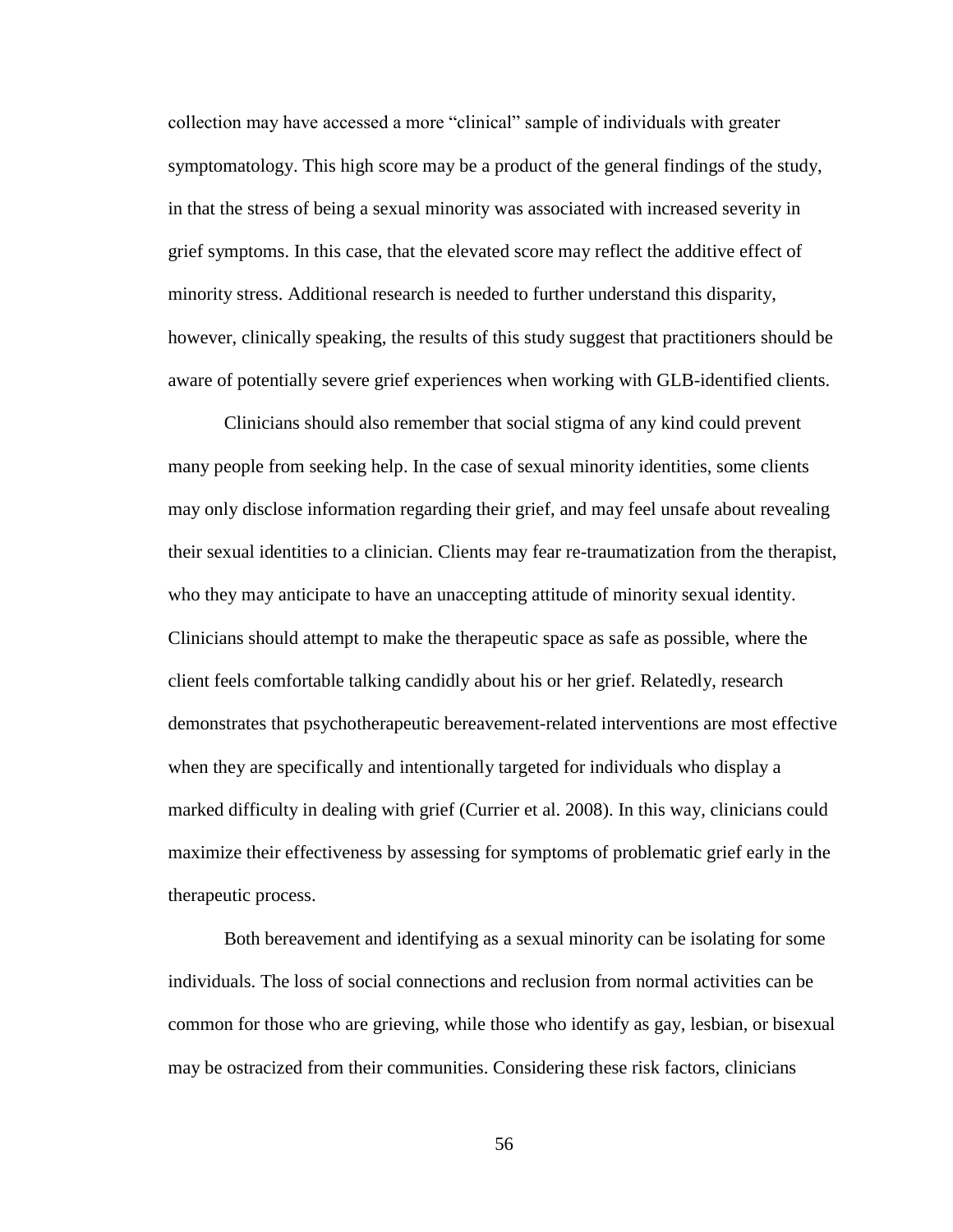collection may have accessed a more "clinical" sample of individuals with greater symptomatology. This high score may be a product of the general findings of the study, in that the stress of being a sexual minority was associated with increased severity in grief symptoms. In this case, that the elevated score may reflect the additive effect of minority stress. Additional research is needed to further understand this disparity, however, clinically speaking, the results of this study suggest that practitioners should be aware of potentially severe grief experiences when working with GLB-identified clients.

Clinicians should also remember that social stigma of any kind could prevent many people from seeking help. In the case of sexual minority identities, some clients may only disclose information regarding their grief, and may feel unsafe about revealing their sexual identities to a clinician. Clients may fear re-traumatization from the therapist, who they may anticipate to have an unaccepting attitude of minority sexual identity. Clinicians should attempt to make the therapeutic space as safe as possible, where the client feels comfortable talking candidly about his or her grief. Relatedly, research demonstrates that psychotherapeutic bereavement-related interventions are most effective when they are specifically and intentionally targeted for individuals who display a marked difficulty in dealing with grief (Currier et al. 2008). In this way, clinicians could maximize their effectiveness by assessing for symptoms of problematic grief early in the therapeutic process.

Both bereavement and identifying as a sexual minority can be isolating for some individuals. The loss of social connections and reclusion from normal activities can be common for those who are grieving, while those who identify as gay, lesbian, or bisexual may be ostracized from their communities. Considering these risk factors, clinicians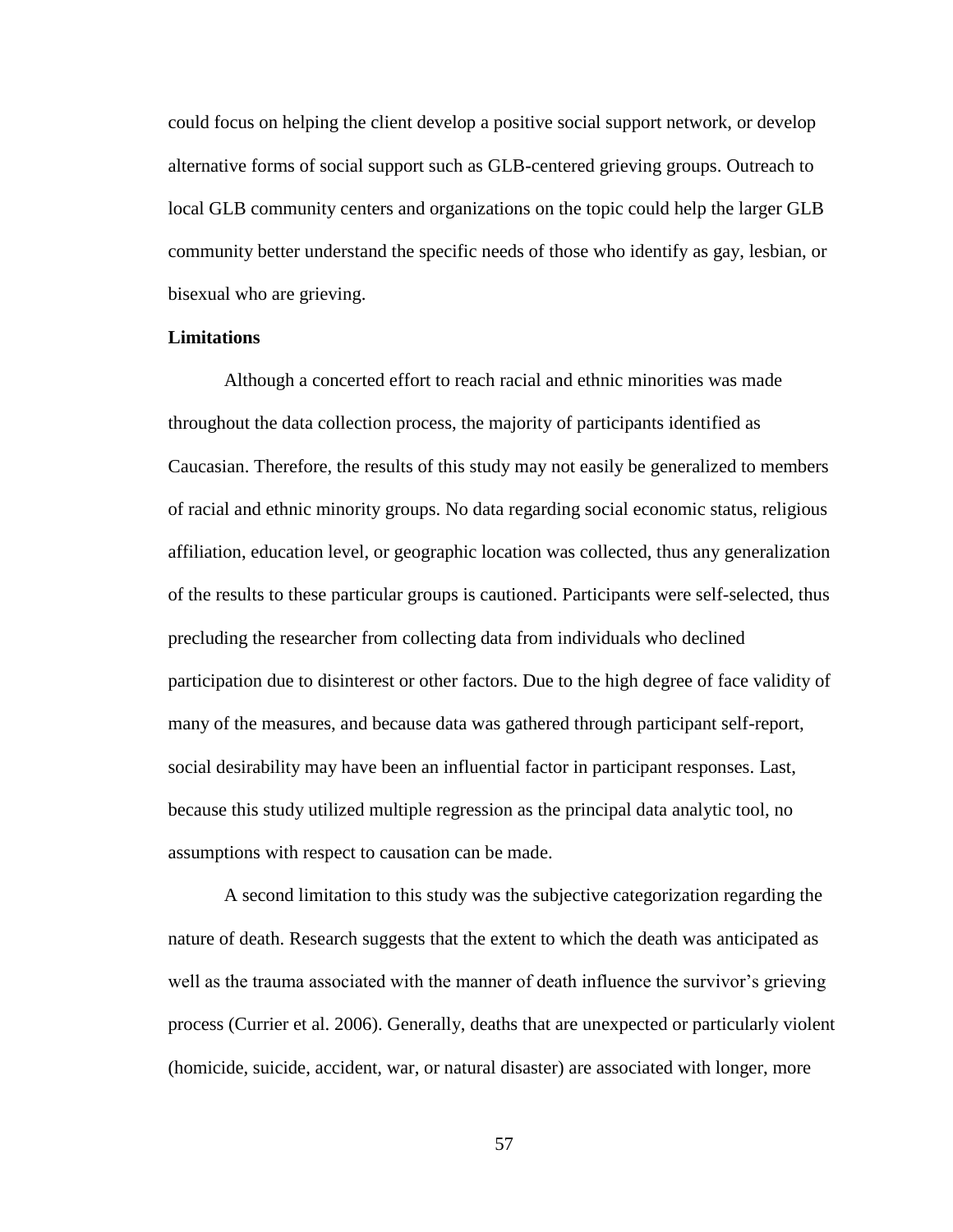could focus on helping the client develop a positive social support network, or develop alternative forms of social support such as GLB-centered grieving groups. Outreach to local GLB community centers and organizations on the topic could help the larger GLB community better understand the specific needs of those who identify as gay, lesbian, or bisexual who are grieving.

**Limitations**

Although a concerted effort to reach racial and ethnic minorities was made throughout the data collection process, the majority of participants identified as Caucasian. Therefore, the results of this study may not easily be generalized to members of racial and ethnic minority groups. No data regarding social economic status, religious affiliation, education level, or geographic location was collected, thus any generalization of the results to these particular groups is cautioned. Participants were self-selected, thus precluding the researcher from collecting data from individuals who declined participation due to disinterest or other factors. Due to the high degree of face validity of many of the measures, and because data was gathered through participant self-report, social desirability may have been an influential factor in participant responses. Last, because this study utilized multiple regression as the principal data analytic tool, no assumptions with respect to causation can be made.

A second limitation to this study was the subjective categorization regarding the nature of death. Research suggests that the extent to which the death was anticipated as well as the trauma associated with the manner of death influence the survivor's grieving process (Currier et al. 2006). Generally, deaths that are unexpected or particularly violent (homicide, suicide, accident, war, or natural disaster) are associated with longer, more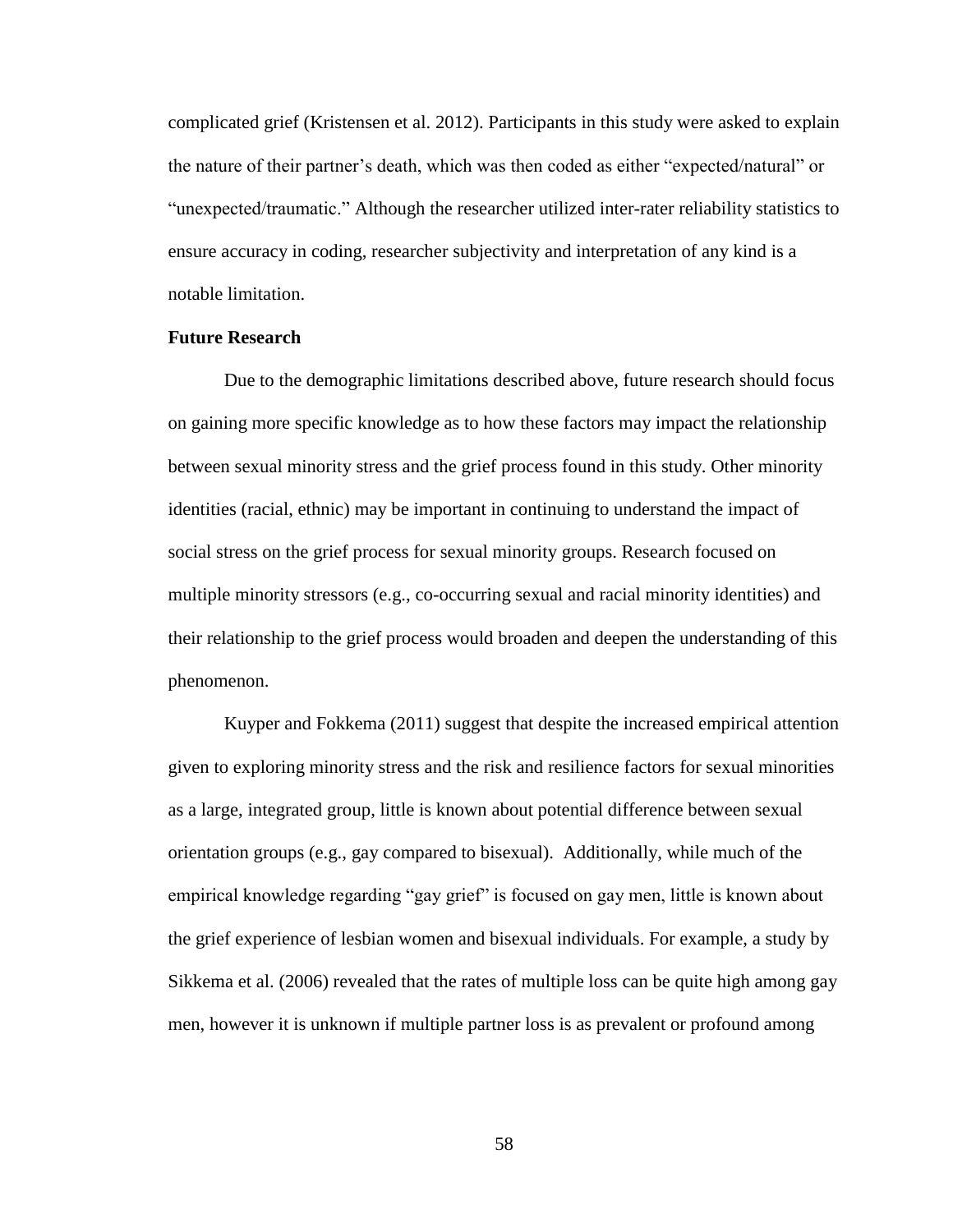complicated grief (Kristensen et al. 2012). Participants in this study were asked to explain the nature of their partner's death, which was then coded as either "expected/natural" or "unexpected/traumatic." Although the researcher utilized inter-rater reliability statistics to ensure accuracy in coding, researcher subjectivity and interpretation of any kind is a notable limitation.

**Future Research**

Due to the demographic limitations described above, future research should focus on gaining more specific knowledge as to how these factors may impact the relationship between sexual minority stress and the grief process found in this study. Other minority identities (racial, ethnic) may be important in continuing to understand the impact of social stress on the grief process for sexual minority groups. Research focused on multiple minority stressors (e.g., co-occurring sexual and racial minority identities) and their relationship to the grief process would broaden and deepen the understanding of this phenomenon.

Kuyper and Fokkema (2011) suggest that despite the increased empirical attention given to exploring minority stress and the risk and resilience factors for sexual minorities as a large, integrated group, little is known about potential difference between sexual orientation groups (e.g., gay compared to bisexual). Additionally, while much of the empirical knowledge regarding "gay grief" is focused on gay men, little is known about the grief experience of lesbian women and bisexual individuals. For example, a study by Sikkema et al. (2006) revealed that the rates of multiple loss can be quite high among gay men, however it is unknown if multiple partner loss is as prevalent or profound among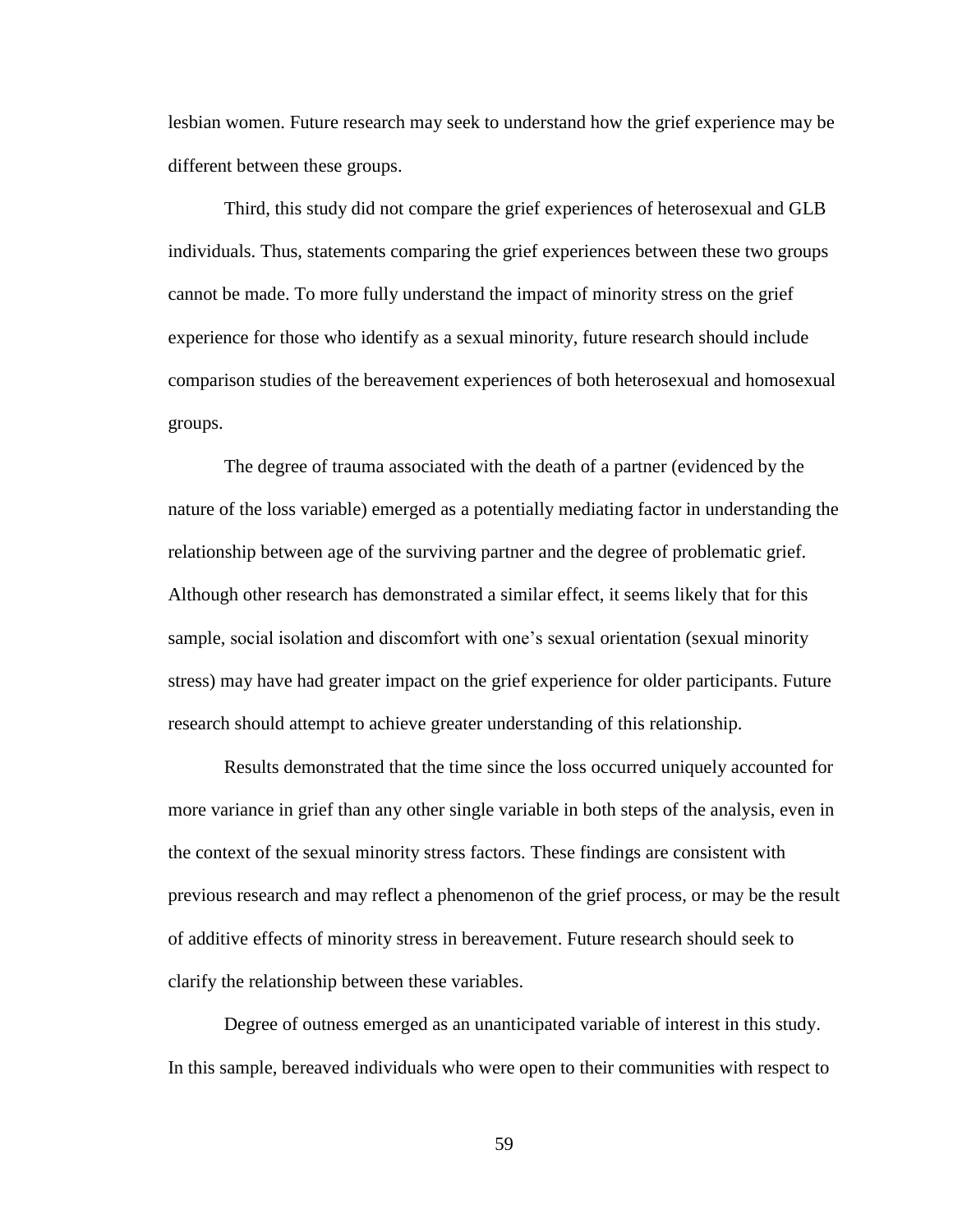lesbian women. Future research may seek to understand how the grief experience may be different between these groups.

Third, this study did not compare the grief experiences of heterosexual and GLB individuals. Thus, statements comparing the grief experiences between these two groups cannot be made. To more fully understand the impact of minority stress on the grief experience for those who identify as a sexual minority, future research should include comparison studies of the bereavement experiences of both heterosexual and homosexual groups.

The degree of trauma associated with the death of a partner (evidenced by the nature of the loss variable) emerged as a potentially mediating factor in understanding the relationship between age of the surviving partner and the degree of problematic grief. Although other research has demonstrated a similar effect, it seems likely that for this sample, social isolation and discomfort with one's sexual orientation (sexual minority stress) may have had greater impact on the grief experience for older participants. Future research should attempt to achieve greater understanding of this relationship.

Results demonstrated that the time since the loss occurred uniquely accounted for more variance in grief than any other single variable in both steps of the analysis, even in the context of the sexual minority stress factors. These findings are consistent with previous research and may reflect a phenomenon of the grief process, or may be the result of additive effects of minority stress in bereavement. Future research should seek to clarify the relationship between these variables.

Degree of outness emerged as an unanticipated variable of interest in this study. In this sample, bereaved individuals who were open to their communities with respect to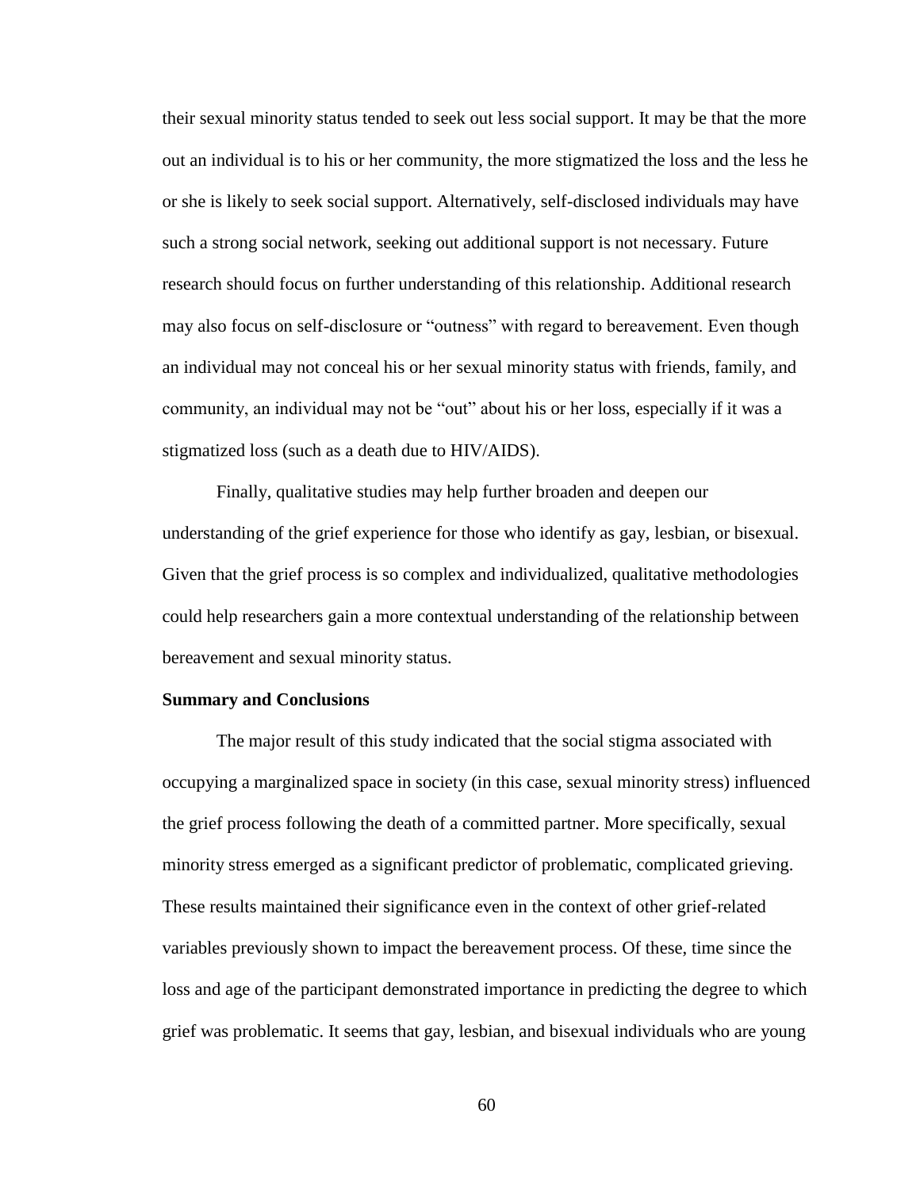their sexual minority status tended to seek out less social support. It may be that the more out an individual is to his or her community, the more stigmatized the loss and the less he or she is likely to seek social support. Alternatively, self-disclosed individuals may have such a strong social network, seeking out additional support is not necessary. Future research should focus on further understanding of this relationship. Additional research may also focus on self-disclosure or "outness" with regard to bereavement. Even though an individual may not conceal his or her sexual minority status with friends, family, and community, an individual may not be "out" about his or her loss, especially if it was a stigmatized loss (such as a death due to HIV/AIDS).

Finally, qualitative studies may help further broaden and deepen our understanding of the grief experience for those who identify as gay, lesbian, or bisexual. Given that the grief process is so complex and individualized, qualitative methodologies could help researchers gain a more contextual understanding of the relationship between bereavement and sexual minority status.

**Summary and Conclusions**

The major result of this study indicated that the social stigma associated with occupying a marginalized space in society (in this case, sexual minority stress) influenced the grief process following the death of a committed partner. More specifically, sexual minority stress emerged as a significant predictor of problematic, complicated grieving. These results maintained their significance even in the context of other grief-related variables previously shown to impact the bereavement process. Of these, time since the loss and age of the participant demonstrated importance in predicting the degree to which grief was problematic. It seems that gay, lesbian, and bisexual individuals who are young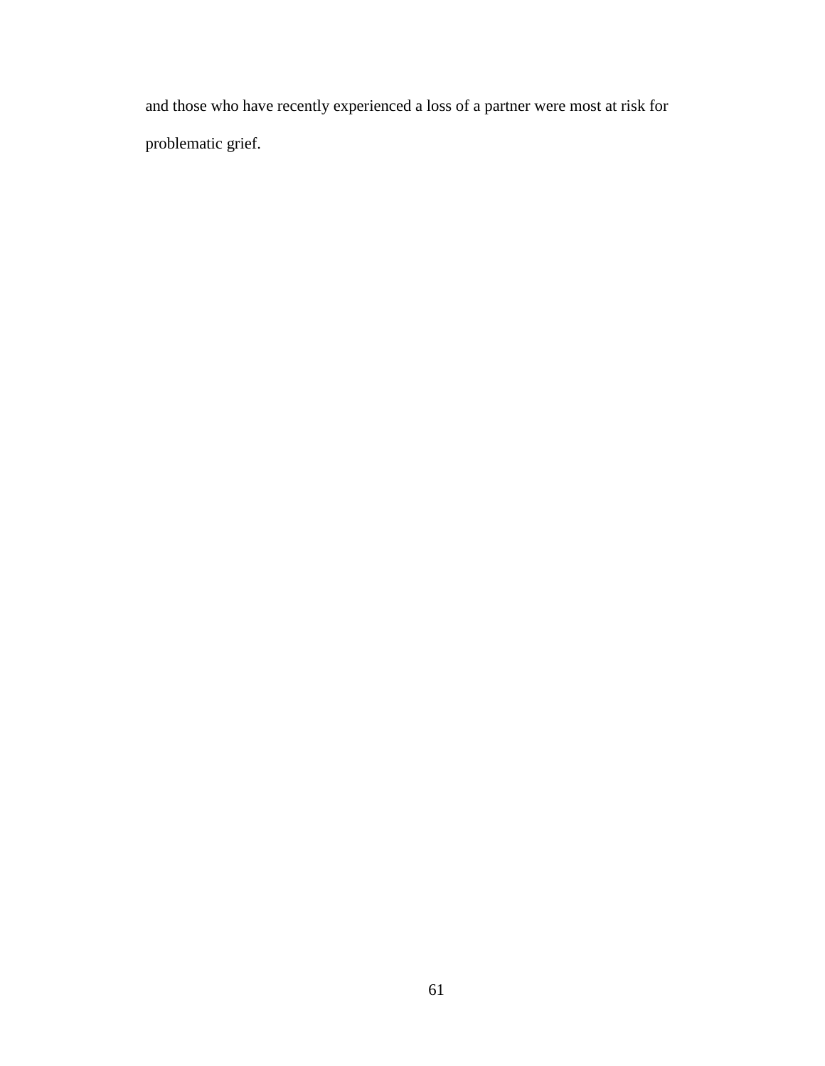and those who have recently experienced a loss of a partner were most at risk for problematic grief.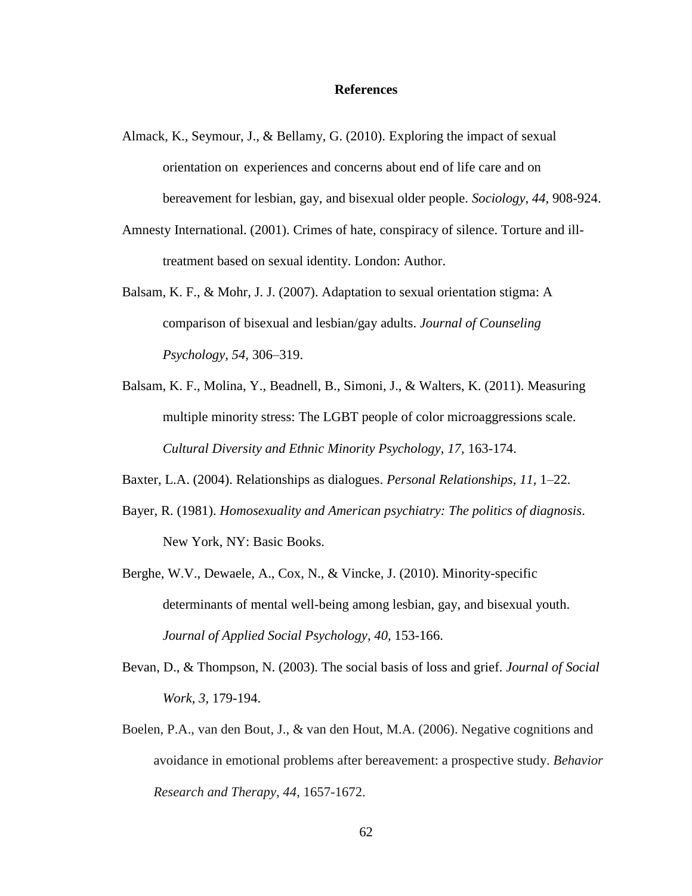## References

Almack, K., Seymour, J., & Bellamy, G. (2010). Exploring the impact of sexual orientation on experiences and concerns about end of life care and on bereavement for lesbian, gay, and bisexual older people. *Sociology, 44,* 908-924.

Amnesty International. (2001). Crimes of hate, conspiracy of silence. Torture and ill-treatment based on sexual identity. London: Author.

Balsam, K. F., & Mohr, J. J. (2007). Adaptation to sexual orientation stigma: A comparison of bisexual and lesbian/gay adults. *Journal of Counseling Psychology, 54,* 306–319.

Balsam, K. F., Molina, Y., Beadnell, B., Simoni, J., & Walters, K. (2011). Measuring multiple minority stress: The LGBT people of color microaggressions scale. *Cultural Diversity and Ethnic Minority Psychology, 17,* 163-174.

Baxter, L.A. (2004). Relationships as dialogues. *Personal Relationships*, *11,* 1–22.

Bayer, R. (1981). *Homosexuality and American psychiatry: The politics of diagnosis*. New York, NY: Basic Books.

Berghe, W.V., Dewaele, A., Cox, N., & Vincke, J. (2010). Minority-specific determinants of mental well-being among lesbian, gay, and bisexual youth. *Journal of Applied Social Psychology, 40,* 153-166.

Bevan, D., & Thompson, N. (2003). The social basis of loss and grief. *Journal of Social Work, 3,* 179-194.

Boelen, P.A., van den Bout, J., & van den Hout, M.A. (2006). Negative cognitions and avoidance in emotional problems after bereavement: a prospective study. *Behavior Research and Therapy, 44,* 1657-1672.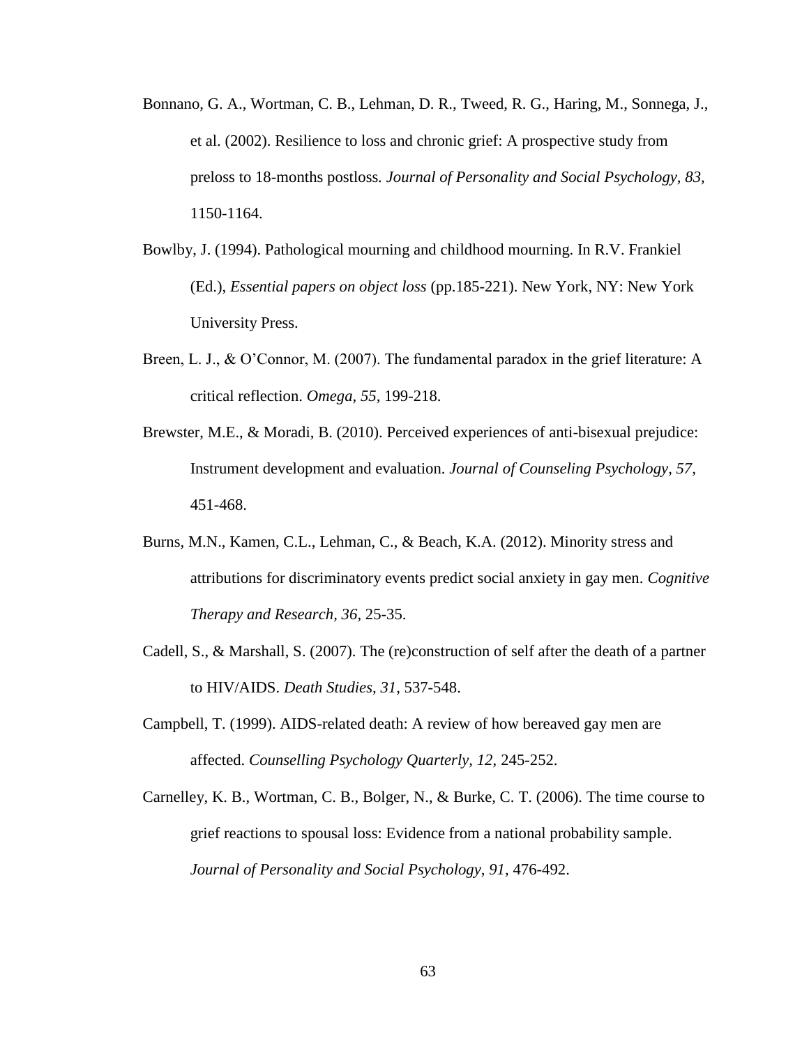Bonnano, G. A., Wortman, C. B., Lehman, D. R., Tweed, R. G., Haring, M., Sonnega, J., et al. (2002). Resilience to loss and chronic grief: A prospective study from preloss to 18-months postloss. *Journal of Personality and Social Psychology, 83,* 1150-1164.

Bowlby, J. (1994). Pathological mourning and childhood mourning. In R.V. Frankiel (Ed.), *Essential papers on object loss* (pp.185-221). New York, NY: New York University Press.

Breen, L. J., & O'Connor, M. (2007). The fundamental paradox in the grief literature: A critical reflection. *Omega, 55,* 199-218.

Brewster, M.E., & Moradi, B. (2010). Perceived experiences of anti-bisexual prejudice: Instrument development and evaluation. *Journal of Counseling Psychology, 57,* 451-468.

Burns, M.N., Kamen, C.L., Lehman, C., & Beach, K.A. (2012). Minority stress and attributions for discriminatory events predict social anxiety in gay men. *Cognitive Therapy and Research, 36,* 25-35.

Cadell, S., & Marshall, S. (2007). The (re)construction of self after the death of a partner to HIV/AIDS. *Death Studies, 31,* 537-548.

Campbell, T. (1999). AIDS-related death: A review of how bereaved gay men are affected. *Counselling Psychology Quarterly, 12,* 245-252.

Carnelley, K. B., Wortman, C. B., Bolger, N., & Burke, C. T. (2006). The time course to grief reactions to spousal loss: Evidence from a national probability sample. *Journal of Personality and Social Psychology, 91,* 476-492.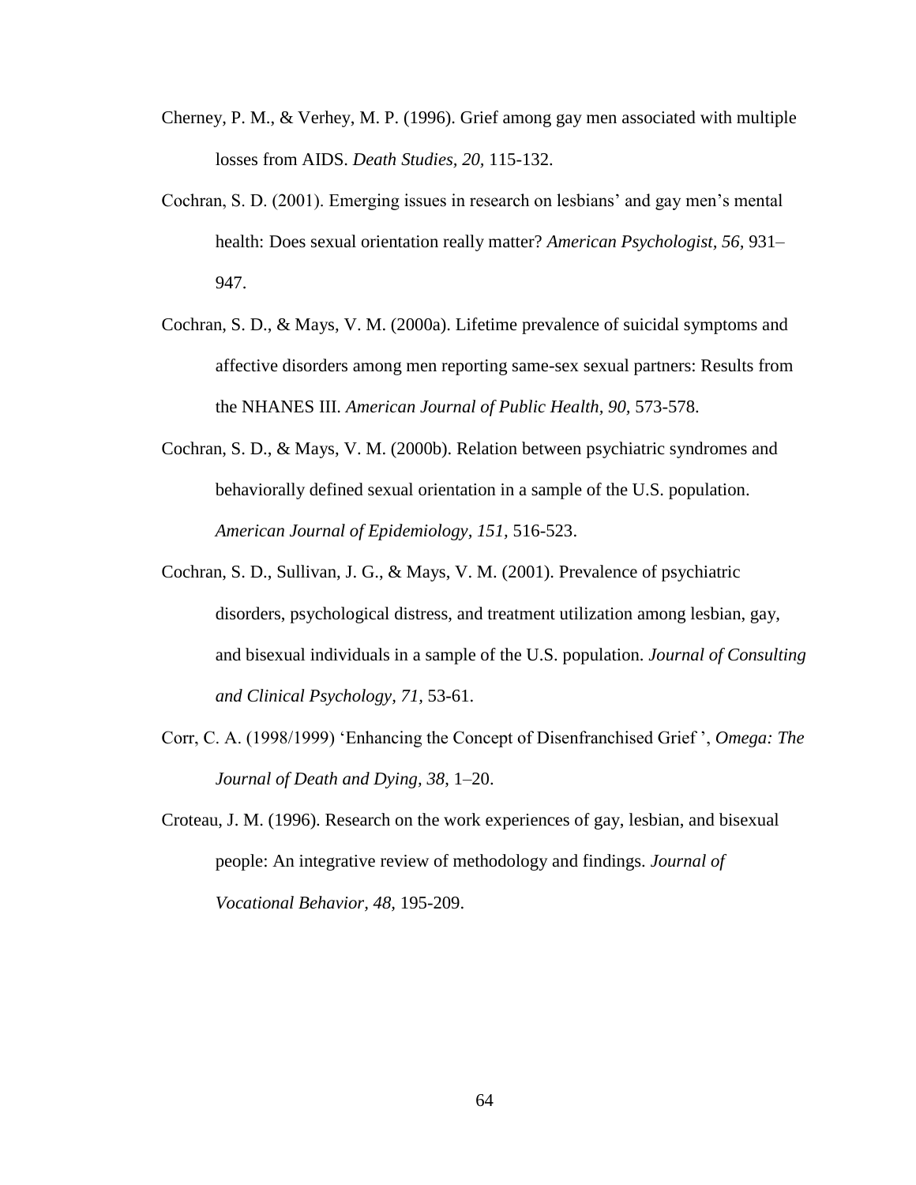Cherney, P. M., & Verhey, M. P. (1996). Grief among gay men associated with multiple losses from AIDS. *Death Studies, 20,* 115-132.

Cochran, S. D. (2001). Emerging issues in research on lesbians' and gay men's mental health: Does sexual orientation really matter? *American Psychologist, 56,* 931–947.

Cochran, S. D., & Mays, V. M. (2000a). Lifetime prevalence of suicidal symptoms and affective disorders among men reporting same-sex sexual partners: Results from the NHANES III. *American Journal of Public Health, 90,* 573-578.

Cochran, S. D., & Mays, V. M. (2000b). Relation between psychiatric syndromes and behaviorally defined sexual orientation in a sample of the U.S. population. *American Journal of Epidemiology, 151,* 516-523.

Cochran, S. D., Sullivan, J. G., & Mays, V. M. (2001). Prevalence of psychiatric disorders, psychological distress, and treatment utilization among lesbian, gay, and bisexual individuals in a sample of the U.S. population. *Journal of Consulting and Clinical Psychology, 71,* 53-61.

Corr, C. A. (1998/1999) 'Enhancing the Concept of Disenfranchised Grief ', *Omega: The Journal of Death and Dying, 38*, 1–20.

Croteau, J. M. (1996). Research on the work experiences of gay, lesbian, and bisexual people: An integrative review of methodology and findings. *Journal of Vocational Behavior, 48,* 195-209.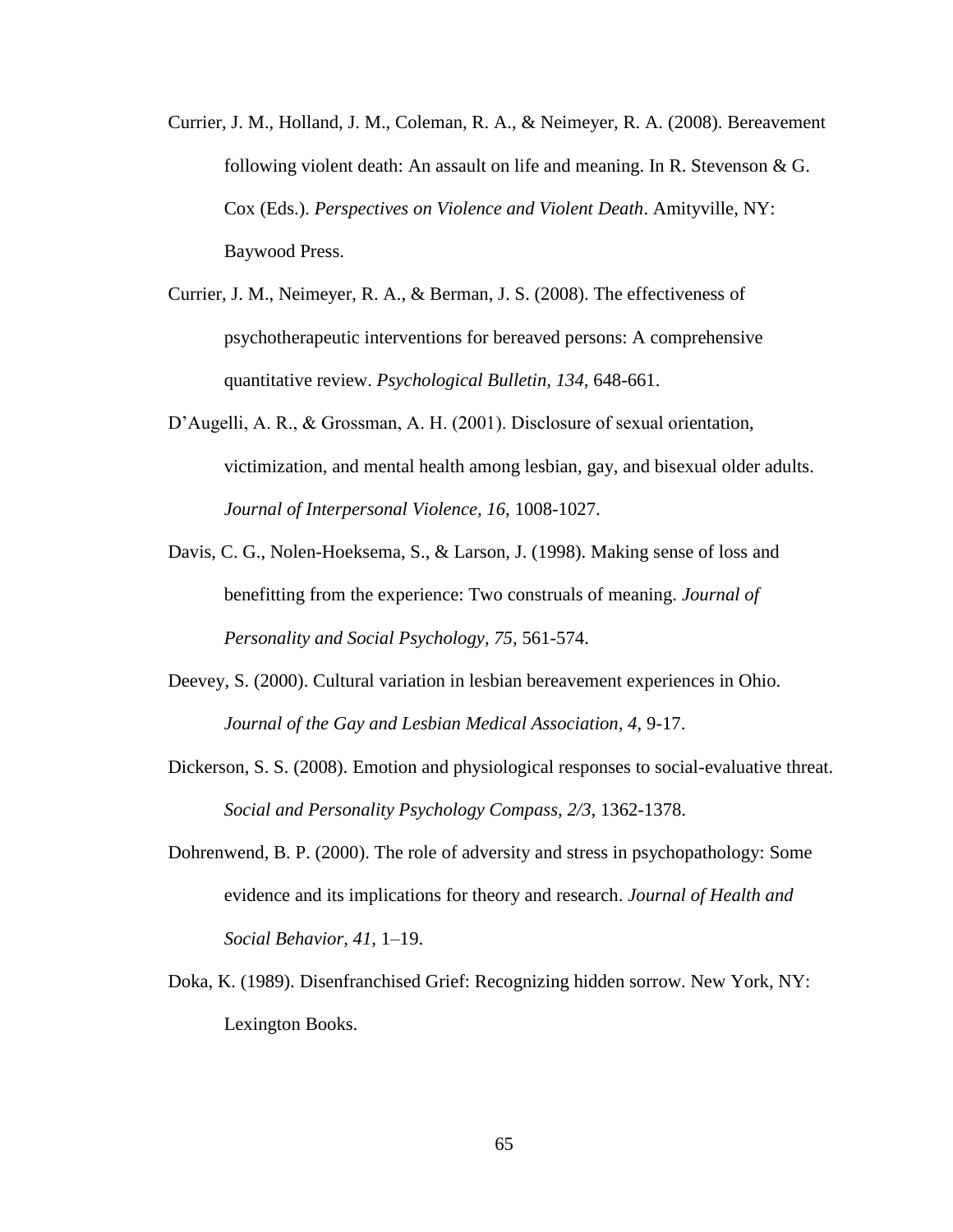Currier, J. M., Holland, J. M., Coleman, R. A., & Neimeyer, R. A. (2008). Bereavement following violent death: An assault on life and meaning. In R. Stevenson & G. Cox (Eds.). *Perspectives on Violence and Violent Death*. Amityville, NY: Baywood Press.

Currier, J. M., Neimeyer, R. A., & Berman, J. S. (2008). The effectiveness of psychotherapeutic interventions for bereaved persons: A comprehensive quantitative review. *Psychological Bulletin, 134,* 648-661.

D'Augelli, A. R., & Grossman, A. H. (2001). Disclosure of sexual orientation, victimization, and mental health among lesbian, gay, and bisexual older adults. *Journal of Interpersonal Violence, 16*, 1008-1027.

Davis, C. G., Nolen-Hoeksema, S., & Larson, J. (1998). Making sense of loss and benefitting from the experience: Two construals of meaning. *Journal of Personality and Social Psychology, 75,* 561-574.

Deevey, S. (2000). Cultural variation in lesbian bereavement experiences in Ohio. *Journal of the Gay and Lesbian Medical Association, 4*, 9-17.

Dickerson, S. S. (2008). Emotion and physiological responses to social-evaluative threat. *Social and Personality Psychology Compass, 2/3*, 1362-1378.

Dohrenwend, B. P. (2000). The role of adversity and stress in psychopathology: Some evidence and its implications for theory and research. *Journal of Health and Social Behavior, 41,* 1–19.

Doka, K. (1989). Disenfranchised Grief: Recognizing hidden sorrow. New York, NY: Lexington Books.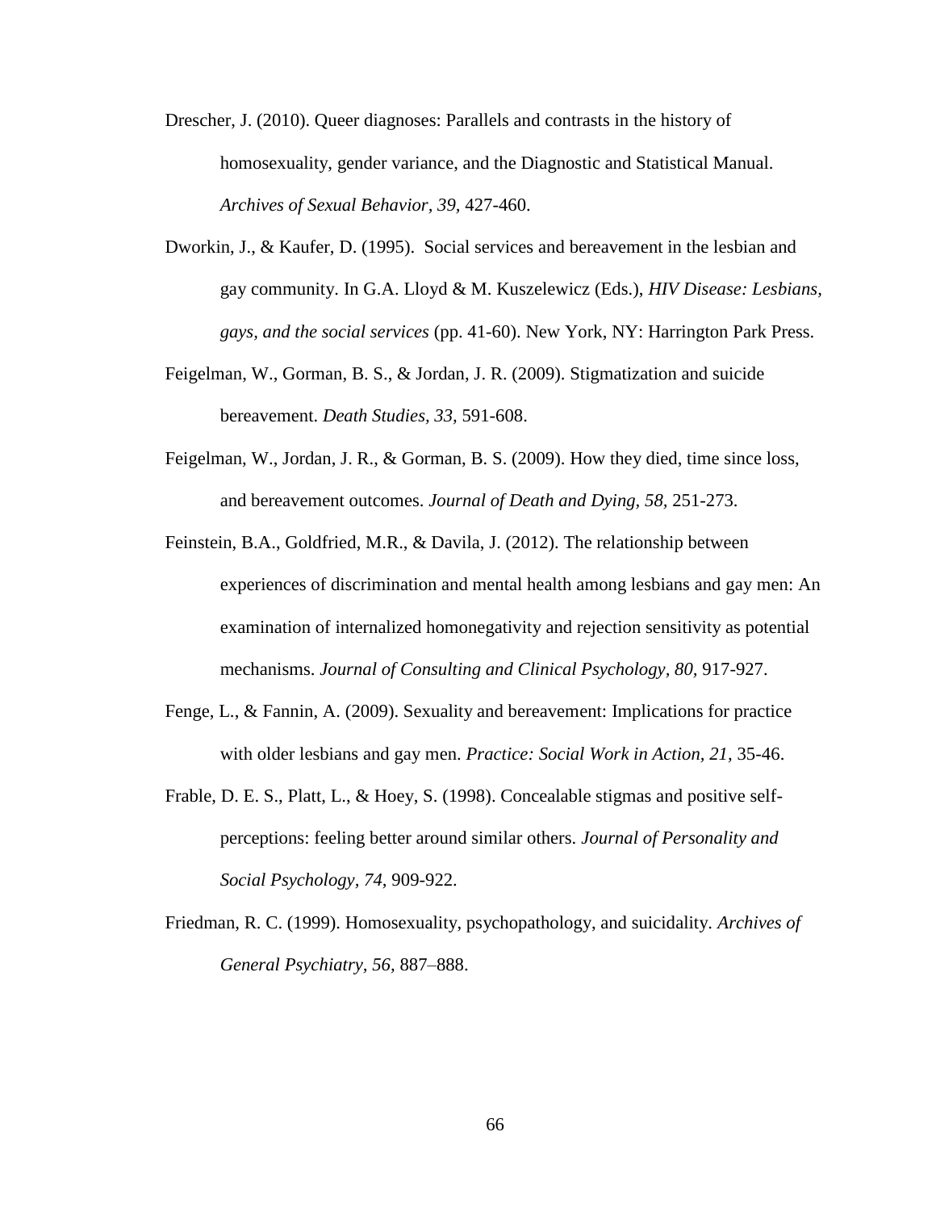Drescher, J. (2010). Queer diagnoses: Parallels and contrasts in the history of homosexuality, gender variance, and the Diagnostic and Statistical Manual. *Archives of Sexual Behavior, 39*, 427-460.

Dworkin, J., & Kaufer, D. (1995). Social services and bereavement in the lesbian and gay community. In G.A. Lloyd & M. Kuszelewicz (Eds.), *HIV Disease: Lesbians, gays, and the social services* (pp. 41-60). New York, NY: Harrington Park Press.

Feigelman, W., Gorman, B. S., & Jordan, J. R. (2009). Stigmatization and suicide bereavement. *Death Studies, 33,* 591-608.

Feigelman, W., Jordan, J. R., & Gorman, B. S. (2009). How they died, time since loss, and bereavement outcomes. *Journal of Death and Dying, 58,* 251-273.

Feinstein, B.A., Goldfried, M.R., & Davila, J. (2012). The relationship between experiences of discrimination and mental health among lesbians and gay men: An examination of internalized homonegativity and rejection sensitivity as potential mechanisms. *Journal of Consulting and Clinical Psychology, 80,* 917-927.

Fenge, L., & Fannin, A. (2009). Sexuality and bereavement: Implications for practice with older lesbians and gay men. *Practice: Social Work in Action, 21,* 35-46.

Frable, D. E. S., Platt, L., & Hoey, S. (1998). Concealable stigmas and positive self-perceptions: feeling better around similar others. *Journal of Personality and Social Psychology, 74,* 909-922.

Friedman, R. C. (1999). Homosexuality, psychopathology, and suicidality. *Archives of General Psychiatry, 56,* 887–888.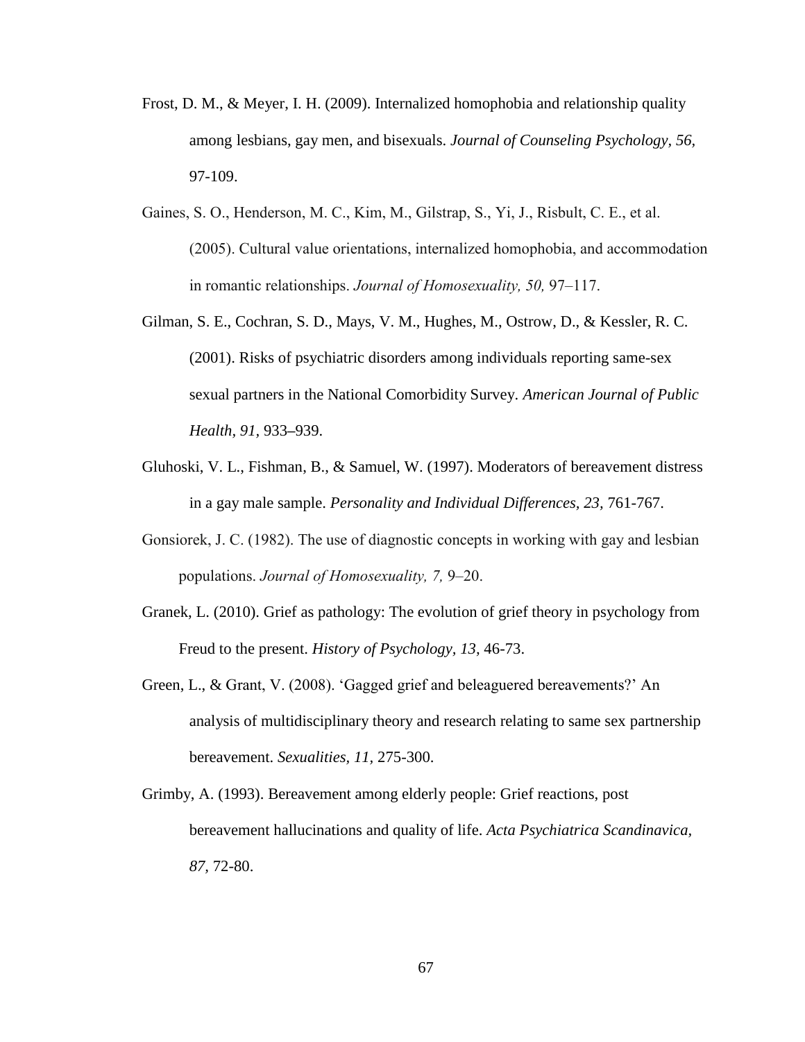Frost, D. M., & Meyer, I. H. (2009). Internalized homophobia and relationship quality among lesbians, gay men, and bisexuals. *Journal of Counseling Psychology, 56,* 97-109.

Gaines, S. O., Henderson, M. C., Kim, M., Gilstrap, S., Yi, J., Risbult, C. E., et al. (2005). Cultural value orientations, internalized homophobia, and accommodation in romantic relationships. *Journal of Homosexuality, 50,* 97–117.

Gilman, S. E., Cochran, S. D., Mays, V. M., Hughes, M., Ostrow, D., & Kessler, R. C. (2001). Risks of psychiatric disorders among individuals reporting same-sex sexual partners in the National Comorbidity Survey. *American Journal of Public Health, 91,* 933–939.

Gluhoski, V. L., Fishman, B., & Samuel, W. (1997). Moderators of bereavement distress in a gay male sample. *Personality and Individual Differences, 23,* 761-767.

Gonsiorek, J. C. (1982). The use of diagnostic concepts in working with gay and lesbian populations. *Journal of Homosexuality, 7,* 9–20.

Granek, L. (2010). Grief as pathology: The evolution of grief theory in psychology from Freud to the present. *History of Psychology, 13,* 46-73.

Green, L., & Grant, V. (2008). 'Gagged grief and beleaguered bereavements?' An analysis of multidisciplinary theory and research relating to same sex partnership bereavement. *Sexualities, 11,* 275-300.

Grimby, A. (1993). Bereavement among elderly people: Grief reactions, post bereavement hallucinations and quality of life. *Acta Psychiatrica Scandinavica, 87,* 72-80.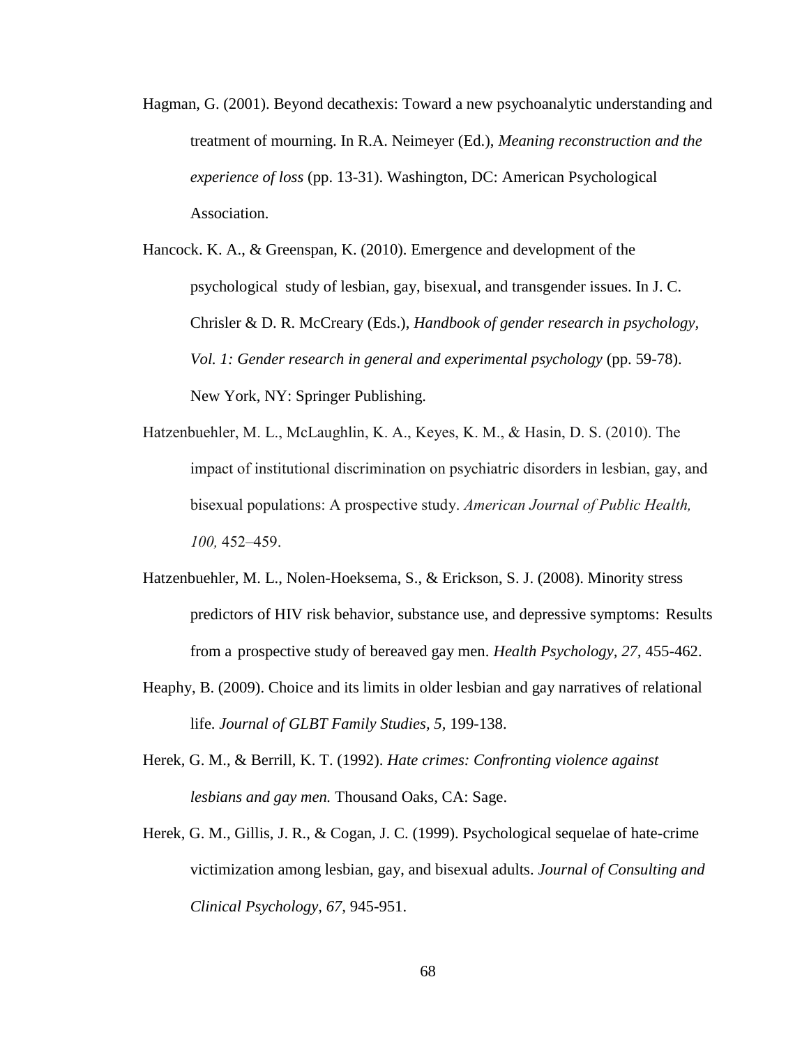Hagman, G. (2001). Beyond decathexis: Toward a new psychoanalytic understanding and treatment of mourning. In R.A. Neimeyer (Ed.), *Meaning reconstruction and the experience of loss* (pp. 13-31). Washington, DC: American Psychological Association.

Hancock. K. A., & Greenspan, K. (2010). Emergence and development of the psychological study of lesbian, gay, bisexual, and transgender issues. In J. C. Chrisler & D. R. McCreary (Eds.), *Handbook of gender research in psychology, Vol. 1: Gender research in general and experimental psychology* (pp. 59-78). New York, NY: Springer Publishing.

Hatzenbuehler, M. L., McLaughlin, K. A., Keyes, K. M., & Hasin, D. S. (2010). The impact of institutional discrimination on psychiatric disorders in lesbian, gay, and bisexual populations: A prospective study. *American Journal of Public Health, 100,* 452–459.

Hatzenbuehler, M. L., Nolen-Hoeksema, S., & Erickson, S. J. (2008). Minority stress predictors of HIV risk behavior, substance use, and depressive symptoms: Results from a prospective study of bereaved gay men. *Health Psychology, 27,* 455-462.

Heaphy, B. (2009). Choice and its limits in older lesbian and gay narratives of relational life. *Journal of GLBT Family Studies, 5*, 199-138.

Herek, G. M., & Berrill, K. T. (1992). *Hate crimes: Confronting violence against lesbians and gay men.* Thousand Oaks, CA: Sage.

Herek, G. M., Gillis, J. R., & Cogan, J. C. (1999). Psychological sequelae of hate-crime victimization among lesbian, gay, and bisexual adults. *Journal of Consulting and Clinical Psychology, 67,* 945-951.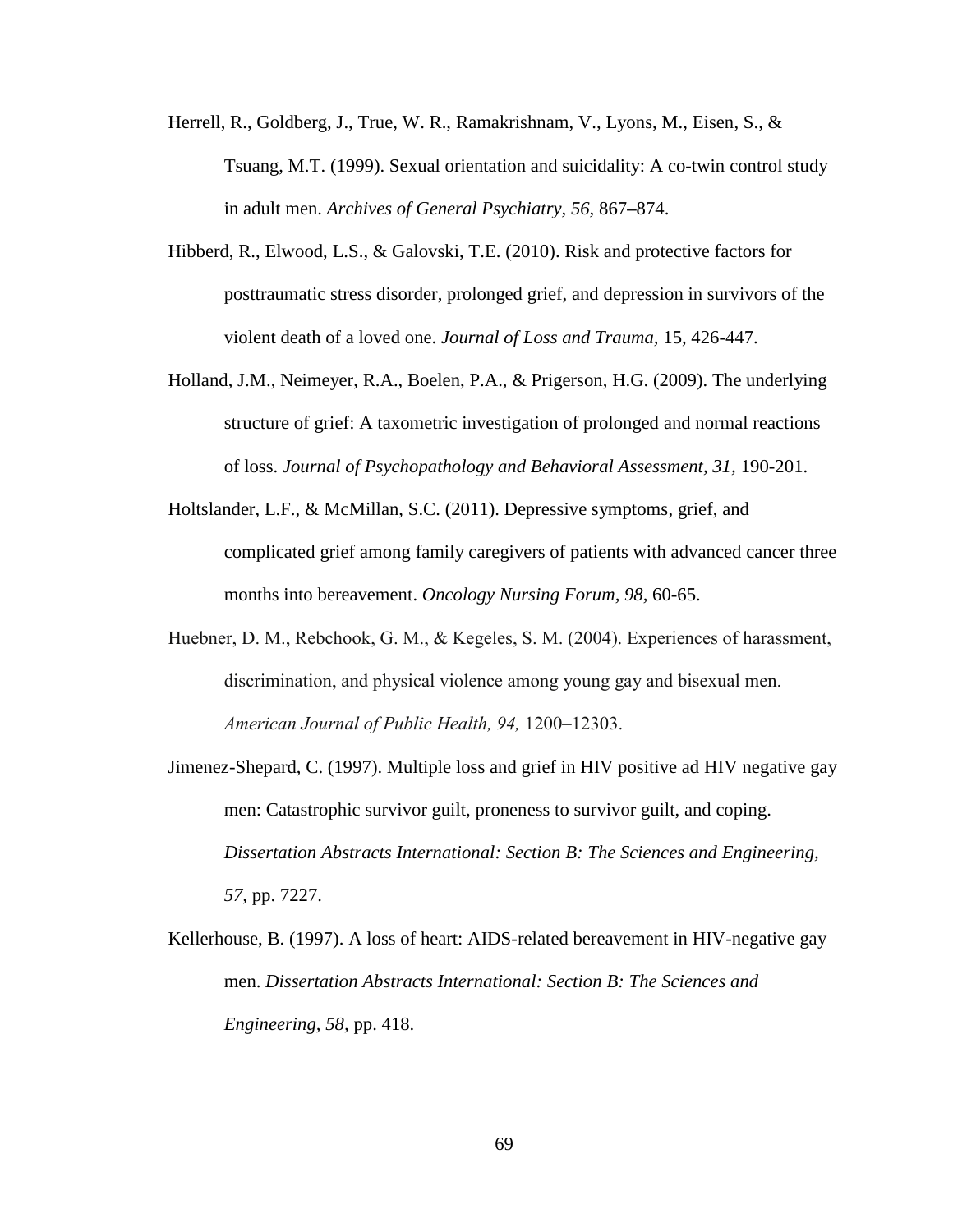Herrell, R., Goldberg, J., True, W. R., Ramakrishnam, V., Lyons, M., Eisen, S., & Tsuang, M.T. (1999). Sexual orientation and suicidality: A co-twin control study in adult men. *Archives of General Psychiatry, 56*, 867–874.

Hibberd, R., Elwood, L.S., & Galovski, T.E. (2010). Risk and protective factors for posttraumatic stress disorder, prolonged grief, and depression in survivors of the violent death of a loved one. *Journal of Loss and Trauma,* 15, 426-447.

Holland, J.M., Neimeyer, R.A., Boelen, P.A., & Prigerson, H.G. (2009). The underlying structure of grief: A taxometric investigation of prolonged and normal reactions of loss. *Journal of Psychopathology and Behavioral Assessment, 31*, 190-201.

Holtslander, L.F., & McMillan, S.C. (2011). Depressive symptoms, grief, and complicated grief among family caregivers of patients with advanced cancer three months into bereavement. *Oncology Nursing Forum, 98*, 60-65.

Huebner, D. M., Rebchook, G. M., & Kegeles, S. M. (2004). Experiences of harassment, discrimination, and physical violence among young gay and bisexual men. *American Journal of Public Health, 94,* 1200–12303.

Jimenez-Shepard, C. (1997). Multiple loss and grief in HIV positive ad HIV negative gay men: Catastrophic survivor guilt, proneness to survivor guilt, and coping. *Dissertation Abstracts International: Section B: The Sciences and Engineering, 57*, pp. 7227.

Kellerhouse, B. (1997). A loss of heart: AIDS-related bereavement in HIV-negative gay men. *Dissertation Abstracts International: Section B: The Sciences and Engineering, 58*, pp. 418.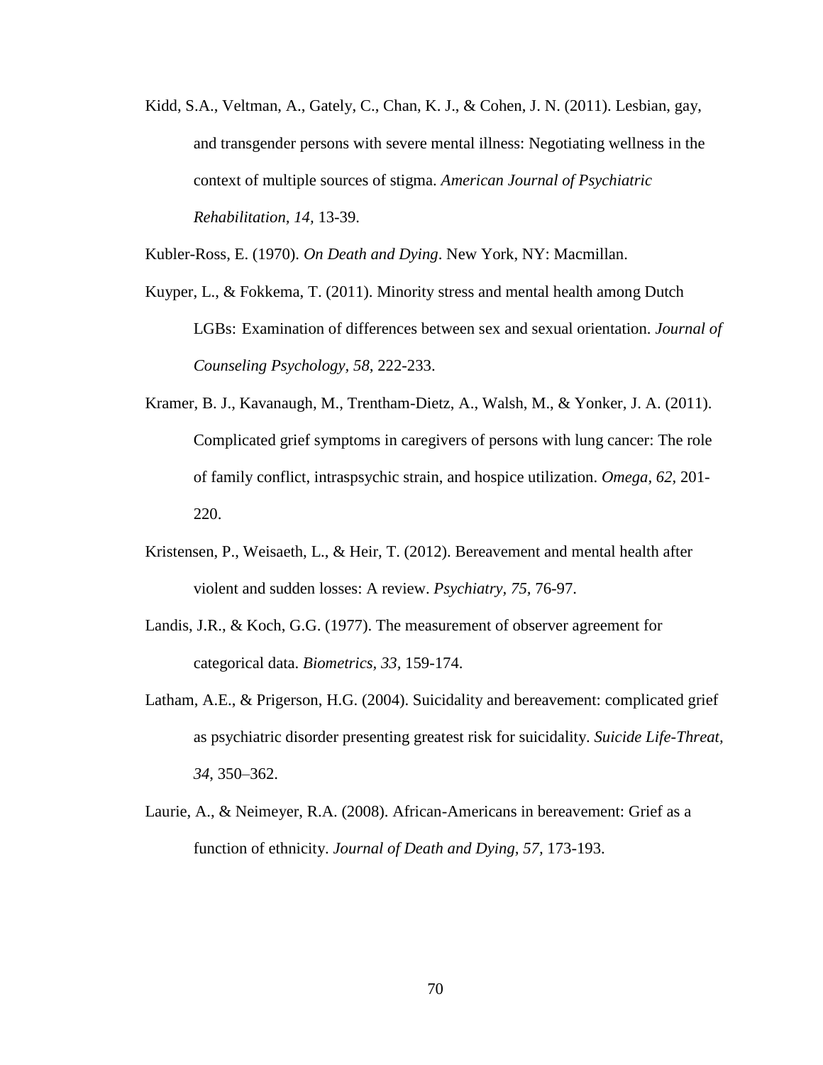Kidd, S.A., Veltman, A., Gately, C., Chan, K. J., & Cohen, J. N. (2011). Lesbian, gay, and transgender persons with severe mental illness: Negotiating wellness in the context of multiple sources of stigma. *American Journal of Psychiatric Rehabilitation, 14,* 13-39.

Kubler-Ross, E. (1970). *On Death and Dying*. New York, NY: Macmillan.

Kuyper, L., & Fokkema, T. (2011). Minority stress and mental health among Dutch LGBs: Examination of differences between sex and sexual orientation. *Journal of Counseling Psychology, 58,* 222-233.

Kramer, B. J., Kavanaugh, M., Trentham-Dietz, A., Walsh, M., & Yonker, J. A. (2011). Complicated grief symptoms in caregivers of persons with lung cancer: The role of family conflict, intraspsychic strain, and hospice utilization. *Omega, 62,* 201-220.

Kristensen, P., Weisaeth, L., & Heir, T. (2012). Bereavement and mental health after violent and sudden losses: A review. *Psychiatry, 75,* 76-97.

Landis, J.R., & Koch, G.G. (1977). The measurement of observer agreement for categorical data. *Biometrics, 33,* 159-174.

Latham, A.E., & Prigerson, H.G. (2004). Suicidality and bereavement: complicated grief as psychiatric disorder presenting greatest risk for suicidality. *Suicide Life-Threat, 34*, 350–362.

Laurie, A., & Neimeyer, R.A. (2008). African-Americans in bereavement: Grief as a function of ethnicity. *Journal of Death and Dying, 57,* 173-193.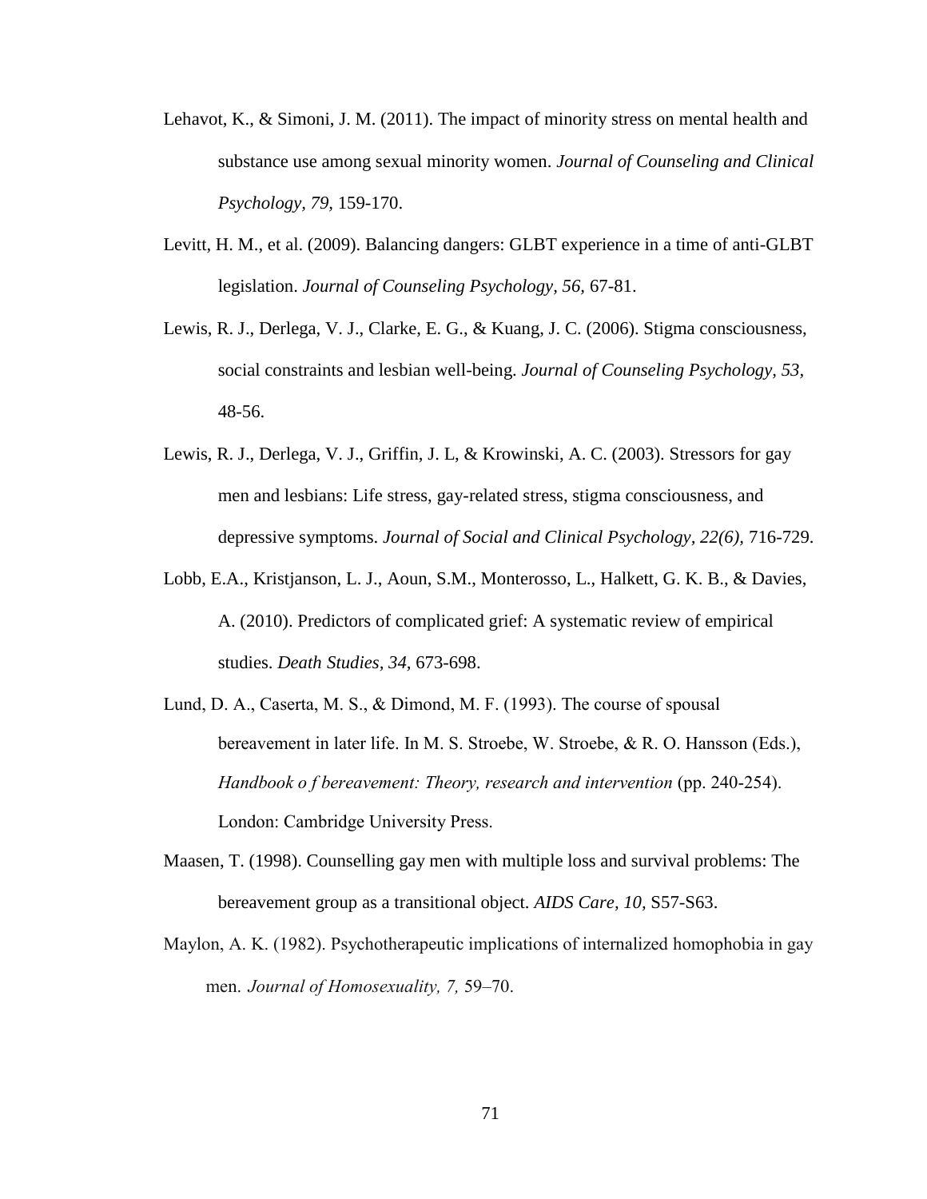Lehavot, K., & Simoni, J. M. (2011). The impact of minority stress on mental health and substance use among sexual minority women. *Journal of Counseling and Clinical Psychology, 79,* 159-170.

Levitt, H. M., et al. (2009). Balancing dangers: GLBT experience in a time of anti-GLBT legislation. *Journal of Counseling Psychology, 56,* 67-81.

Lewis, R. J., Derlega, V. J., Clarke, E. G., & Kuang, J. C. (2006). Stigma consciousness, social constraints and lesbian well-being. *Journal of Counseling Psychology, 53,* 48-56.

Lewis, R. J., Derlega, V. J., Griffin, J. L, & Krowinski, A. C. (2003). Stressors for gay men and lesbians: Life stress, gay-related stress, stigma consciousness, and depressive symptoms. *Journal of Social and Clinical Psychology, 22(6),* 716-729.

Lobb, E.A., Kristjanson, L. J., Aoun, S.M., Monterosso, L., Halkett, G. K. B., & Davies, A. (2010). Predictors of complicated grief: A systematic review of empirical studies. *Death Studies, 34,* 673-698.

Lund, D. A., Caserta, M. S., & Dimond, M. F. (1993). The course of spousal bereavement in later life. In M. S. Stroebe, W. Stroebe, & R. O. Hansson (Eds.), *Handbook o f bereavement: Theory, research and intervention* (pp. 240-254). London: Cambridge University Press.

Maasen, T. (1998). Counselling gay men with multiple loss and survival problems: The bereavement group as a transitional object. *AIDS Care, 10,* S57-S63.

Maylon, A. K. (1982). Psychotherapeutic implications of internalized homophobia in gay men. *Journal of Homosexuality, 7,* 59–70.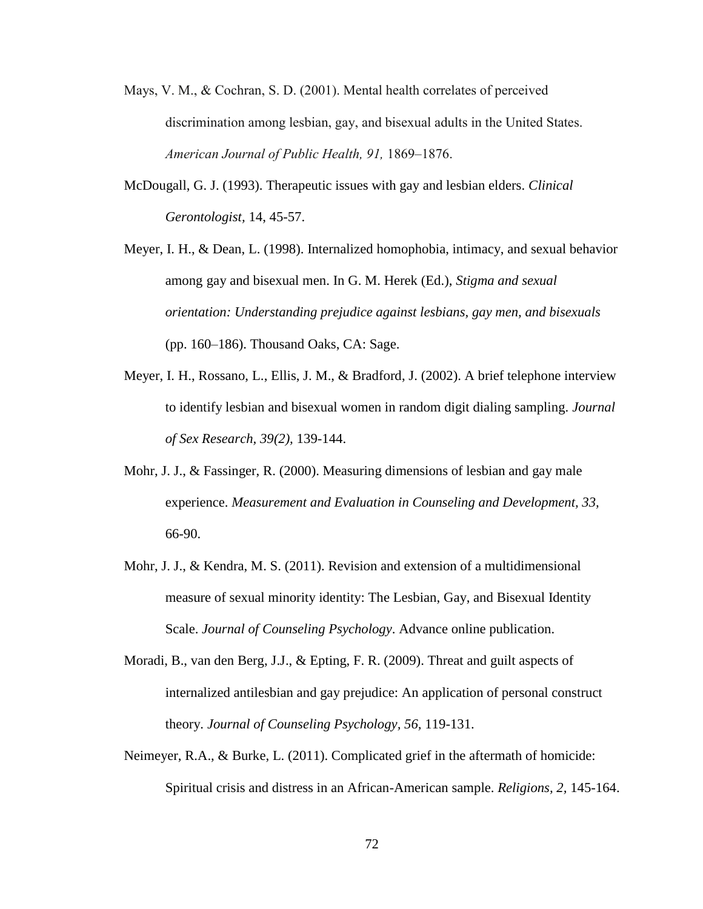Mays, V. M., & Cochran, S. D. (2001). Mental health correlates of perceived discrimination among lesbian, gay, and bisexual adults in the United States. *American Journal of Public Health, 91,* 1869–1876.

McDougall, G. J. (1993). Therapeutic issues with gay and lesbian elders. *Clinical Gerontologist,* 14, 45-57.

Meyer, I. H., & Dean, L. (1998). Internalized homophobia, intimacy, and sexual behavior among gay and bisexual men. In G. M. Herek (Ed.), *Stigma and sexual orientation: Understanding prejudice against lesbians, gay men, and bisexuals* (pp. 160–186). Thousand Oaks, CA: Sage.

Meyer, I. H., Rossano, L., Ellis, J. M., & Bradford, J. (2002). A brief telephone interview to identify lesbian and bisexual women in random digit dialing sampling. *Journal of Sex Research, 39(2),* 139-144.

Mohr, J. J., & Fassinger, R. (2000). Measuring dimensions of lesbian and gay male experience. *Measurement and Evaluation in Counseling and Development, 33,* 66-90.

Mohr, J. J., & Kendra, M. S. (2011). Revision and extension of a multidimensional measure of sexual minority identity: The Lesbian, Gay, and Bisexual Identity Scale. *Journal of Counseling Psychology*. Advance online publication.

Moradi, B., van den Berg, J.J., & Epting, F. R. (2009). Threat and guilt aspects of internalized antilesbian and gay prejudice: An application of personal construct theory. *Journal of Counseling Psychology, 56,* 119-131.

Neimeyer, R.A., & Burke, L. (2011). Complicated grief in the aftermath of homicide: Spiritual crisis and distress in an African-American sample. *Religions, 2,* 145-164.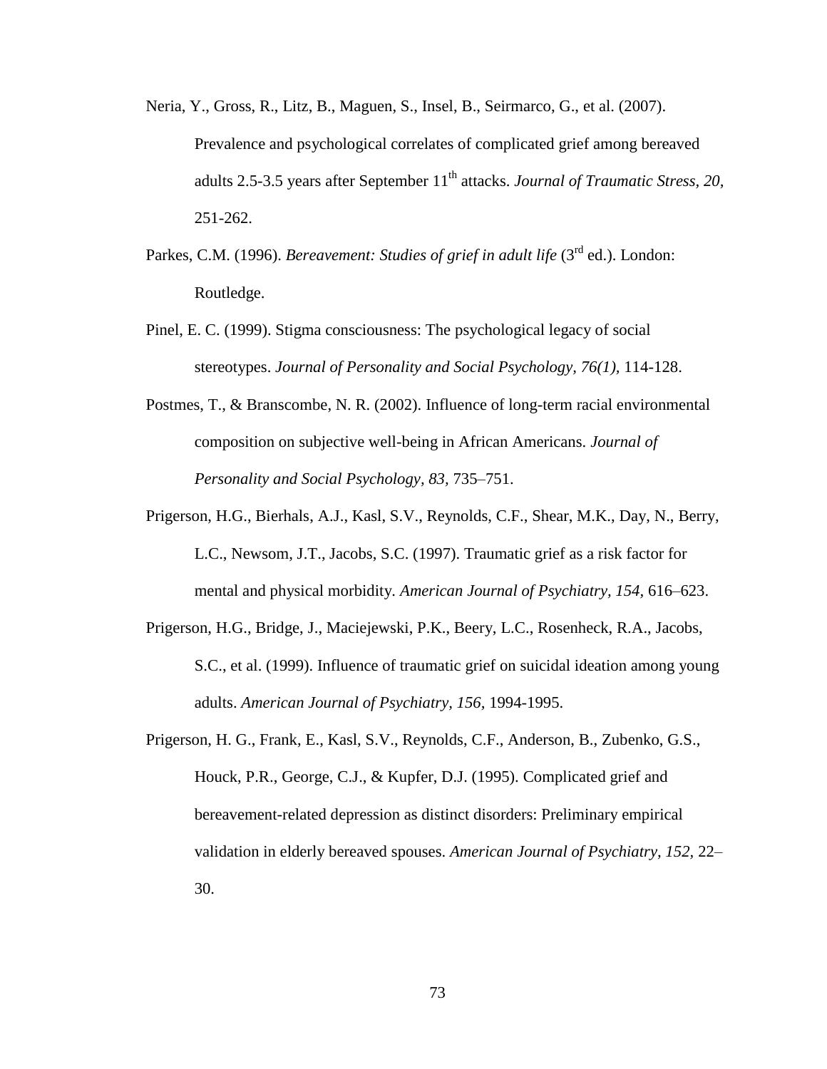Neria, Y., Gross, R., Litz, B., Maguen, S., Insel, B., Seirmarco, G., et al. (2007). Prevalence and psychological correlates of complicated grief among bereaved adults 2.5-3.5 years after September 11th attacks. *Journal of Traumatic Stress, 20*, 251-262.

Parkes, C.M. (1996). *Bereavement: Studies of grief in adult life* (3rd ed.). London: Routledge.

Pinel, E. C. (1999). Stigma consciousness: The psychological legacy of social stereotypes. *Journal of Personality and Social Psychology, 76(1)*, 114-128.

Postmes, T., & Branscombe, N. R. (2002). Influence of long-term racial environmental composition on subjective well-being in African Americans. *Journal of Personality and Social Psychology, 83*, 735–751.

Prigerson, H.G., Bierhals, A.J., Kasl, S.V., Reynolds, C.F., Shear, M.K., Day, N., Berry, L.C., Newsom, J.T., Jacobs, S.C. (1997). Traumatic grief as a risk factor for mental and physical morbidity. *American Journal of Psychiatry, 154*, 616–623.

Prigerson, H.G., Bridge, J., Maciejewski, P.K., Beery, L.C., Rosenheck, R.A., Jacobs, S.C., et al. (1999). Influence of traumatic grief on suicidal ideation among young adults. *American Journal of Psychiatry, 156*, 1994-1995.

Prigerson, H. G., Frank, E., Kasl, S.V., Reynolds, C.F., Anderson, B., Zubenko, G.S., Houck, P.R., George, C.J., & Kupfer, D.J. (1995). Complicated grief and bereavement-related depression as distinct disorders: Preliminary empirical validation in elderly bereaved spouses. *American Journal of Psychiatry, 152*, 22–30.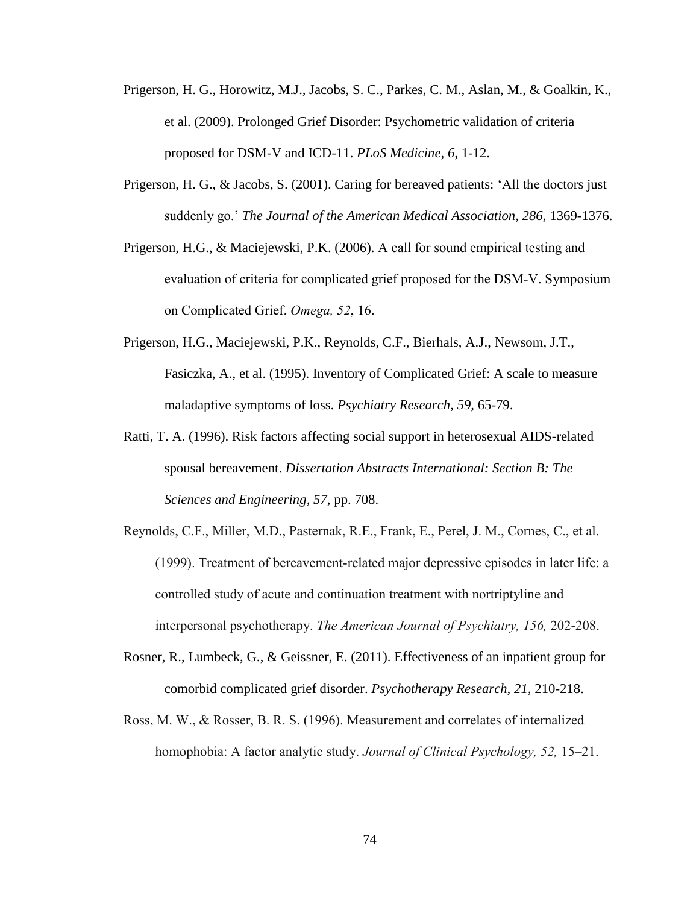Prigerson, H. G., Horowitz, M.J., Jacobs, S. C., Parkes, C. M., Aslan, M., & Goalkin, K., et al. (2009). Prolonged Grief Disorder: Psychometric validation of criteria proposed for DSM-V and ICD-11. *PLoS Medicine, 6,* 1-12.

Prigerson, H. G., & Jacobs, S. (2001). Caring for bereaved patients: 'All the doctors just suddenly go.' *The Journal of the American Medical Association, 286,* 1369-1376.

Prigerson, H.G., & Maciejewski, P.K. (2006). A call for sound empirical testing and evaluation of criteria for complicated grief proposed for the DSM-V. Symposium on Complicated Grief. *Omega, 52*, 16.

Prigerson, H.G., Maciejewski, P.K., Reynolds, C.F., Bierhals, A.J., Newsom, J.T., Fasiczka, A., et al. (1995). Inventory of Complicated Grief: A scale to measure maladaptive symptoms of loss. *Psychiatry Research, 59,* 65-79.

Ratti, T. A. (1996). Risk factors affecting social support in heterosexual AIDS-related spousal bereavement. *Dissertation Abstracts International: Section B: The Sciences and Engineering, 57,* pp. 708.

Reynolds, C.F., Miller, M.D., Pasternak, R.E., Frank, E., Perel, J. M., Cornes, C., et al. (1999). Treatment of bereavement-related major depressive episodes in later life: a controlled study of acute and continuation treatment with nortriptyline and interpersonal psychotherapy. *The American Journal of Psychiatry, 156,* 202-208.

Rosner, R., Lumbeck, G., & Geissner, E. (2011). Effectiveness of an inpatient group for comorbid complicated grief disorder. *Psychotherapy Research, 21,* 210-218.

Ross, M. W., & Rosser, B. R. S. (1996). Measurement and correlates of internalized homophobia: A factor analytic study. *Journal of Clinical Psychology, 52,* 15–21.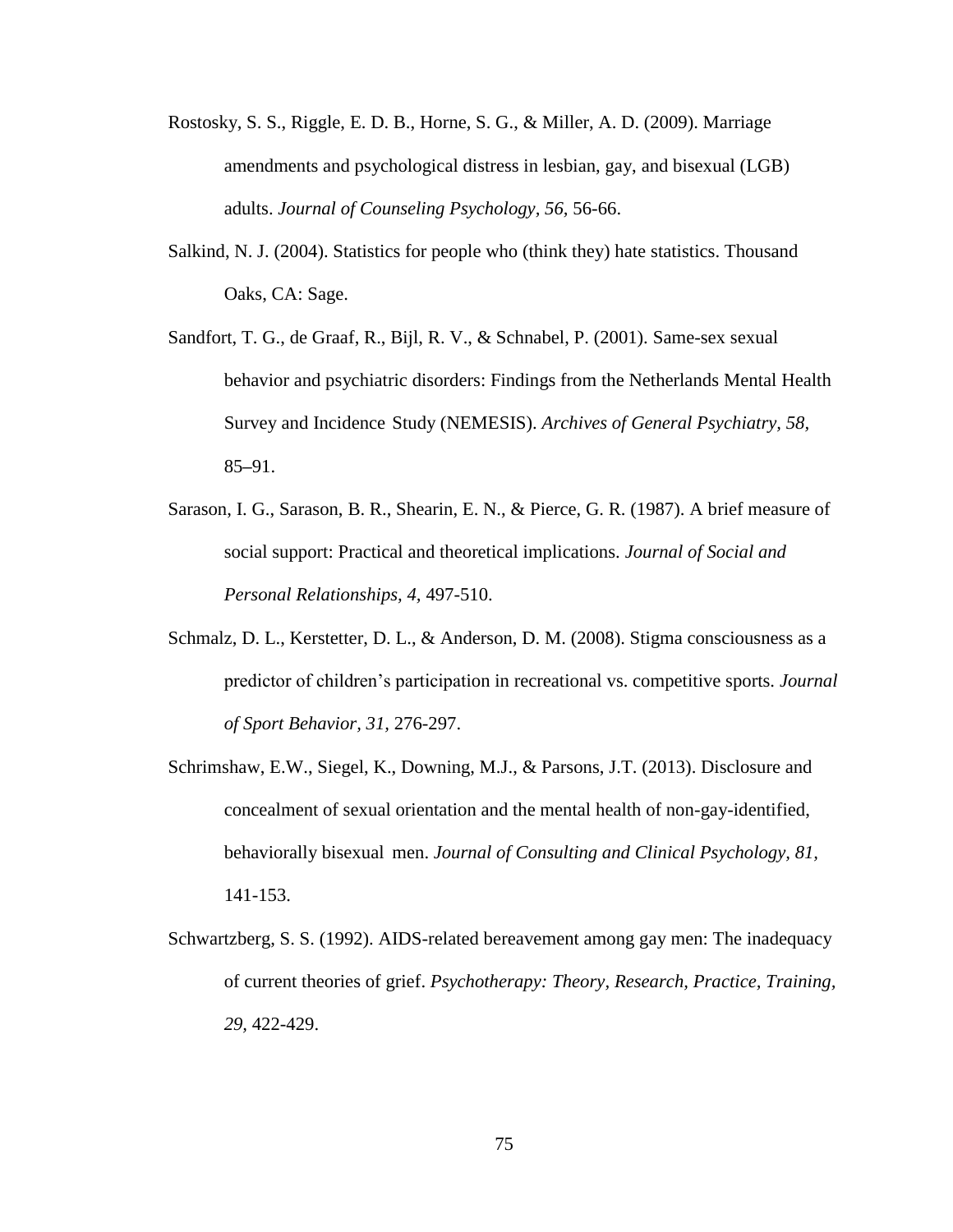Rostosky, S. S., Riggle, E. D. B., Horne, S. G., & Miller, A. D. (2009). Marriage amendments and psychological distress in lesbian, gay, and bisexual (LGB) adults. *Journal of Counseling Psychology, 56,* 56-66.

Salkind, N. J. (2004). Statistics for people who (think they) hate statistics. Thousand Oaks, CA: Sage.

Sandfort, T. G., de Graaf, R., Bijl, R. V., & Schnabel, P. (2001). Same-sex sexual behavior and psychiatric disorders: Findings from the Netherlands Mental Health Survey and Incidence Study (NEMESIS). *Archives of General Psychiatry, 58,* 85–91.

Sarason, I. G., Sarason, B. R., Shearin, E. N., & Pierce, G. R. (1987). A brief measure of social support: Practical and theoretical implications. *Journal of Social and Personal Relationships, 4,* 497-510.

Schmalz, D. L., Kerstetter, D. L., & Anderson, D. M. (2008). Stigma consciousness as a predictor of children's participation in recreational vs. competitive sports. *Journal of Sport Behavior, 31,* 276-297.

Schrimshaw, E.W., Siegel, K., Downing, M.J., & Parsons, J.T. (2013). Disclosure and concealment of sexual orientation and the mental health of non-gay-identified, behaviorally bisexual men. *Journal of Consulting and Clinical Psychology, 81,* 141-153.

Schwartzberg, S. S. (1992). AIDS-related bereavement among gay men: The inadequacy of current theories of grief. *Psychotherapy: Theory, Research, Practice, Training, 29,* 422-429.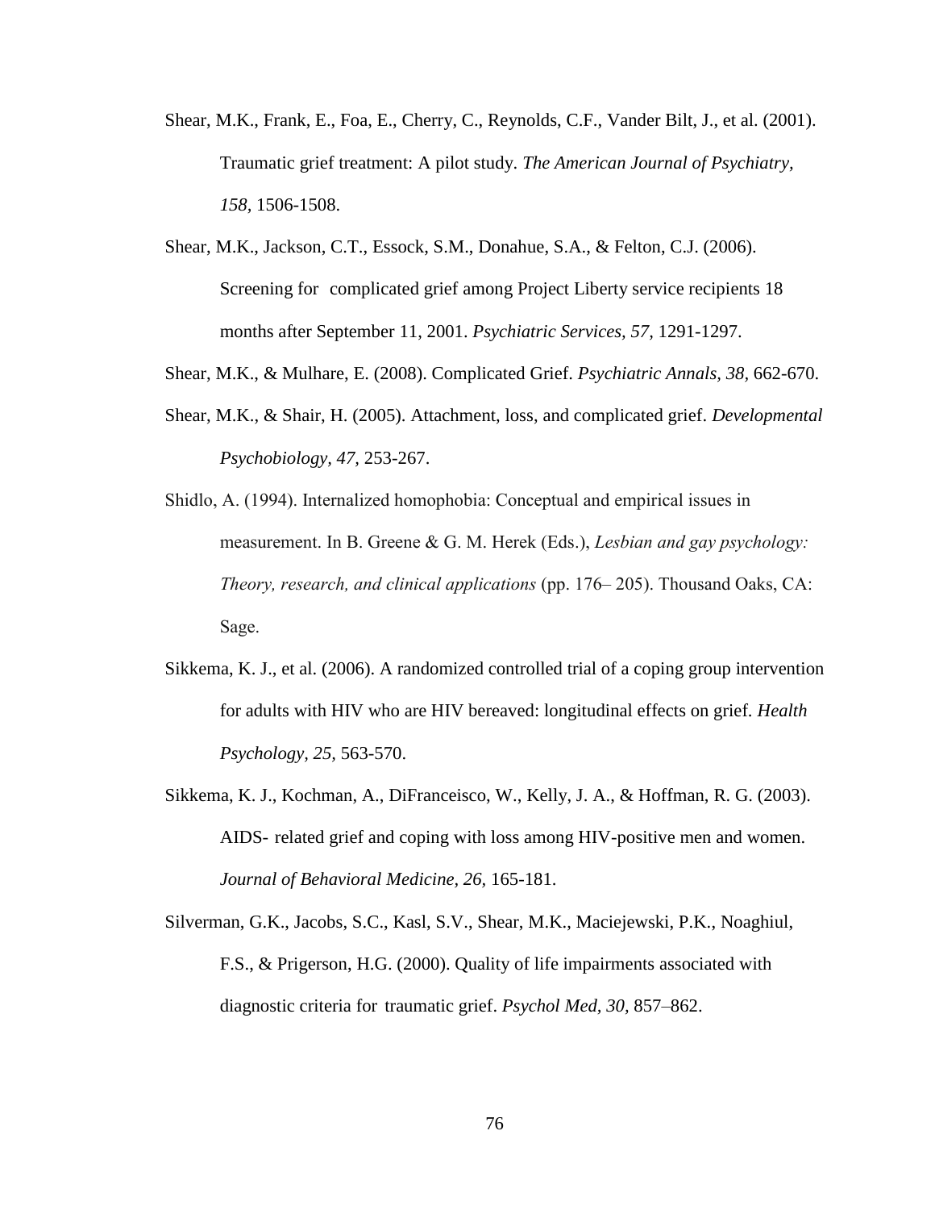Shear, M.K., Frank, E., Foa, E., Cherry, C., Reynolds, C.F., Vander Bilt, J., et al. (2001). Traumatic grief treatment: A pilot study. *The American Journal of Psychiatry, 158,* 1506-1508.

Shear, M.K., Jackson, C.T., Essock, S.M., Donahue, S.A., & Felton, C.J. (2006). Screening for complicated grief among Project Liberty service recipients 18 months after September 11, 2001. *Psychiatric Services, 57,* 1291-1297.

Shear, M.K., & Mulhare, E. (2008). Complicated Grief. *Psychiatric Annals, 38,* 662-670.

Shear, M.K., & Shair, H. (2005). Attachment, loss, and complicated grief. *Developmental Psychobiology, 47,* 253-267.

Shidlo, A. (1994). Internalized homophobia: Conceptual and empirical issues in measurement. In B. Greene & G. M. Herek (Eds.), *Lesbian and gay psychology: Theory, research, and clinical applications* (pp. 176– 205). Thousand Oaks, CA: Sage.

Sikkema, K. J., et al. (2006). A randomized controlled trial of a coping group intervention for adults with HIV who are HIV bereaved: longitudinal effects on grief. *Health Psychology, 25,* 563-570.

Sikkema, K. J., Kochman, A., DiFranceisco, W., Kelly, J. A., & Hoffman, R. G. (2003). AIDS- related grief and coping with loss among HIV-positive men and women. *Journal of Behavioral Medicine, 26,* 165-181.

Silverman, G.K., Jacobs, S.C., Kasl, S.V., Shear, M.K., Maciejewski, P.K., Noaghiul, F.S., & Prigerson, H.G. (2000). Quality of life impairments associated with diagnostic criteria for traumatic grief. *Psychol Med, 30,* 857–862.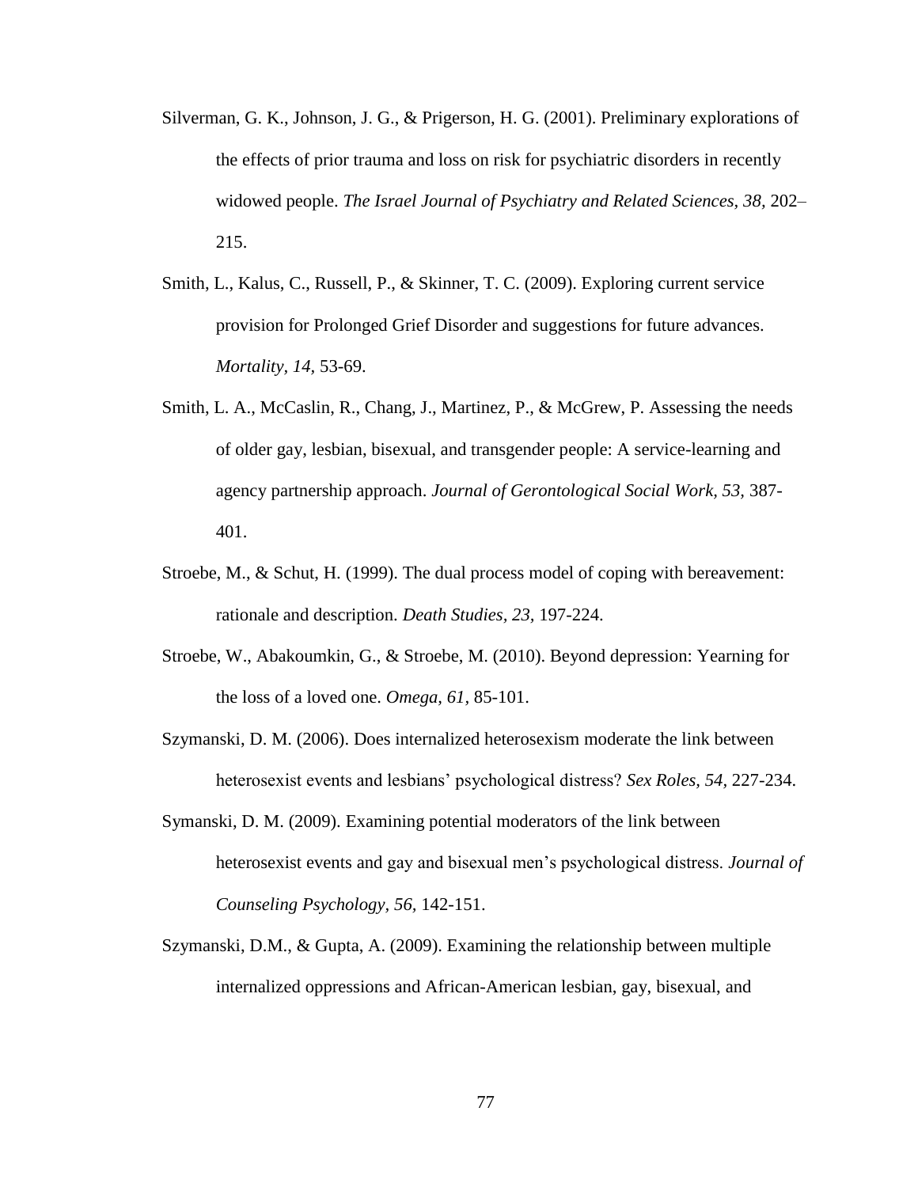Silverman, G. K., Johnson, J. G., & Prigerson, H. G. (2001). Preliminary explorations of the effects of prior trauma and loss on risk for psychiatric disorders in recently widowed people. *The Israel Journal of Psychiatry and Related Sciences*, *38*, 202–215.

Smith, L., Kalus, C., Russell, P., & Skinner, T. C. (2009). Exploring current service provision for Prolonged Grief Disorder and suggestions for future advances. *Mortality, 14,* 53-69.

Smith, L. A., McCaslin, R., Chang, J., Martinez, P., & McGrew, P. Assessing the needs of older gay, lesbian, bisexual, and transgender people: A service-learning and agency partnership approach. *Journal of Gerontological Social Work, 53,* 387-401.

Stroebe, M., & Schut, H. (1999). The dual process model of coping with bereavement: rationale and description. *Death Studies, 23,* 197-224.

Stroebe, W., Abakoumkin, G., & Stroebe, M. (2010). Beyond depression: Yearning for the loss of a loved one. *Omega, 61,* 85-101.

Szymanski, D. M. (2006). Does internalized heterosexism moderate the link between heterosexist events and lesbians' psychological distress? *Sex Roles, 54,* 227-234.

Symanski, D. M. (2009). Examining potential moderators of the link between heterosexist events and gay and bisexual men's psychological distress. *Journal of Counseling Psychology, 56,* 142-151.

Szymanski, D.M., & Gupta, A. (2009). Examining the relationship between multiple internalized oppressions and African-American lesbian, gay, bisexual, and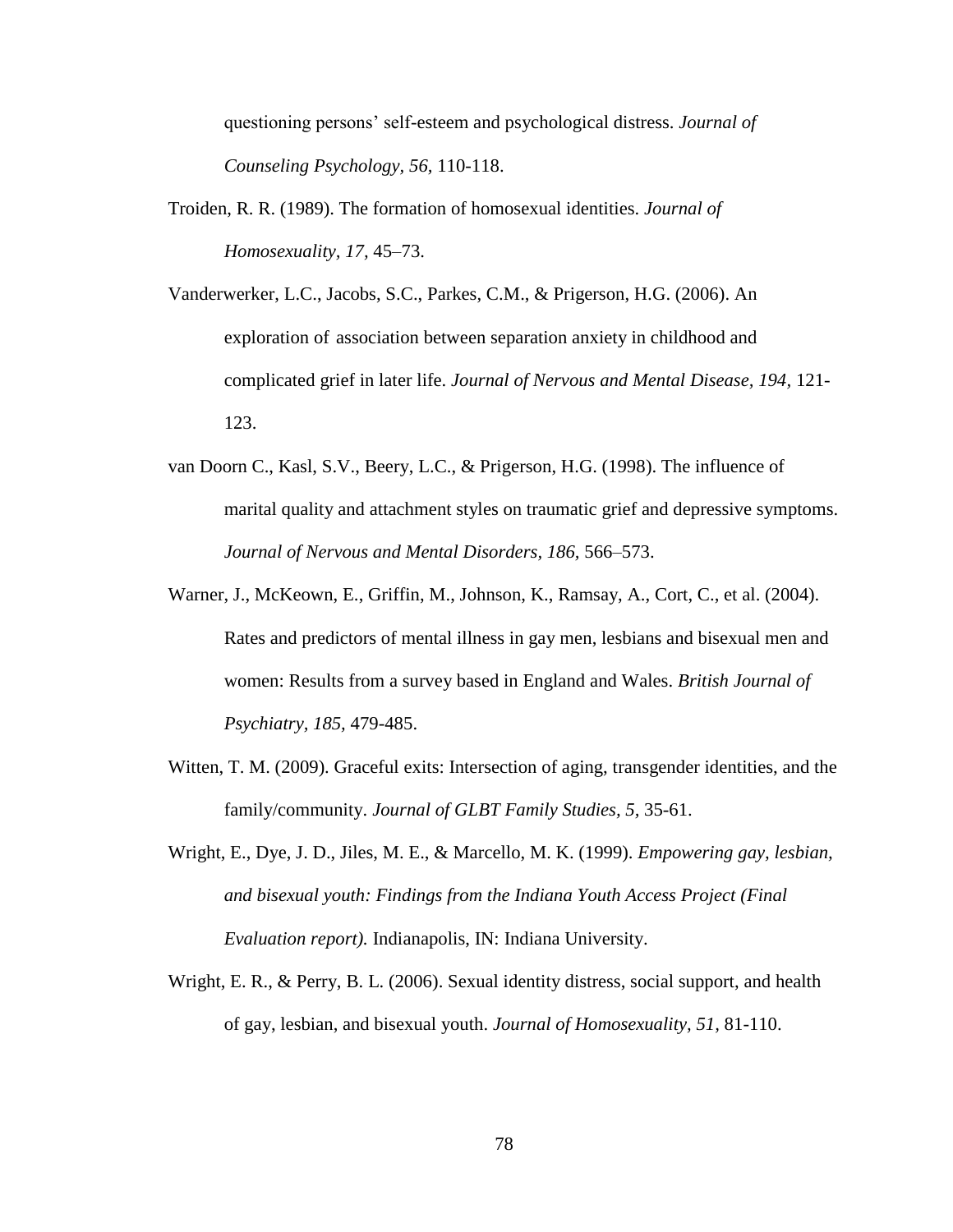questioning persons' self-esteem and psychological distress. *Journal of Counseling Psychology, 56,* 110-118.

Troiden, R. R. (1989). The formation of homosexual identities. *Journal of Homosexuality, 17,* 45–73.

Vanderwerker, L.C., Jacobs, S.C., Parkes, C.M., & Prigerson, H.G. (2006). An exploration of association between separation anxiety in childhood and complicated grief in later life. *Journal of Nervous and Mental Disease, 194,* 121-123.

van Doorn C., Kasl, S.V., Beery, L.C., & Prigerson, H.G. (1998). The influence of marital quality and attachment styles on traumatic grief and depressive symptoms. *Journal of Nervous and Mental Disorders, 186,* 566–573.

Warner, J., McKeown, E., Griffin, M., Johnson, K., Ramsay, A., Cort, C., et al. (2004). Rates and predictors of mental illness in gay men, lesbians and bisexual men and women: Results from a survey based in England and Wales. *British Journal of Psychiatry, 185,* 479-485.

Witten, T. M. (2009). Graceful exits: Intersection of aging, transgender identities, and the family/community. *Journal of GLBT Family Studies, 5,* 35-61.

Wright, E., Dye, J. D., Jiles, M. E., & Marcello, M. K. (1999). *Empowering gay, lesbian, and bisexual youth: Findings from the Indiana Youth Access Project (Final Evaluation report).* Indianapolis, IN: Indiana University.

Wright, E. R., & Perry, B. L. (2006). Sexual identity distress, social support, and health of gay, lesbian, and bisexual youth. *Journal of Homosexuality, 51,* 81-110.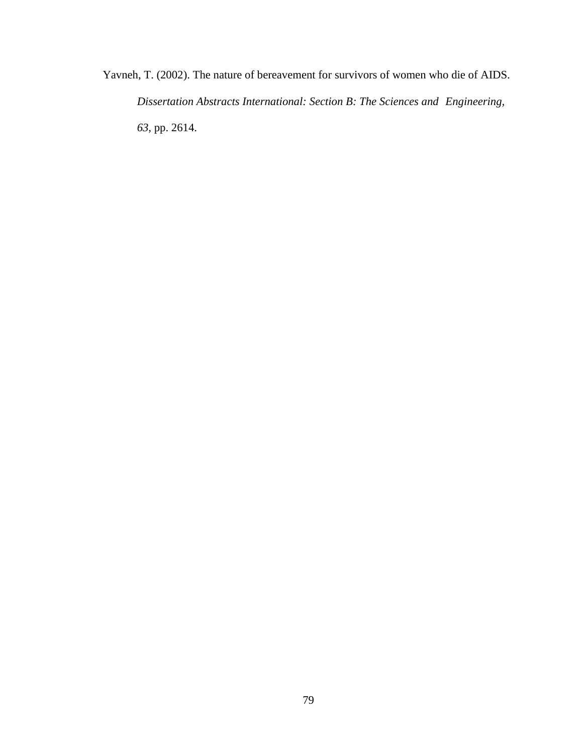Yavneh, T. (2002). The nature of bereavement for survivors of women who die of AIDS. *Dissertation Abstracts International: Section B: The Sciences and Engineering, 63*, pp. 2614.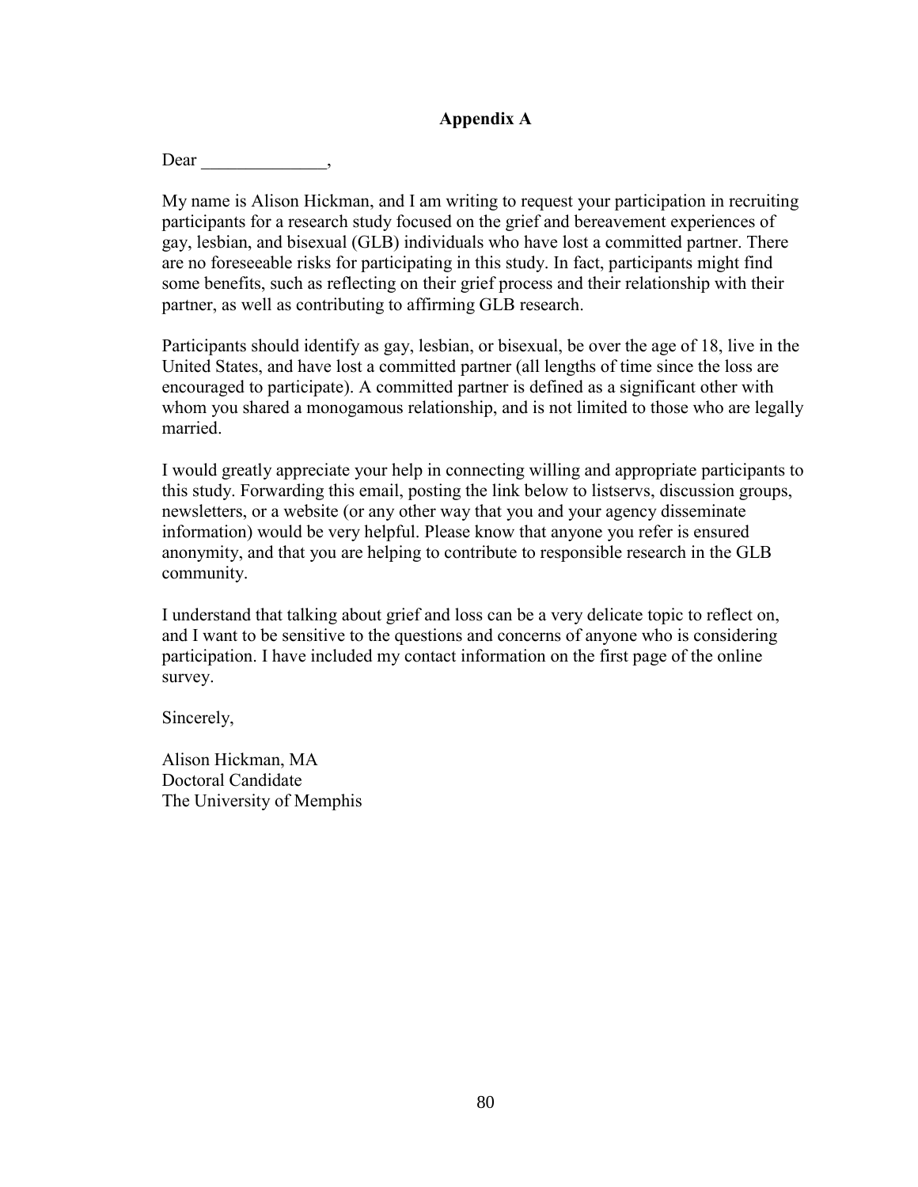## Appendix A

Dear ______________,

My name is Alison Hickman, and I am writing to request your participation in recruiting participants for a research study focused on the grief and bereavement experiences of gay, lesbian, and bisexual (GLB) individuals who have lost a committed partner. There are no foreseeable risks for participating in this study. In fact, participants might find some benefits, such as reflecting on their grief process and their relationship with their partner, as well as contributing to affirming GLB research.

Participants should identify as gay, lesbian, or bisexual, be over the age of 18, live in the United States, and have lost a committed partner (all lengths of time since the loss are encouraged to participate). A committed partner is defined as a significant other with whom you shared a monogamous relationship, and is not limited to those who are legally married.

I would greatly appreciate your help in connecting willing and appropriate participants to this study. Forwarding this email, posting the link below to listservs, discussion groups, newsletters, or a website (or any other way that you and your agency disseminate information) would be very helpful. Please know that anyone you refer is ensured anonymity, and that you are helping to contribute to responsible research in the GLB community.

I understand that talking about grief and loss can be a very delicate topic to reflect on, and I want to be sensitive to the questions and concerns of anyone who is considering participation. I have included my contact information on the first page of the online survey.

Sincerely,

Alison Hickman, MA
Doctoral Candidate
The University of Memphis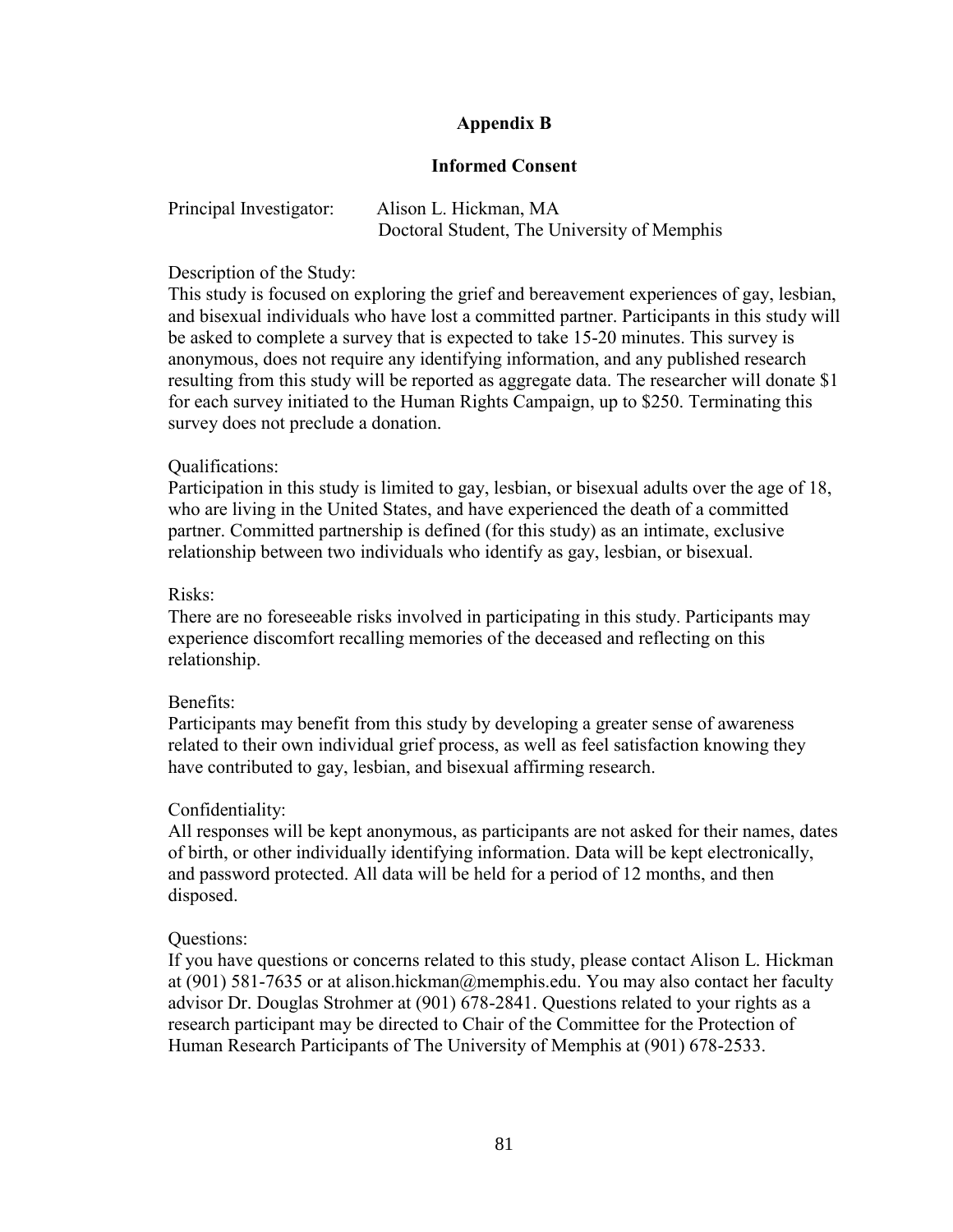## Appendix B

## Informed Consent

Principal Investigator: Alison L. Hickman, MA
Doctoral Student, The University of Memphis

Description of the Study:
This study is focused on exploring the grief and bereavement experiences of gay, lesbian, and bisexual individuals who have lost a committed partner. Participants in this study will be asked to complete a survey that is expected to take 15-20 minutes. This survey is anonymous, does not require any identifying information, and any published research resulting from this study will be reported as aggregate data. The researcher will donate $1 for each survey initiated to the Human Rights Campaign, up to $250. Terminating this survey does not preclude a donation.

Qualifications:
Participation in this study is limited to gay, lesbian, or bisexual adults over the age of 18, who are living in the United States, and have experienced the death of a committed partner. Committed partnership is defined (for this study) as an intimate, exclusive relationship between two individuals who identify as gay, lesbian, or bisexual.

Risks:
There are no foreseeable risks involved in participating in this study. Participants may experience discomfort recalling memories of the deceased and reflecting on this relationship.

Benefits:
Participants may benefit from this study by developing a greater sense of awareness related to their own individual grief process, as well as feel satisfaction knowing they have contributed to gay, lesbian, and bisexual affirming research.

Confidentiality:
All responses will be kept anonymous, as participants are not asked for their names, dates of birth, or other individually identifying information. Data will be kept electronically, and password protected. All data will be held for a period of 12 months, and then disposed.

Questions:
If you have questions or concerns related to this study, please contact Alison L. Hickman at (901) 581-7635 or at alison.hickman@memphis.edu. You may also contact her faculty advisor Dr. Douglas Strohmer at (901) 678-2841. Questions related to your rights as a research participant may be directed to Chair of the Committee for the Protection of Human Research Participants of The University of Memphis at (901) 678-2533.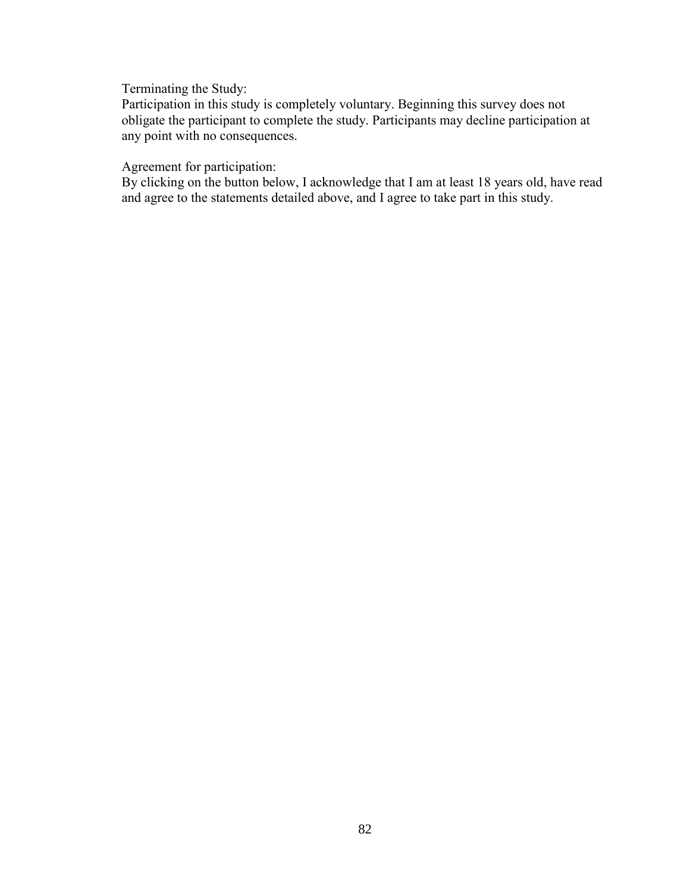Terminating the Study:
Participation in this study is completely voluntary. Beginning this survey does not obligate the participant to complete the study. Participants may decline participation at any point with no consequences.

Agreement for participation:
By clicking on the button below, I acknowledge that I am at least 18 years old, have read and agree to the statements detailed above, and I agree to take part in this study.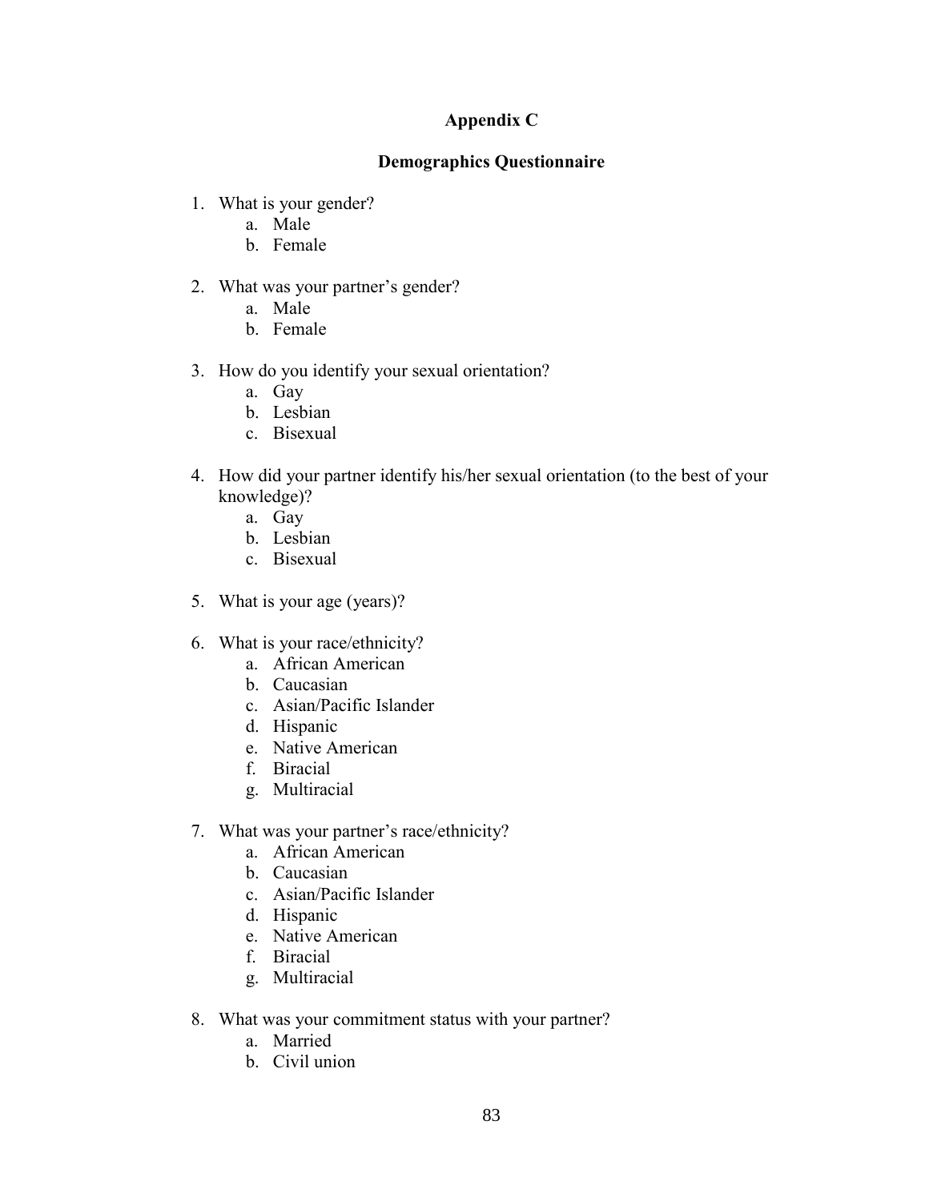## Appendix C

## Demographics Questionnaire

1. What is your gender?
   a. Male
   b. Female

2. What was your partner's gender?
   a. Male
   b. Female

3. How do you identify your sexual orientation?
   a. Gay
   b. Lesbian
   c. Bisexual

4. How did your partner identify his/her sexual orientation (to the best of your knowledge)?
   a. Gay
   b. Lesbian
   c. Bisexual

5. What is your age (years)?

6. What is your race/ethnicity?
   a. African American
   b. Caucasian
   c. Asian/Pacific Islander
   d. Hispanic
   e. Native American
   f. Biracial
   g. Multiracial

7. What was your partner's race/ethnicity?
   a. African American
   b. Caucasian
   c. Asian/Pacific Islander
   d. Hispanic
   e. Native American
   f. Biracial
   g. Multiracial

8. What was your commitment status with your partner?
   a. Married
   b. Civil union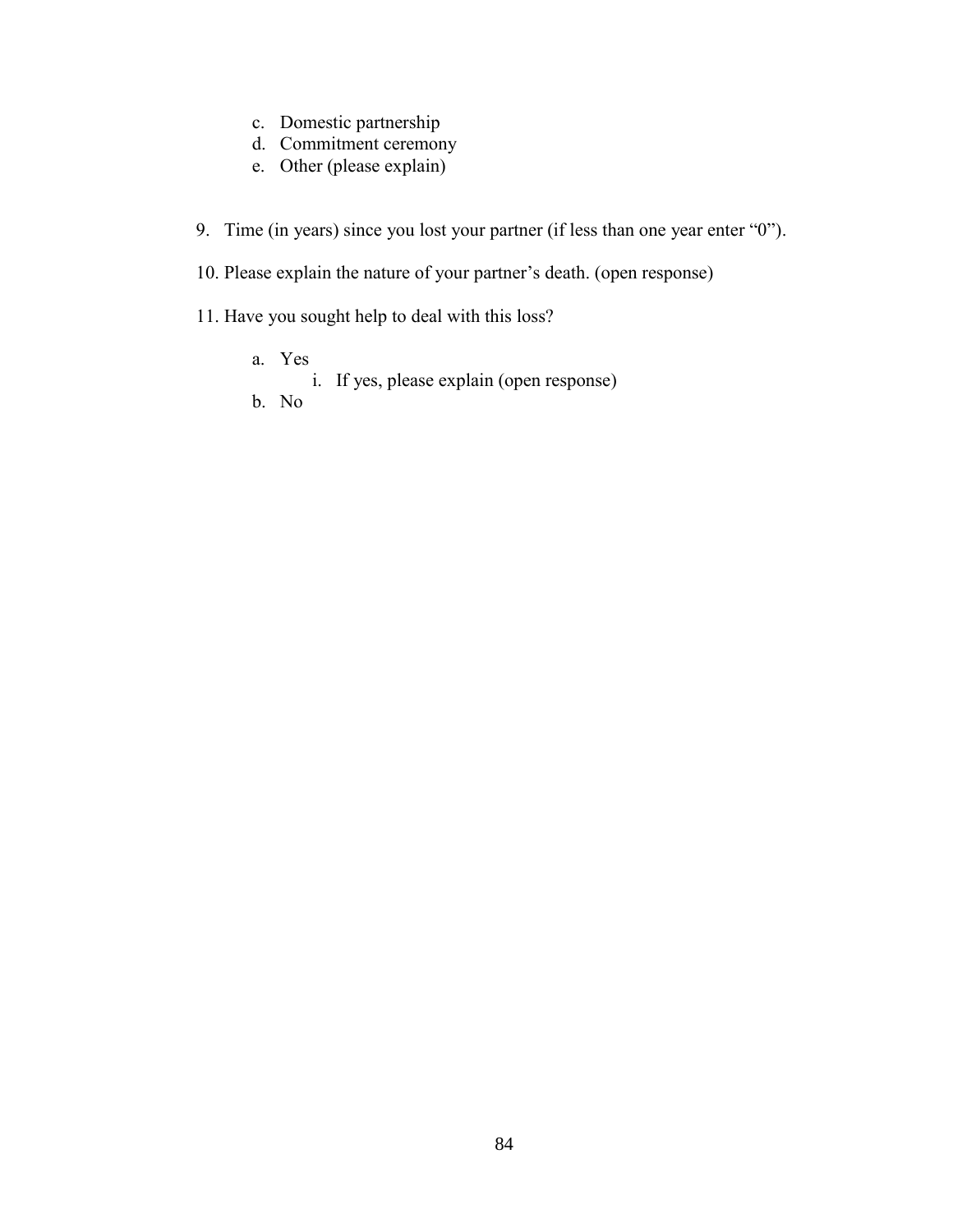c. Domestic partnership
   d. Commitment ceremony
   e. Other (please explain)

9. Time (in years) since you lost your partner (if less than one year enter “0”).

10. Please explain the nature of your partner’s death. (open response)

11. Have you sought help to deal with this loss?

   a. Yes
      i. If yes, please explain (open response)
   b. No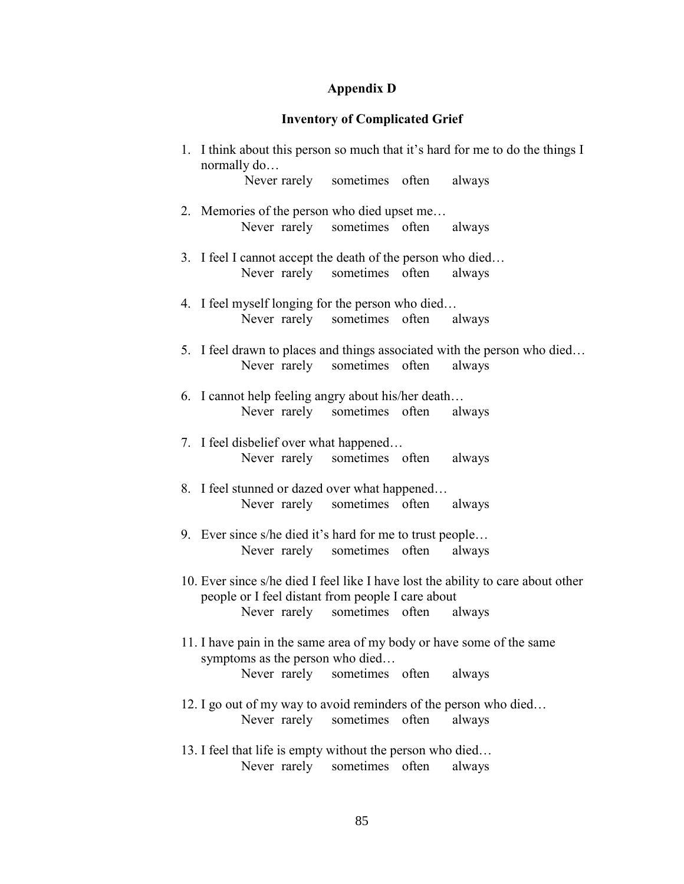# Appendix D

## Inventory of Complicated Grief

1. I think about this person so much that it's hard for me to do the things I normally do…
   Never rarely sometimes often always

2. Memories of the person who died upset me…
   Never rarely sometimes often always

3. I feel I cannot accept the death of the person who died…
   Never rarely sometimes often always

4. I feel myself longing for the person who died…
   Never rarely sometimes often always

5. I feel drawn to places and things associated with the person who died…
   Never rarely sometimes often always

6. I cannot help feeling angry about his/her death…
   Never rarely sometimes often always

7. I feel disbelief over what happened…
   Never rarely sometimes often always

8. I feel stunned or dazed over what happened…
   Never rarely sometimes often always

9. Ever since s/he died it's hard for me to trust people…
   Never rarely sometimes often always

10. Ever since s/he died I feel like I have lost the ability to care about other people or I feel distant from people I care about
    Never rarely sometimes often always

11. I have pain in the same area of my body or have some of the same symptoms as the person who died…
    Never rarely sometimes often always

12. I go out of my way to avoid reminders of the person who died…
    Never rarely sometimes often always

13. I feel that life is empty without the person who died…
    Never rarely sometimes often always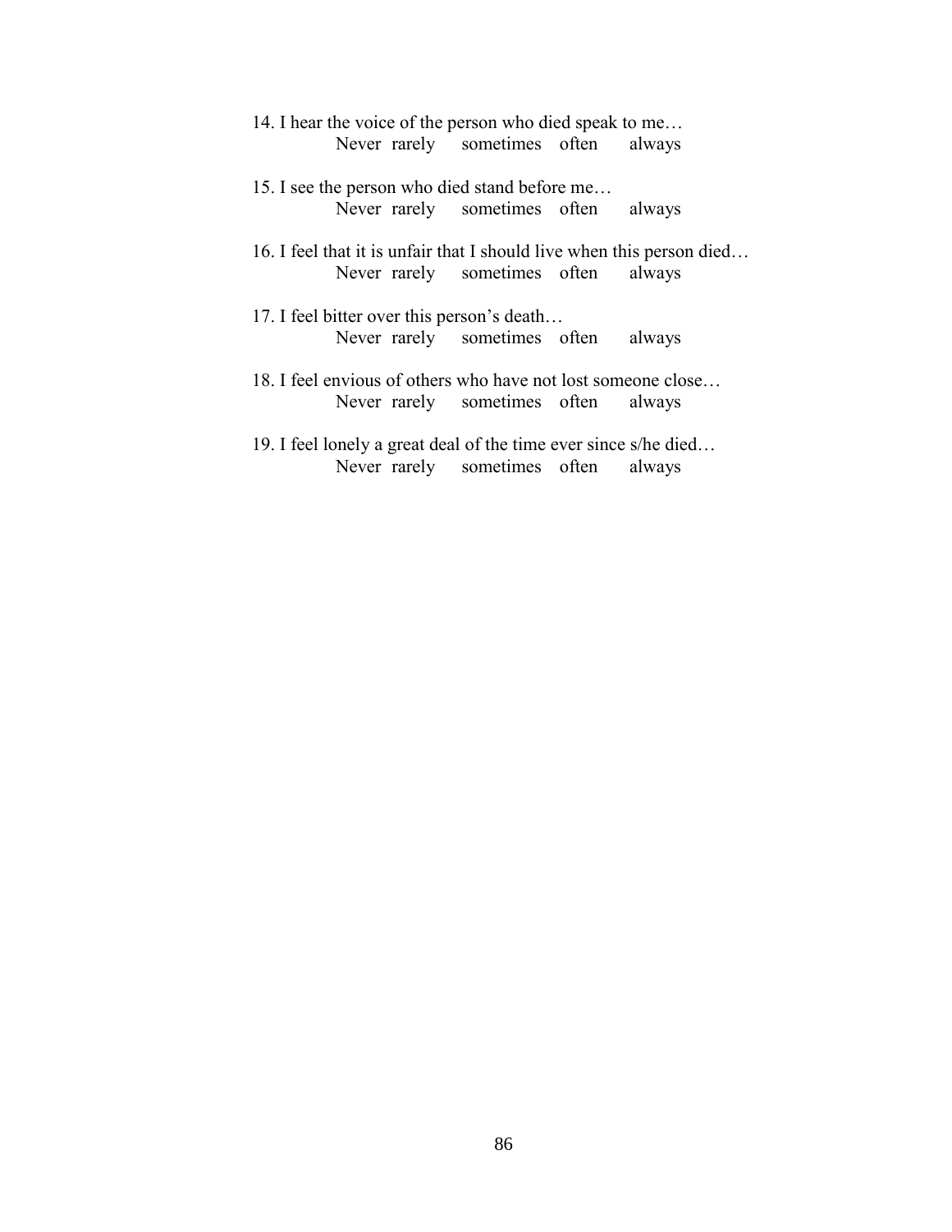14. I hear the voice of the person who died speak to me…

Never rarely sometimes often always

15. I see the person who died stand before me…

Never rarely sometimes often always

16. I feel that it is unfair that I should live when this person died…

Never rarely sometimes often always

17. I feel bitter over this person's death…

Never rarely sometimes often always

18. I feel envious of others who have not lost someone close…

Never rarely sometimes often always

19. I feel lonely a great deal of the time ever since s/he died…

Never rarely sometimes often always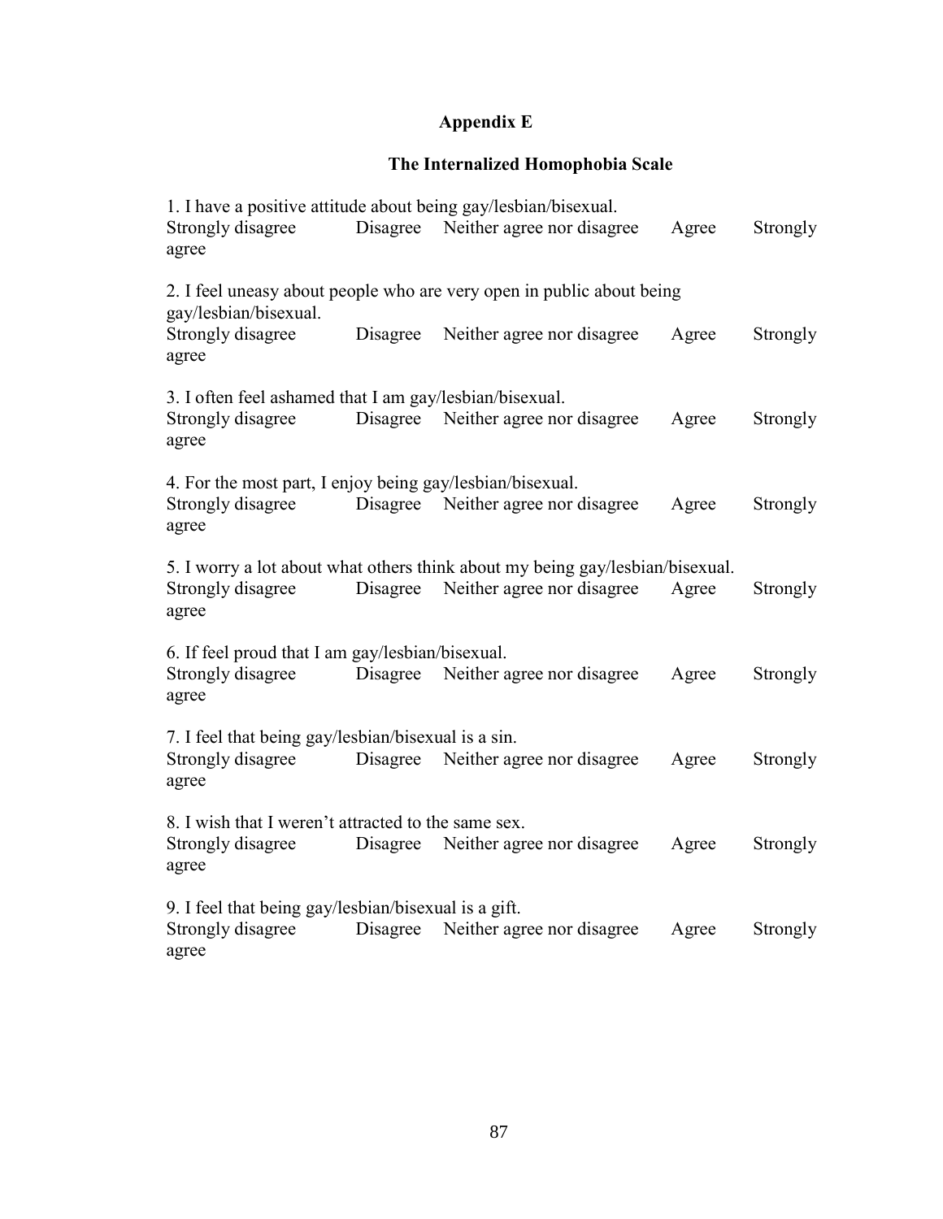# Appendix E

## The Internalized Homophobia Scale

1. I have a positive attitude about being gay/lesbian/bisexual.
Strongly disagree Disagree Neither agree nor disagree Agree Strongly agree

2. I feel uneasy about people who are very open in public about being gay/lesbian/bisexual.
Strongly disagree Disagree Neither agree nor disagree Agree Strongly agree

3. I often feel ashamed that I am gay/lesbian/bisexual.
Strongly disagree Disagree Neither agree nor disagree Agree Strongly agree

4. For the most part, I enjoy being gay/lesbian/bisexual.
Strongly disagree Disagree Neither agree nor disagree Agree Strongly agree

5. I worry a lot about what others think about my being gay/lesbian/bisexual.
Strongly disagree Disagree Neither agree nor disagree Agree Strongly agree

6. If feel proud that I am gay/lesbian/bisexual.
Strongly disagree Disagree Neither agree nor disagree Agree Strongly agree

7. I feel that being gay/lesbian/bisexual is a sin.
Strongly disagree Disagree Neither agree nor disagree Agree Strongly agree

8. I wish that I weren't attracted to the same sex.
Strongly disagree Disagree Neither agree nor disagree Agree Strongly agree

9. I feel that being gay/lesbian/bisexual is a gift.
Strongly disagree Disagree Neither agree nor disagree Agree Strongly agree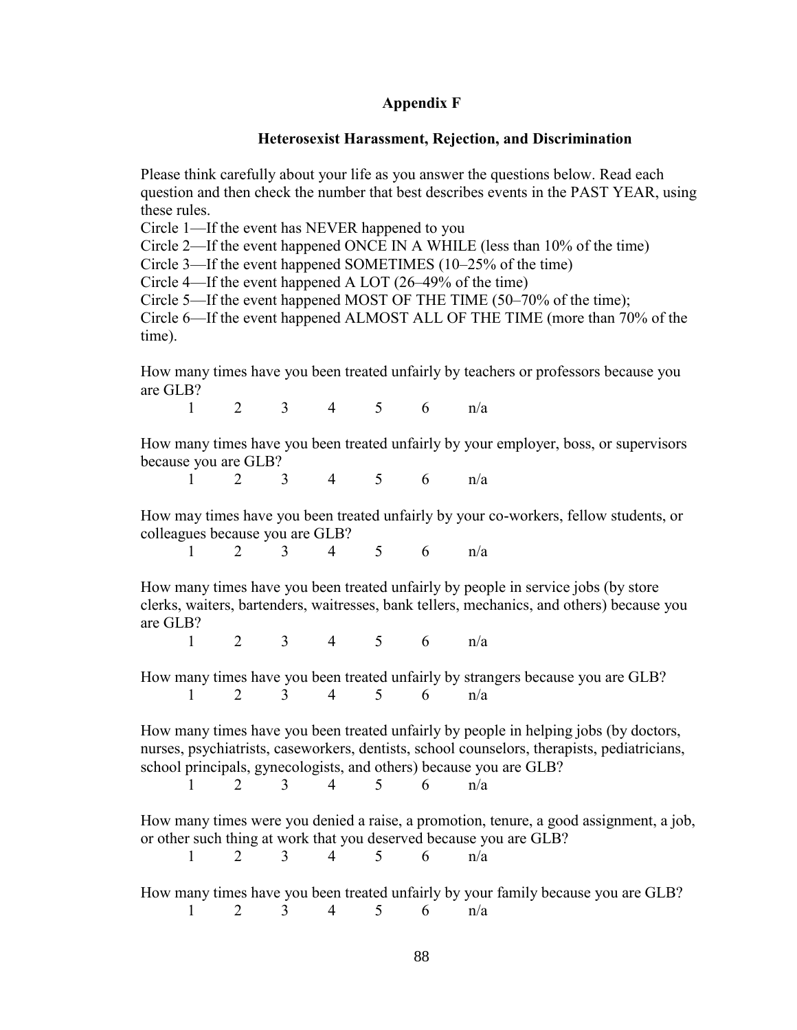# Appendix F

## Heterosexist Harassment, Rejection, and Discrimination

Please think carefully about your life as you answer the questions below. Read each question and then check the number that best describes events in the PAST YEAR, using these rules.

Circle 1—If the event has NEVER happened to you
Circle 2—If the event happened ONCE IN A WHILE (less than 10% of the time)
Circle 3—If the event happened SOMETIMES (10–25% of the time)
Circle 4—If the event happened A LOT (26–49% of the time)
Circle 5—If the event happened MOST OF THE TIME (50–70% of the time);
Circle 6—If the event happened ALMOST ALL OF THE TIME (more than 70% of the time).

How many times have you been treated unfairly by teachers or professors because you are GLB?

1 2 3 4 5 6 n/a

How many times have you been treated unfairly by your employer, boss, or supervisors because you are GLB?

1 2 3 4 5 6 n/a

How may times have you been treated unfairly by your co-workers, fellow students, or colleagues because you are GLB?

1 2 3 4 5 6 n/a

How many times have you been treated unfairly by people in service jobs (by store clerks, waiters, bartenders, waitresses, bank tellers, mechanics, and others) because you are GLB?

1 2 3 4 5 6 n/a

How many times have you been treated unfairly by strangers because you are GLB?

1 2 3 4 5 6 n/a

How many times have you been treated unfairly by people in helping jobs (by doctors, nurses, psychiatrists, caseworkers, dentists, school counselors, therapists, pediatricians, school principals, gynecologists, and others) because you are GLB?

1 2 3 4 5 6 n/a

How many times were you denied a raise, a promotion, tenure, a good assignment, a job, or other such thing at work that you deserved because you are GLB?

1 2 3 4 5 6 n/a

How many times have you been treated unfairly by your family because you are GLB?

1 2 3 4 5 6 n/a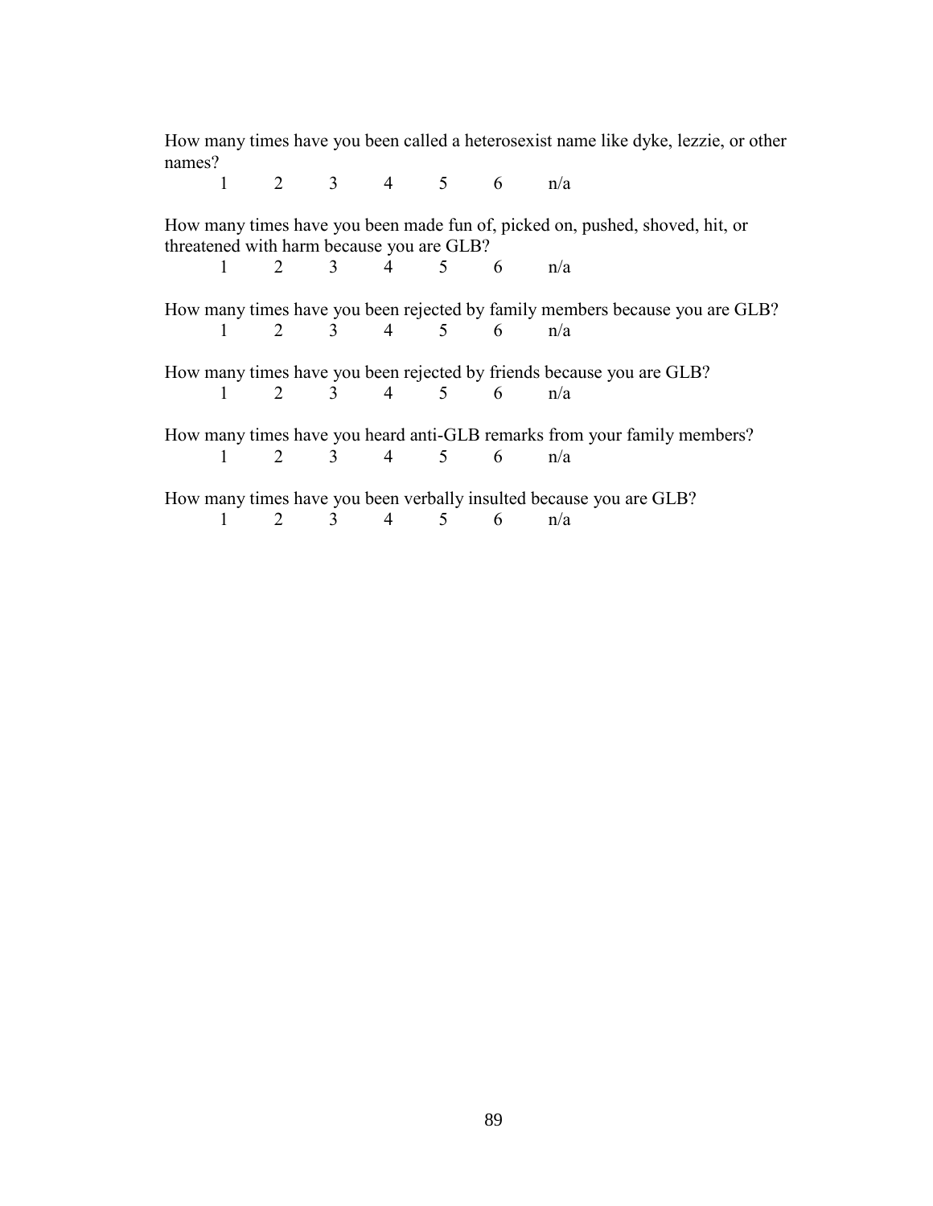How many times have you been called a heterosexist name like dyke, lezzie, or other names?

1 2 3 4 5 6 n/a

How many times have you been made fun of, picked on, pushed, shoved, hit, or threatened with harm because you are GLB?

1 2 3 4 5 6 n/a

How many times have you been rejected by family members because you are GLB?

1 2 3 4 5 6 n/a

How many times have you been rejected by friends because you are GLB?

1 2 3 4 5 6 n/a

How many times have you heard anti-GLB remarks from your family members?

1 2 3 4 5 6 n/a

How many times have you been verbally insulted because you are GLB?

1 2 3 4 5 6 n/a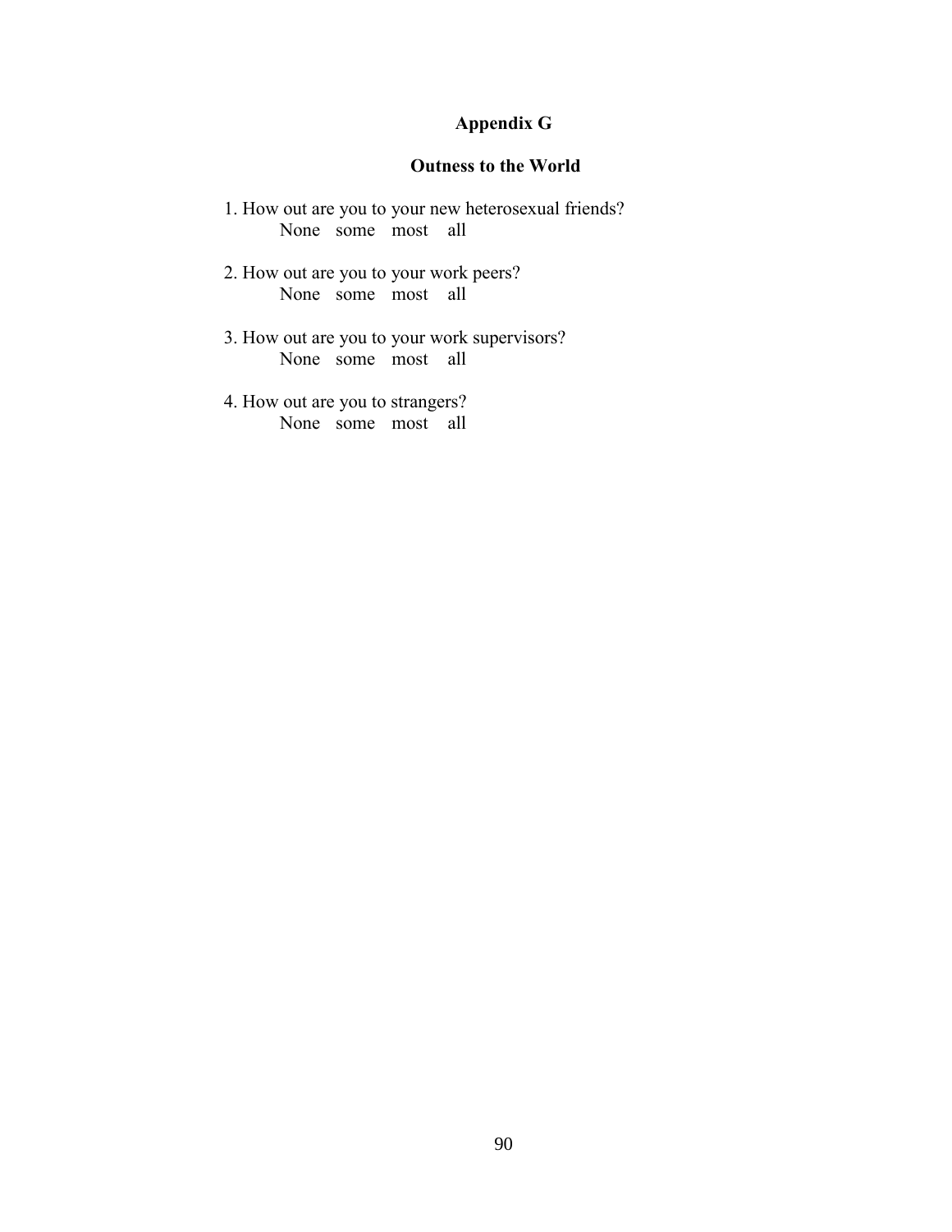# Appendix G

## Outness to the World

1. How out are you to your new heterosexual friends?
   None some most all

2. How out are you to your work peers?
   None some most all

3. How out are you to your work supervisors?
   None some most all

4. How out are you to strangers?
   None some most all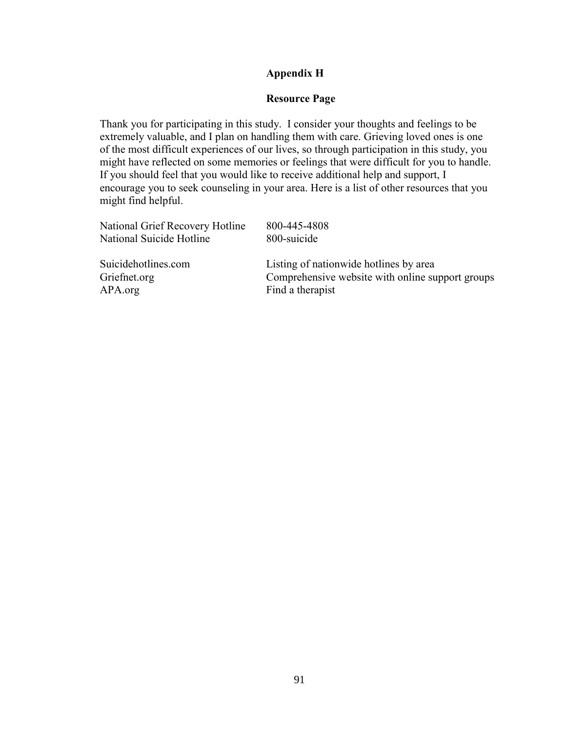# Appendix H

## Resource Page

Thank you for participating in this study. I consider your thoughts and feelings to be extremely valuable, and I plan on handling them with care. Grieving loved ones is one of the most difficult experiences of our lives, so through participation in this study, you might have reflected on some memories or feelings that were difficult for you to handle. If you should feel that you would like to receive additional help and support, I encourage you to seek counseling in your area. Here is a list of other resources that you might find helpful.

| | |
|---|---|
| National Grief Recovery Hotline | 800-445-4808 |
| National Suicide Hotline | 800-suicide |
| | |
| Suicidehotlines.com | Listing of nationwide hotlines by area |
| Griefnet.org | Comprehensive website with online support groups |
| APA.org | Find a therapist |